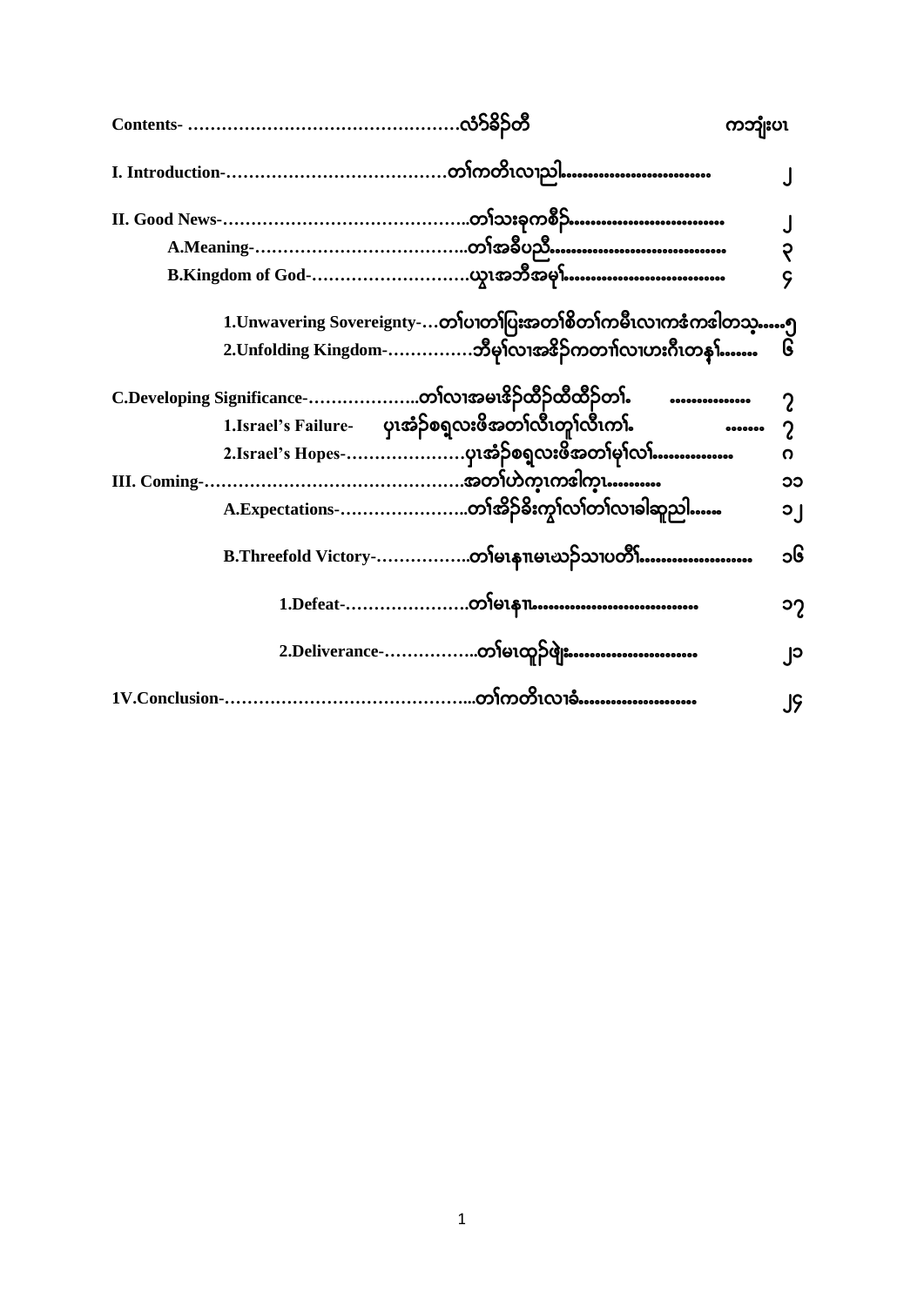**Contents- ………………………………………….လံာ်ခိဉ်တီ** **ကဘျုံးပၤ**

**I. Introduction-…………………………………တၢ်ကတိၤလၢညါ..............................** **၂**

**II. Good News-……………………………………..တၢ်သးခုကစီဉ်..............................** **၂**

**A.Meaning-………………………………..တၢ်အခီပညီ...................................** **၃**

**B.Kingdom of God-………………………ယွၤအဘီအမု်................................** **၄**

**1.Unwavering Sovereignty-…တၢ်ပၢတၢ်ပြးအတၢ်စိတၢ်ကမီၤလၢကဒံကဒါတသ့.....** **၅**

**2.Unfolding Kingdom-……………ဘီမု်လၢအဒိဉ်ကတၢၢ်လၢဟးဂီၤတနၢ်........** **၆**

**C.Developing Significance-………………..တၢ်လၢအမၤဒိဉ်ထီဉ်ထီထီဉ်တၢ်. ................** **၇**

**1.Israel's Failure- ပှၤအံဉ်စရ့လးဖိအတၢ်လီၤတူၢ်လီၤကၢ်. .......** **၇**

**2.Israel's Hopes-…………………ပှၤအံဉ်စရ့လးဖိအတၢ်မု်လၢ်...............** **၈**

**III. Coming-………………………………………အတၢ်ဟဲက့ၤကဒါက့ၤ..........** **၁၁**

**A.Expectations-…………………..တၢ်အိဉ်ခိးကွၢ်လၢ်တၢ်လၢခါဆူညါ......** **၁၂**

**B.Threefold Victory-…………….တၢ်မၤနၢၤမၤသၣ်သၢပတီၢ်.....................** **၁၆**

**1.Defeat-…………………တၢ်မၤနၢၤ.................................** **၁၇**

**2.Deliverance-……………..တၢ်မၤထူဉ်ဖျဲး.........................** **၂၁**

**1V.Conclusion-……………………………………...တၢ်ကတိၤလၢခံ.......................** **၂၄**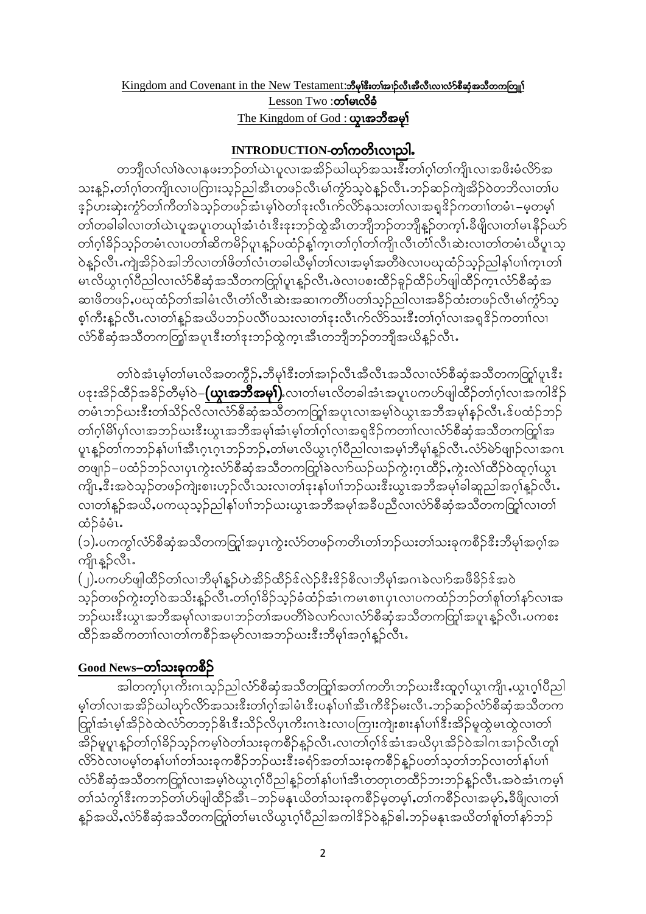Kingdom and Covenant in the New Testament:ဘီမုၢ်ဒီးတၢ်အၢဉ်လီၤအီလီၤလၢလံာ်စီဆှံအသီတကတြူၢ်

Lesson Two :**တၢ်မၤလိခံ**

The Kingdom of God : **ယွၤအဘီအမုၢ်**

## INTRODUCTION-တၢ်ကတိၤလၢညါ.

တဘျီလၢ်လၢ်ဖဲလၢနဖးဘဉ်တၢ်ယဲၤပူလၢအအိဉ်ယါယုာ်အသးဒီးတၢ်ဂ့ၢ်တၢ်ကျိၤလၢအဖိးမံလိာ်အသးနှဉ်,တၢ်ဂ့ၢ်တကျိၤလၢပကြၢးသ့ဉ်ညါအီၤတဖဉ်လီၤမၢ်ကွံာ်သ့ဝဲနှဉ်လီၤ.ဘဉ်ဆဉ်ကျဲအိဉ်ဝဲတဘိလၢတၢ်ပဒ့ဉ်ဟးဆုံးကွံာ်တၢ်ကီတၢ်ခဲသ့ဉ်တဖဉ်အံၤမ့ၢ်ဝဲတၢ်ဒုးလီၤက်လိာ်နသးတၢ်လၢအရှၢ်ဒိဉ်ကတၢၢ်တမံၤ–မ့တမ့ၢ်တၢ်တခါခါလၢတၢ်ယဲၤပူအပူၤတယုၢ်အံၤဝံၤဒီးဒုးဘဉ်ထွဲအီၤတဘျီဘဉ်တဘျီနှဉ်တက့ၢ်.ခီဖျိလၢတၢ်မၤနီဉ်ယာ်တၢ်ဂ့ၢ်ခိဉ်သ့ဉ်တမံၤလၢပတၢ်ဆိကမိဉ်ပူၤနှဉ်ပထံဉ်နှၢ်က့ၤတၢ်ဂ့ၢ်တၢ်ကျိၤလီၤတံၢ်လီၤဆဲးလၢတၢ်တမံၤယီပူၤသ့ဝဲနှဉ်လီၤ.ကျဲအိဉ်ဝဲအါဘိလၢတၢ်ဖိတၢ်လံၤတခါယီမ့ၢ်တၢ်လၢအမုၢ်အတိၢ်ဖဲလၢပယုထံဉ်သ့ဉ်ညါနၢ်ပၢၢ်က့ၤတၢ်မၤလိယွၤဂ့ၢ်ပီညါလၢလံာ်စီဆှံအသီတကတြူၢ်ပူၤနှဉ်လီၤ.ဖဲလၢပစးထီဉ်ခူဉ်ထီဉ်ဟ်ဖျါထီဉ်က့ၤလံာ်စီဆှံအဆၢဖိတဖဉ်,ပယုထံဉ်တၢ်အါမံၤလီၤတံၢ်လီၤဆဲးအဆၢကတိၢ်ပတၢ်သ့ဉ်ညါလၢအခီဉ်ထံးတဖဉ်လီၤမၢ်ကွံာ်သ့စ့ၢ်ကီးနှဉ်လီၤ.လၢတၢ်နှဉ်အယိပဘဉ်ပလိၢ်ပသးလၢတၢ်ဒုးလီၤက်လိာ်သးဒီးတၢ်ဂ့ၢ်လၢအရှၢ်ဒိဉ်ကတၢၢ်လၢလံာ်စီဆှံအသီတကတြူၢ်အပူၤဒီးတၢ်ဒုးဘဉ်ထွဲက့ၤအီၤတဘျီဘဉ်တဘျီအယိနှဉ်လီၤ.

တၢ်ဝဲအံၤမ့ၢ်တၢ်မၤလိအတကွိဉ်,ဘီမုၢ်ဒီးတၢ်အၢဉ်လီၤအီလီၤအသီလၢလံာ်စီဆှံအသီတကတြူၢ်ပူၤဒီးပဒုးအိဉ်ထီဉ်အခိဉ်တီမ့ၢ်ဝဲ–**(ယွၤအဘီအမုၢ်)**.လၢတၢ်မၤလိတခါအံၤအပူၤပကဟ်ဖျါထီဉ်တၢ်ဂ့ၢ်လၢအကါဒိဉ်တမံၤဘဉ်ဃးဒီးတၢ်သိဉ်လိလၢလံာ်စီဆှံအသီတကတြူၢ်အပူၤလၢအမ့ၢ်ဝဲယွၤအဘီအမုၢ်နှဉ်လီၤ.ဒ်ပထံဉ်ဘဉ်တၢ်ဂ့ၢ်မိၢ်ပှၢ်လၢအဘဉ်ဃးဒီးယွၤအဘီအမုၢ်အံၤမ့ၢ်တၢ်ဂ့ၢ်လၢအရှၢ်ဒိဉ်ကတၢၢ်လၢလံာ်စီဆှံအသီတကတြူၢ်အပူၤနှဉ်တၢ်ကဘဉ်နၢ်ပၢၢ်အီၤဂ့ၤဂ့ၤဘဉ်ဘဉ်,တၢ်မၤလိယွၤဂ့ၢ်ပီညါလၢအမ့ၢ်ဘီမုၢ်နှဉ်လီၤ.လံာ်မဲာ်ဖျာဉ်လၢအဂၤတဖျာဉ်–ပထံဉ်ဘဉ်လၢပှၤကွဲးလံာ်စီဆှံအသီတကတြူၢ်ခဲလၢာ်ဃဉ်ဃဉ်ကွဲးဂ့ၤထီဉ်,ကွဲးလဲၢ်ထီဉ်ဝဲထူဉ်ဂ့ၢ်ယွၤကျိၤ,ဒီးအဝဲသ့ဉ်တဖဉ်ကျဲးစၢးဟ့ဉ်လီၤသးလၢတၢ်ဒုးနၢ်ပၢၢ်ဘဉ်ဃးဒီးယွၤအဘီအမုၢ်ခါဆူညါအဂ့ၢ်နှဉ်လီၤ.လၢတၢ်နှဉ်အယိ,ပကယုသ့ဉ်ညါနၢ်ပၢၢ်ဘဉ်ဃးယွၤအဘီအမုၢ်အခီပညီလၢလံာ်စီဆှံအသီတကတြူၢ်လၢတၢ်ထံဉ်ခံမံၤ.

(၁).ပကကွၢ်လံာ်စီဆှံအသီတကတြူၢ်အပှၤကွဲးလံာ်တဖဉ်ကတိၤတၢ်ဘဉ်ဃးတၢ်သးခုကစီဉ်ဒီးဘီမုၢ်အဂ့ၢ်အကျိၤနှဉ်လီၤ.

(၂).ပကဟ်ဖျါထီဉ်တၢ်လၢဘီမုၢ်နှဉ်ဟဲအိဉ်ထီဉ်ဒ်လဲဉ်ဒီးဒိဉ်စိလၢဘီမုၢ်အဂၤခဲလၢာ်အဖီခိဉ်ဒ်အဝဲသ့ဉ်တဖဉ်ကွဲးတ့ၢ်ဝဲအသိးနှဉ်လီၤ.တၢ်ဂ့ၢ်ခိဉ်သ့ဉ်ခံထံဉ်အံၤကမၤစၢၤပှၤလၢပကထံဉ်ဘဉ်တၢ်စူၢ်တၢ်နာ်လၢအဘဉ်ဃးဒီးယွၤအဘီအမုၢ်လၢအပၢဘဉ်တၢ်အပတိၢ်ခဲလၢာ်လၢလံာ်စီဆှံအသီတကတြူၢ်အပူၤနှဉ်လီၤ.ပကစးထီဉ်အဆိကတၢၢ်လၢတၢ်ကစီဉ်အမှာ်လၢအဘဉ်ဃးဒီးဘီမုၢ်အဂ့ၢ်နှဉ်လီၤ.

## Good News–တၢ်သးခုကစီဉ်

အါတက့ၢ်ပှၤကိးဂၤသ့ဉ်ညါလံာ်စီဆှံအသီတကတြူၢ်အတၢ်ကတိၤဘဉ်ဃးဒီးထူဂ့ၢ်ယွၤကျိၤ,ယွၤဂ့ၢ်ပီညါမ့ၢ်တၢ်လၢအအိဉ်ယါယုာ်လိာ်အသးဒီးတၢ်ဂ့ၢ်အါမံၤဒီးပနၢ်ပၢၢ်အီၤကီဒိဉ်မးလီၤ.ဘဉ်ဆဉ်လံာ်စီဆှံအသီတကတြူၢ်အံၤမ့ၢ်အိဉ်ဝဲထဲလံာ်တဘ့ဉ်ဓိၤဒီးသိဉ်လိပှၤကိးဂၤဒဲးလၢပကြၢးကျဲးစၢးနၢ်ပၢၢ်ဒီးအိဉ်မူထွဲမၤထွဲလၢတၢ်အိဉ်မူပူၤနှဉ်တၢ်ဂ့ၢ်ခိဉ်သ့ဉ်ကမ့ၢ်ဝဲတၢ်သးခုကစီဉ်နှဉ်လီၤ.လၢတၢ်ဂ့ၢ်ဒ်အံၤအဃိပှၤအိဉ်ဝဲအါဂၤအၢဉ်လီၤတ့ၢ်လိာ်ဝဲလၢပမ့ၢ်တနၢ်ပၢၢ်တၢ်သးခုကစီဉ်ဘဉ်ဃးဒီးခရံာ်အတၢ်သးခုကစီဉ်နှဉ်ပတၢ်သ့တၢ်ဘဉ်လၢတၢ်နၢ်ပၢၢ်လံာ်စီဆှံအသီတကတြူၢ်လၢအမ့ၢ်ဝဲယွၤဂ့ၢ်ပီညါနှဉ်တၢ်နၢ်ပၢၢ်အီၤတတုၤတထီဉ်ဘးဘဉ်နှဉ်လီၤ.အဝဲအံၤကမ့ၢ်တၢ်သံကွၢ်ဒီးကဘဉ်တၢ်ဟ်ဖျါထီဉ်အီၤ–ဘဉ်မနုၤယိတၢ်သးခုကစီဉ်မ့တမ့ၢ်,တၢ်ကစီဉ်လၢအမှာ်,ခီဖျိလၢတၢ်နှဉ်အယိ,လံာ်စီဆှံအသီတကတြူၢ်တၢ်မၤလိယွၤဂ့ၢ်ပီညါအကါဒိဉ်ဝဲနှဉ်ဖဲ.ဘဉ်မနုၤအယိတၢ်စူၢ်တၢ်နာ်ဘဉ်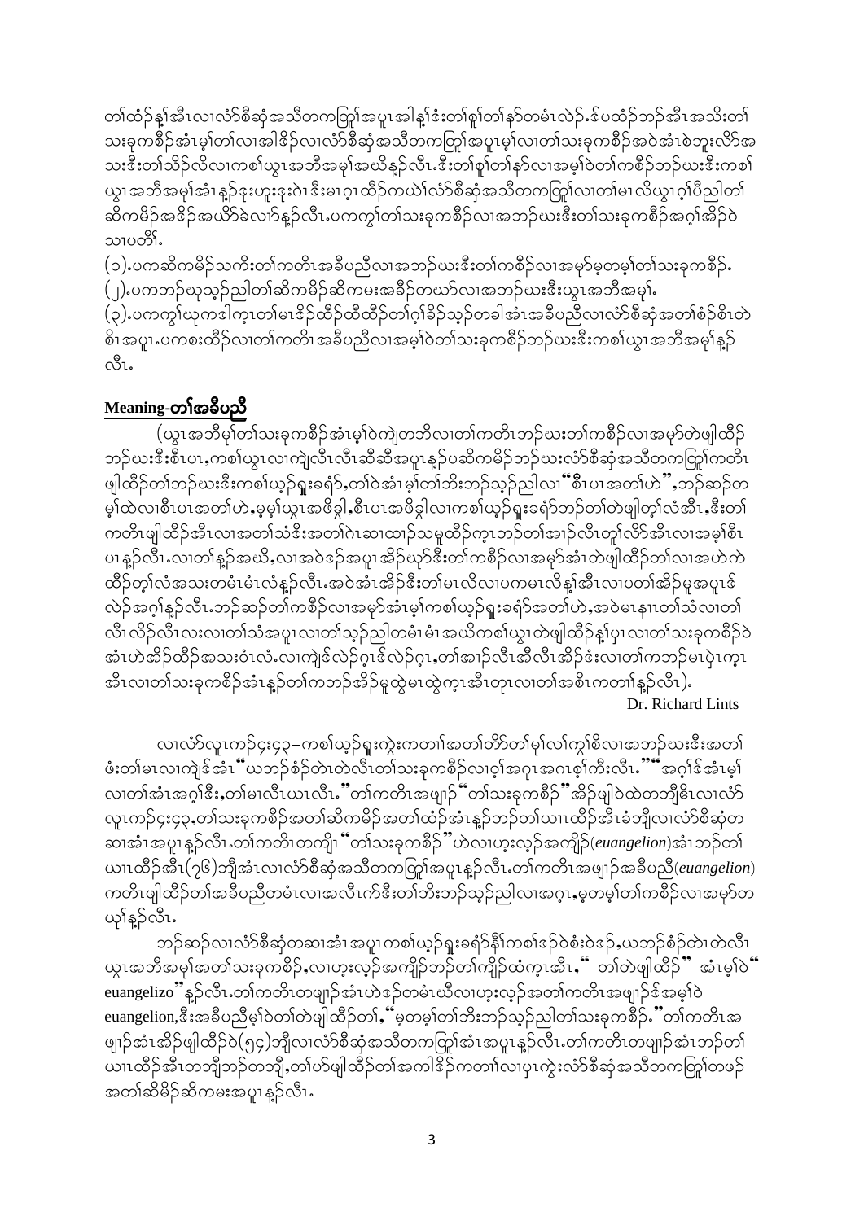တၢ်ထံၣ်နၢ်အီၤလၢလံာ်စီဆှံအသိတကတြူၢ်အပူၤအါန့ၢ်ဒံးတၢ်စူၢ်တၢ်နာ်တမံၤလဲၣ်.ဒ်ပထံၣ်ဘၣ်အီၤအသိးတၢ်သးခုကစီၣ်အံၤမ့ၢ်တၢ်လၢအါဒိၣ်လၢလံာ်စီဆှံအသိတကတြူၢ်အပူၤမ့ၢ်လၢတၢ်သးခုကစီၣ်အဝဲအံၤစဲဘူးလိာ်အသးဒီးတၢ်သိၣ်လိလၢကစၢ်ယွၤအဘီအမုၢ်အဃိန့ၣ်လီၤ.ဒီးတၢ်စူၢ်တၢ်နာ်လၢအမ့ၢ်ဝဲတၢ်ကစီၣ်ဘၣ်ဃးဒီးကစၢ်ယွၤအဘီအမုၢ်အံၤန့ၣ်ဒုးဟူးဒုးဂဲၤဒီးမၤဂ့ၤထီၣ်ကယဲၢ်လံာ်စီဆှံအသိတကတြူၢ်လၢတၢ်မၤလိယွၤဂ့ၢ်ပီညါတၢ်ဆိကမိၣ်အဒိၣ်အယိာ်ခဲလၢာ်န့ၣ်လီၤ.ပကကွၢ်တၢ်သးခုကစီၣ်လၢအဘၣ်ယးဒီးတၢ်သးခုကစီၣ်အဂ့ၢ်အိၣ်ဝဲသၢပတိၢ်.

(၁).ပကဆိကမိၣ်သကိးတၢ်ကတိၤအခီပညီလၢအဘၣ်ယးဒီးတၢ်ကစီၣ်လၢအမှာ်မ့တမ့ၢ်တၢ်သးခုကစီၣ်.

(၂).ပကဘၣ်ယုသ့ၣ်ညါတၢ်ဆိကမိၣ်ဆိကမးအခိၣ်တဃာ်လၢအဘၣ်ယးဒီးယွၤအဘီအမုၢ်.

(၃).ပကကွၢ်ယုကဒါက့ၤတၢ်မၤဒိၣ်ထီၣ်ထီထီၣ်တၢ်ဂ့ၢ်ခိၣ်သ့ၣ်တခါအံၤအခီပညီလၢလံာ်စီဆှံအတၢ်စံၣ်စိၤတဲစိၤအပူၤ.ပကစးထီၣ်လၢတၢ်ကတိၤအခီပညီလၢအမ့ၢ်ဝဲတၢ်သးခုကစီၣ်ဘၣ်ယးဒီးကစၢ်ယွၤအဘီအမုၢ်န့ၣ်လီၤ.

## **Meaning-တၢ်အခီပညီ**

(ယွၤအဘီမုၢ်တၢ်သးခုကစီၣ်အံၤမ့ၢ်ဝဲကျဲတဘိလၢတၢ်ကတိၤဘၣ်ယးတၢ်ကစီၣ်လၢအမှာ်တဲဖျါထီၣ်ဘၣ်ယးဒီးစီၤပၤ,ကစၢ်ယွၤလၢကျဲလီၤလီၤဆီဆီအပူၤန့ၣ်ပဆိကမိၣ်ဘၣ်ယးလံာ်စီဆှံအသိတကတြူၢ်ကတိၤဖျါထီၣ်တၢ်ဘၣ်ယးဒီးကစၢ်ယ့ၣ်ရှူးခရံာ်,တၢ်ဝဲအံၤမ့ၢ်တၢ်ဘိးဘၣ်သ့ၣ်ညါလၢ"စီၤပၤအတၢ်ဟဲ",ဘၣ်ဆၣ်တမ့ၢ်ထဲလၢစီၤပၤအတၢ်ဟဲ,မ့မ့ၢ်ယွၤအဖိခွါ,စီၤပၤအဖိခွါလၢကစၢ်ယ့ၣ်ရှူးခရံာ်ဘၣ်တၢ်တဲဖျါတ့ၢ်လံအီၤ,ဒီးတၢ်ကတိၤဖျါထီၣ်အီၤလၢအတၢ်သံဒီးအတၢ်ဂဲၤဆၢထၢၣ်သမူထီၣ်က့ၤဘၣ်တၢ်အၢၣ်လီၤတူၢ်လိာ်အီၤလၢအမ့ၢ်စီၤပၤန့ၣ်လီၤ.လၢတၢ်န့ၣ်အဃိ,လၢအဝဲဒၣ်အပူၤအိၣ်ယှာ်ဒီးတၢ်ကစီၣ်လၢအမှာ်အံၤတဲဖျါထီၣ်တၢ်လၢအဟဲကဲထီၣ်တ့ၢ်လံအသးတမံၤမံၤလံန့ၣ်လီၤ.အဝဲအံၤအိၣ်ဒီးတၢ်မၤလိလၢပကမၤလိန့ၢ်အီၤလၢပတၢ်အိၣ်မူအပူၤဒ်လဲၣ်အဂ့ၢ်န့ၣ်လီၤ.ဘၣ်ဆၣ်တၢ်ကစီၣ်လၢအမှာ်အံၤမ့ၢ်ကစၢ်ယ့ၣ်ရှူးခရံာ်အတၢ်ဟဲ,အဝဲမၤနၢၤတၢ်သံလၢတၢ်လီၤလိၣ်လီၤလးလၢတၢ်သံအပူၤလၢတၢ်သ့ၣ်ညါတမံၤမံၤအဃိကစၢ်ယွၤတဲဖျါထီၣ်န့ၢ်ပှၤလၢတၢ်သးခုကစီၣ်ဝဲအံၤဟဲအိၣ်ထီၣ်အသးဝံၤလံ.လၢကျဲဒ်လဲၣ်ဂ့ၤဒ်လဲၣ်ဂ့ၤ,တၢ်အၢၣ်လီၤအီလီၤအိၣ်ဒံးလၢတၢ်ကဘၣ်မၤပှဲၤက့ၤအီၤလၢတၢ်သးခုကစီၣ်အံၤန့ၣ်တၢ်ကဘၣ်အိၣ်မူထွဲမၤထွဲက့ၤအီၤတုၤလၢတၢ်အစိၤကတၢၢ်န့ၣ်လီၤ).

Dr. Richard Lints

လၢလံာ်လူၤကၣ်၄း၄၃–ကစၢ်ယ့ၣ်ရှူးကွဲးကတၢၢ်အတၢ်တိာ်တၢ်မုၢ်လၢ်ကွၢ်စိလၢအဘၣ်ယးဒီးအတၢ်ဖံးတၢ်မၤလၢကျဲဒ်အံၤ"ယဘၣ်စံၣ်တဲၤတဲၤလီၤတၢ်သးခုကစီၣ်လၢဝ့ၢ်အဂုၤအဂၤစ့ၢ်ကီးလီၤ.""အဂ့ၢ်ဒ်အံၤမ့ၢ်လၢတၢ်အံၤအဂ့ၢ်ဒီး,တၢ်မၤလီၤယၤလီၤ."တၢ်ကတိၤအဖျၢၣ်"တၢ်သးခုကစီၣ်"အိၣ်ဖျါဝဲထဲတဘျီဧိၤလၢလံာ်လူၤကၣ်၄း၄၃,တၢ်သးခုကစီၣ်အတၢ်ဆိကမိၣ်အတၢ်ထံၣ်အံၤန့ၣ်ဘၣ်တၢ်ယၢၤထီၣ်အီၤခံဘျီလၢလံာ်စီဆှံတဆၢအံၤအပူၤန့ၣ်လီၤ.တၢ်ကတိၤတကျိၤ"တၢ်သးခုကစီၣ်"ဟဲလၢဟ့းလ့ၣ်အကျိၣ်(*euangelion*)အံၤဘၣ်တၢ်ယၢၤထီၣ်အီၤ(၇၆)ဘျီအံၤလၢလံာ်စီဆှံအသိတကတြူၢ်အပူၤန့ၣ်လီၤ.တၢ်ကတိၤအဖျၢၣ်အခီပညီ(*euangelion*)ကတိၤဖျါထီၣ်တၢ်အခီပညီတမံၤလၢအလီၤက်ဒီးတၢ်ဘိးဘၣ်သ့ၣ်ညါလၢအဂ့ၤ,မ့တမ့ၢ်တၢ်ကစီၣ်လၢအမှာ်တယုၢ်န့ၣ်လီၤ.

ဘၣ်ဆၣ်လၢလံာ်စီဆှံတဆၢအံၤအပူၤကစၢ်ယ့ၣ်ရှူးခရံာ်နီၢ်ကစၢ်ဒၣ်ဝဲစံးဝဲဒၣ်,ယဘၣ်စံၣ်တဲၤတဲၤလီၤယွၤအဘီအမုၢ်အတၢ်သးခုကစီၣ်,လၢဟ့းလ့ၣ်အကျိၣ်ဘၣ်တၢ်ကျိၣ်ထံက့ၤအီၤ," တၢ်တဲဖျါထီၣ်" အံၤမ့ၢ်ဝဲ" euangelizo"န့ၣ်လီၤ.တၢ်ကတိၤတဖျၢၣ်အံၤဟဲဒၣ်တမံၤဃီလၢဟ့းလ့ၣ်အတၢ်ကတိၤအဖျၢၣ်ဒ်အမ့ၢ်ဝဲ euangelion,ဒီးအခီပညီမ့ၢ်ဝဲတၢ်တဲဖျါထီၣ်တၢ်,"မ့တမ့ၢ်တၢ်ဘိးဘၣ်သ့ၣ်ညါတၢ်သးခုကစီၣ်."တၢ်ကတိၤအဖျၢၣ်အံၤအိၣ်ဖျါထီၣ်ဝဲ(၅၄)ဘျီလၢလံာ်စီဆှံအသိတကတြူၢ်အံၤအပူၤန့ၣ်လီၤ.တၢ်ကတိၤတဖျၢၣ်အံၤဘၣ်တၢ်ယၢၤထီၣ်အီၤတဘျီဘၣ်တဘျီ,တၢ်ဟ်ဖျါထီၣ်တၢ်အကါဒိၣ်ကတၢၢ်လၢပှၤကွဲးလံာ်စီဆှံအသိတကတြူၢ်တဖၣ်အတၢ်ဆိမိၣ်ဆိကမးအပူၤန့ၣ်လီၤ.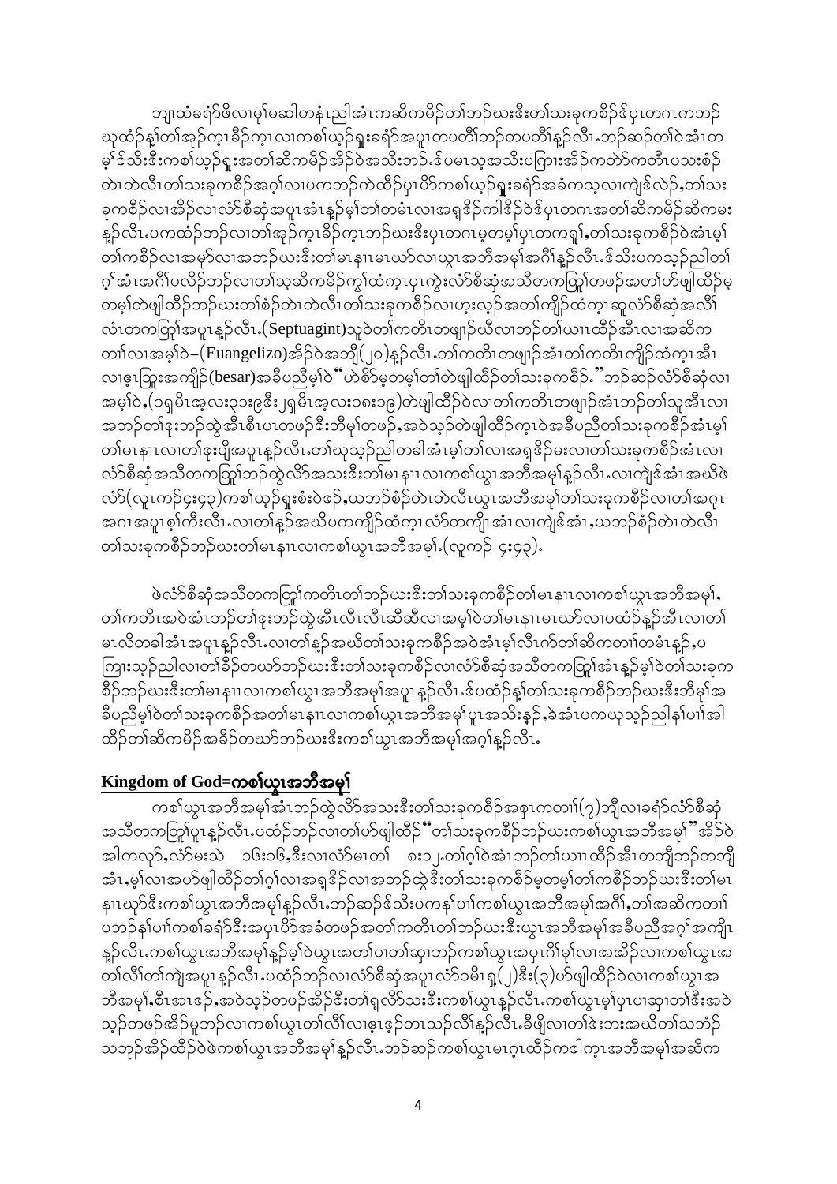ဘျုၢထံခရံာ်ဖိလၢမ့ၢ်မဆါတနံၤညါအံၤကဆိကမိဉ်တၢ်ဘဉ်ယးဒီးတၢ်သးခုကစီဉ်ဒ်ပှၤတဂၤကဘဉ် ယုထံဉ်နှၢ်တၢ်အုဉ်ကူၤခိဉ်ကူၤလၢကစၢ်ယ့ဉ်ရှူးခရံာ်အပူၤတပတီၢ်ဘဉ်တပတီၢ်နူဉ်လီၤ.ဘဉ်ဆဉ်တၢ်ဝဲအံၤတ မ့ၢ်ဒ်သိးဒီးကစၢ်ယ့ဉ်ရှူးအတၢ်ဆိကမိဉ်အိဉ်ဝဲအသိးဘဉ်.ဒ်ပမၤသ့အသိးပကြၢးအိဉ်ကတဲာ်ကတီၤပသးစံဉ် တဲၤတဲလီၤတၢ်သးခုကစီဉ်အဂ့ၢ်လၢပကဘဉ်ကဲထိဉ်ပှၤပိာ်ကစၢ်ယ့ဉ်ရှူးခရံာ်အခံကသ့လၢကျဲဒ်လဲဉ်,တၢ်သး ခုကစီဉ်လၢအိဉ်လၢလံာ်စီဆှံအပူၤအံၤန့ဉ်မ့ၢ်တၢ်တမံၤလၢအရှဒိဉ်ကါဒိဉ်ဝဲဒ်ပှၤတဂၤအတၢ်ဆိကမိဉ်ဆိကမး နူဉ်လီၤ.ပကထံဉ်ဘဉ်လၢတၢ်အုဉ်ကူၤခိဉ်ကူၤဘဉ်ယးဒီးပှၤတဂၤမ့တမ့ၢ်ပှၤတကရူၢ်,တၢ်သးခုကစီဉ်ဝဲအံၤမ့ၢ် တၢ်ကစီဉ်လၢအမုာ်လၢအဘဉ်ယးဒီးတၢ်မၤနၢၤမၤယဲာ်လၢယွၤအဘီအမုၢ်အဂီၢ်နူဉ်လီၤ.ဒ်သိးပကသ့ဉ်ညါတၢ် ဂ့ၢ်အံၤအဂီၢ်ပလိဉ်ဘဉ်လၢတၢ်သ့ဆိကမိဉ်ကွၢ်ထံကူၤပှၤကွဲးလံာ်စီဆှံအသီတကတြူၢ်တဖဉ်အတၢ်ဟ်ဖျါထိဉ်မ့ တမ့ၢ်တဲဖျါထိဉ်ဘဉ်ယးတၢ်စံဉ်တဲၤတဲလီၤတၢ်သးခုကစီဉ်လၢဟ့းလ့ဉ်အတၢ်ကျိဉ်ထံကူၤဆူလံာ်စီဆှံအလိၢ် လံၤတကတြူၢ်အပူၤနူဉ်လီၤ.(Septuagint)သူဝဲတၢ်ကတိၤတဖျာဉ်ယိလၢဘဉ်တၢ်ယၢၤထိဉ်အီၤလၢအဆိက တၢ်လၢအမ့ၢ်ဝဲ–(Euangelizo)အိဉ်ဝဲအဘျီ(၂၀)နူဉ်လီၤ.တၢ်ကတိၤတဖျာဉ်အံၤတၢ်ကတိၤကျိဉ်ထံကူၤအီၤ လၢဟ့ၤဘြူးအကျိဉ်(besar)အခီပညီမ့ၢ်ဝဲ"ဟဲစိာ်မ့တမ့ၢ်တၢ်တဲဖျါထိဉ်တၢ်သးခုကစီဉ်."ဘဉ်ဆဉ်လံာ်စီဆှံလၢ အမ့ၢ်ဝဲ,(၁ရှမိၤအ့လးဥ၁း၉ဒီး၂ရှမိၤအ့လးဝ၈း၁၉)တဲဖျါထိဉ်ဝဲလၢတၢ်ကတိၤတဖျာဉ်အံၤဘဉ်တၢ်သူအီၤလၢ အဘဉ်တၢ်ဒုးဘဉ်ထွဲအီၤစီၤပၤတဖဉ်ဒီးဘီမုၢ်တဖဉ်,အဝဲသ့ဉ်တဲဖျါထိဉ်ကူၤဝဲအခီပညီတၢ်သးခုကစီဉ်အံၤမ့ၢ် တၢ်မၤနၢၤလၢတၢ်ဒုးပျီအပူၤနူဉ်လီၤ.တၢ်ယုသ့ဉ်ညါတခါအံၤမ့ၢ်တၢ်လၢအရှဒိဉ်မးလၢတၢ်သးခုကစီဉ်အံၤလၢ လံာ်စီဆှံအသီတကတြူၢ်ဘဉ်ထွဲလိာ်အသးဒီးတၢ်မၤနၢၤလၢကစၢ်ယွၤအဘီအမုၢ်နူဉ်လီၤ.လၢကျဲဒ်အံၤအယိဖဲ လံာ်(လူၤကဉ်၄း၄၃)ကစၢ်ယ့ဉ်ရှူးစံးဝဲဒ်,ယဘဉ်စံဉ်တဲၤတဲလီၤယွၤအဘီအမုၢ်တၢ်သးခုကစီဉ်လၢတၢ်အဂၤ အဂၤအပူၤစ့ၢ်ကီးလီၤ.လၢတၢ်နူဉ်အယိပကကျိဉ်ထံကူၤလံာ်တကျိၤအံၤလၢကျဲဒ်အံၤ,ယဘဉ်စံဉ်တဲၤတဲလီၤ တၢ်သးခုကစီဉ်ဘဉ်ယးတၢ်မၤနၢၤလၢကစၢ်ယွၤအဘီအမုၢ်.(လူၤကဉ် ၄း၄၃).

ဖဲလံာ်စီဆှံအသီတကတြူၢ်ကတိၤတၢ်ဘဉ်ယးဒီးတၢ်သးခုကစီဉ်တၢ်မၤနၢၤလၢကစၢ်ယွၤအဘီအမုၢ်, တၢ်ကတိၤအဝဲအံၤဘဉ်တၢ်ဒုးဘဉ်ထွဲအီၤလီၤလီၤဆီဆီလၢအမ့ၢ်ဝဲတၢ်မၤနၢၤမၤယဲာ်လၢပထံဉ်နူဉ်အီၤလၢတၢ် မၤလိတခါအံၤအပူၤနူဉ်လီၤ.လၢတၢ်နူဉ်အယိတၢ်သးခုကစီဉ်အဝဲအံၤမ့ၢ်လီၤက်တၢ်ဆိကတၢၢ်တမံၤနူဉ်,ပ ကြၢးသ့ဉ်ညါလၢတၢ်ခိဉ်တဃာ်ဘဉ်ယးဒီးတၢ်သးခုကစီဉ်လၢလံာ်စီဆှံအသီတကတြူၢ်အံၤနူဉ်မ့ၢ်ဝဲတၢ်သးခုက စီဉ်ဘဉ်ယးဒီးတၢ်မၤနၢၤလၢကစၢ်ယွၤအဘီအမုၢ်အပူၤနူဉ်လီၤ.ဒ်ပထံဉ်နှၢ်တၢ်သးခုကစီဉ်ဘဉ်ယးဒီးဘီမုၢ်အ ခီပညီမ့ၢ်ဝဲတၢ်သးခုကစီဉ်အတၢ်မၤနၢၤလၢကစၢ်ယွၤအဘီအမုၢ်ပူၤအသိးနူဉ်,ခဲအံၤပကယုသ့ဉ်ညါနၢ်ပၢၢ်အါ ထိဉ်တၢ်ဆိကမိဉ်အခိဉ်တဃာ်ဘဉ်ယးဒီးကစၢ်ယွၤအဘီအမုၢ်အဂ့ၢ်နူဉ်လီၤ.

## Kingdom of God=ကစၢ်ယွၤအဘီအမုၢ်

ကစၢ်ယွၤအဘီအမုၢ်အံၤဘဉ်ထွဲလိာ်အသးဒီးတၢ်သးခုကစီဉ်အစှၤကတၢၢ်(၇)ဘျီလၢခရံာ်လံာ်စီဆှံ အသီတကတြူၢ်ပူၤနူဉ်လီၤ.ပထံဉ်ဘဉ်လၢတၢ်ဟ်ဖျါထိဉ်"တၢ်သးခုကစီဉ်ဘဉ်ယးကစၢ်ယွၤအဘီအမုၢ်"အိဉ်ဝဲ အါကလုာ်,လံာ်မးသဲ ၁၆း၁၆,ဒီးလၢလံာ်မၢတၢ် ၈း၁၂.တၢ်ဂ့ၢ်ဝဲအံၤဘဉ်တၢ်ယၢၤထိဉ်အီၤတဘျီဘဉ်တဘျီ အံၤ,မ့ၢ်လၢအဟ်ဖျါထိဉ်တၢ်ဂ့ၢ်လၢအရှဒိဉ်လၢအဘဉ်ထွဲဒီးတၢ်သးခုကစီဉ်မ့တမ့ၢ်တၢ်ကစီဉ်ဘဉ်ယးဒီးတၢ်မၤ နၢၤယှာ်ဒီးကစၢ်ယွၤအဘီအမုၢ်နူဉ်လီၤ.ဘဉ်ဆဉ်ဒ်သိးပကနၢ်ပၢၢ်ကစၢ်ယွၤအဘီအမုၢ်အဂီၢ်,တၢ်အဆိကတၢၢ် ပဘဉ်နၢ်ပၢၢ်ကစၢ်ခရံာ်ဒီးအပှၤပိာ်အခံတဖဉ်အတၢ်ကတိၤတၢ်ဘဉ်ယးဒီးယွၤအဘီအမုၢ်အခီပညီအဂ့ၢ်အကျိၤ နူဉ်လီၤ.ကစၢ်ယွၤအဘီအမုၢ်နူဉ်မ့ၢ်ဝဲယွၤအတၢ်ပၢတၢ်ဆှၢဘဉ်ကစၢ်ယွၤအပှၤဂီၢ်မုၢ်လၢအအိဉ်လၢကစၢ်ယွၤအ တၢ်လီၢ်တၢ်ကျဲအပူၤနူဉ်လီၤ.ပထံဉ်ဘဉ်လၢလံာ်စီဆှံအပူၤလံာ်၁မိၤရှ(၂)ဒီး(၃)ဟ်ဖျါထိဉ်ဝဲလၢကစၢ်ယွၤအ ဘီအမုၢ်,စီၤအၤဒၣ်,အဝဲသ့ဉ်တဖဉ်အိဉ်ဒီးတၢ်ရှလိာ်သးဒီးကစၢ်ယွၤနူဉ်လီၤ.ကစၢ်ယွၤမ့ၢ်ပှၤပၢဆှၢတၢ်ဒီးအဝဲ သ့ဉ်တဖဉ်အိဉ်မူဘဉ်လၢကစၢ်ယွၤတၢ်လီၢ်လၢဖ့ၤဒ့ဉ်တၤသဉ်လိၢ်နူဉ်လီၤ.ခီဖျိလၢတၢ်ဒဲးဘးအယိတၢ်သဘံဉ် သဘုဉ်အိဉ်ထိဉ်ဝဲဖဲကစၢ်ယွၤအဘီအမုၢ်နူဉ်လီၤ.ဘဉ်ဆဉ်ကစၢ်ယွၤမၤဂ့ၤထိဉ်ကဒါကူၤအဘီအမုၢ်အဆိက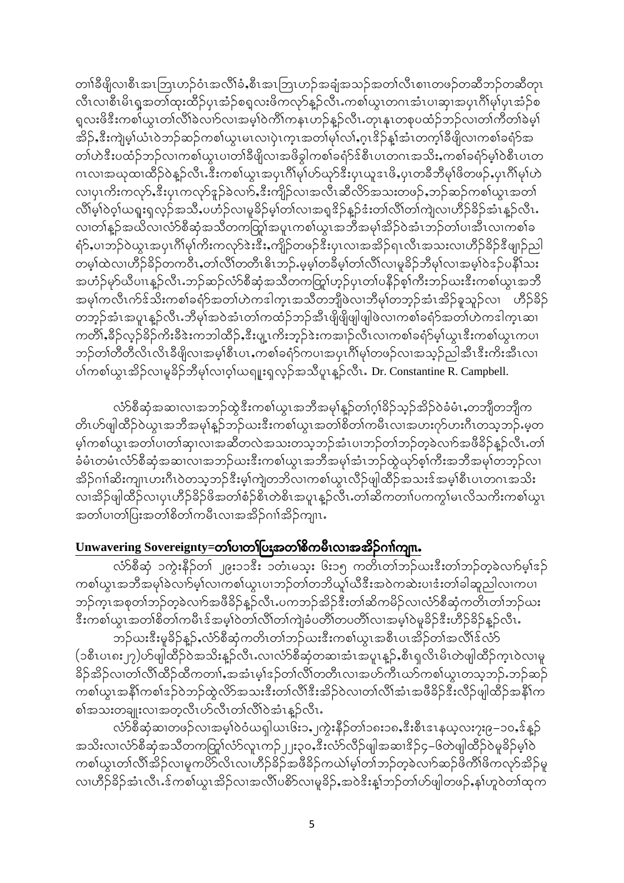တၢ်ခီဖျိလၢစီၤအၤဘြၤဟဉ်ဝံၤအလိၢ်ခံ,စီၤအၤဘြၤဟဉ်အချံအသဉ်အတၢ်လီၤစၢၤတဖဉ်တဆီဘဉ်တဆီတုၤလီၤလၢစီၤမိၤရှၤအတၢ်ထုးထီဉ်ပှၤအံဉ်စရ့လးဖိကလုာ်နူဉ်လီၤ.ကစၢ်ယွၤတၢၤအံၤပၢဆှၢအပှၤဂီၢ်မုၢ်ပှၤအံဉ်စရ့လးဖိဒီးကစၢ်ယွၤတၢ်လိၢ်ခဲလၢာ်လၢအမ့ၢ်ဝဲကိၢ်ကနၤဟဉ်နူဉ်လီၤ.တုၤနုၤတစုပထံဉ်ဘဉ်လၢတၢ်ကိတၢ်ခဲမ့ၢ်အိဉ်,ဒီးကျဲမ့ၢ်ယံၤဝဲဘဉ်ဆဉ်ကစၢ်ယွၤမၤလၢပှဲၤကူၤအတၢ်မုၢ်လၢ်,ဂ့ၤဒိဉ်နှုံအံၤတက့ၢ်ခီဖျိလၢကစၢ်ခရံာ်အတၢ်ဟဲဒီးပထံဉ်ဘဉ်လၢကစၢ်ယွၤပၢတၢ်ခီဖျိလၢအဖိခွါကစၢ်ခရံာ်ဒ်စီၤပၤတၢၤဂၤအသိး,ကစၢ်ခရံာ်မ့ၢ်ဝဲစီၤပၤတဂၤလၢအယုထၢထီဉ်ဝဲနူဉ်လီၤ.ဒီးကစၢ်ယွၤအပှၤဂီၢ်မုၢ်ဟ်ယှာ်ဒီးပှၤယူဒၤဖိ,ပှၤတခ်ီဘီမုၢ်ဖိတဖဉ်,ပှၤဂီၢ်မုၢ်ဟဲလၢပှၤကိးကလုာ်,ဒီးပှၤကလုာ်ဒုဉ်ခဲလၢာ်,ဒီးကျိဉ်လၢအလီၤဆီလိာ်အသးတဖဉ်,ဘဉ်ဆဉ်ကစၢ်ယွၤအတၢ်လိၢ်မ့ၢ်ဝဲဝ့ၢ်ယရူးရှလ့ဉ်အသိ,ပဟံဉ်လၢမူခိဉ်မ့ၢ်တၢ်လၢအရှဒိဉ်နူဉ်ဖံးတၢ်လိၢ်တၢ်ကျဲလၢဟီဉ်ခိဉ်အံၤနူဉ်လီၤ.လၢတၢ်နူဉ်အဃိလၢလံာ်စီဆုံအသိတကတြူၢ်အပူၤကစၢ်ယွၤအဘီအမုၢ်အိဉ်ဝဲအံၤဘဉ်တၢ်ပၢအီၤလၢကစၢ်ခရံာ်,ပၢဘဉ်ဝဲယွၤအပှၤဂီၢ်မုၢ်ကိးကလုာ်ဒဲးဒီး,ကျိဉ်တဖဉ်ဒီးပှၤလၢအအိဉ်ရၤလီၤအသးလၢဟီဉ်ခိဉ်ဇီဖျာဉ်ညါတမ့ၢ်ထဲလၢဟီဉ်ခိဉ်တကတီၤ,တၢ်လိၢ်တတီၤဇိၤဘဉ်.မ့မ့ၢ်တခ်ီမုၢ်တၢ်လိၢ်လၢမူခိဉ်ဘီမုၢ်လၢအမ့ၢ်ဝဲဒ့ဉ်ပနီၢ်သးအဟံဉ်မုာ်ဃီပၢၤနူဉ်လီၤ.ဘဉ်ဆဉ်လံာ်စီဆုံအသိတကတြူၢ်ဟ့ဉ်ပှၤတၢ်ပနိဉ်စ့ၢ်ကီးဘဉ်ဃးဒီးကစၢ်ယွၤအဘီအမုၢ်ကလီၤက်ဒ်သိးကစၢ်ခရံာ်အတၢ်ဟဲကဒါက့ၤအသိတဘျီဖဲလၢဘီမုၢ်တဘ့ဉ်အံၤအိဉ်ခူသူဉ်လၢ ဟီဉ်ခိဉ်တဘ့ဉ်အံၤအပူၤနူဉ်လီၤ.ဘီမုၢ်အဝဲအံၤတၢ်ကထံဉ်ဘဉ်အီၤဖျိဖျိဖျါဖျါဖဲလၢကစၢ်ခရံာ်အတၢ်ဟဲကဒါက့ၤဆၢကတီၢ်,ခီဉ်လ့ဉ်ခိဉ်ကိးခီဒဲးကဘါထိဉ်,ဒီးပျ့ၤကိးဘ့ဉ်ဒဲးကအၢဉ်လီၤလၢကစၢ်ခရံာ်မ့ၢ်ယွၤဒီးကစၢ်ယွၤကပၢဘဉ်တၢ်တီတီလိၤလိၤခီဖျိလၢအမ့ၢ်စီၤပၤ,ကစၢ်ခရံာ်ကပၢအပှၤဂီၢ်မုၢ်တဖဉ်လၢအသ့ဉ်ညါအီၤဒီးကိးအီၤလၢပၢ်ကစၢ်ယွၤအိဉ်လၢမူခိဉ်ဘီမုၢ်လၢဝ့ၢ်ယရူးရှလ့ဉ်အသိပူၤနူဉ်လီၤ. Dr. Constantine R. Campbell.

လံာ်စီဆုံအဆၢလၢအဘဉ်ထွဲဒီးကစၢ်ယွၤအဘီအမုၢ်နူဉ်တၢ်ဂ့ၢ်ခိဉ်သ့ဉ်အိဉ်ဝဲခံမံၤ,တဘျီတဘျီကတိၤဟ်ဖျါထီဉ်ဝဲယွၤအဘီအမုၢ်နူဉ်ဘဉ်ဃးဒီးကစၢ်ယွၤအတၢ်စိတၢ်ကမီၤလၢအဟးဂုာ်ဟးဂီၤတသ့ဘဉ်.မ့တမ့ၢ်ကစၢ်ယွၤအတၢ်ပၢတၢ်ဆှၢလၢအဆီတလဲအသးတသ့ဘဉ်အံၤပၢဘဉ်တၢ်ဘဉ်တ့ခဲလၢာ်အဖီခိဉ်နူဉ်လီၤ.တၢ်ခံမံၤတမံၤလံာ်စီဆုံအဆၢလၢအဘဉ်ဃးဒီးကစၢ်ယွၤအဘီအမုၢ်အံၤဘဉ်ထွဲယှာ်စ့ၢ်ကီးအဘီအမုၢ်တဘ့ဉ်လၢအိဉ်ဂၢ်ဆိးကျၢၤဟးဂီၤဝဲတသ့ဘဉ်ဒီးမ့ၢ်ကျဲတဘိလၢကစၢ်ယွၤလိဉ်ဖျါထီဉ်အသးဒ်အမ့ၢ်စီၤပၤတၢၤအသိးလၢအိဉ်ဖျါထီဉ်လၢပှၤဟီဉ်ခိဉ်ဖိအတၢ်စံဉ်စိၤတဲစိၤအပူၤနူဉ်လီၤ.တၢ်ဆိကတၢၢ်ပကကွၢ်မၤလိသကိးကစၢ်ယွၤအတၢ်ပၢတၢ်ပြးအတၢ်စိတၢ်ကမီၤလၢအအိဉ်ဂၢၢ်အိဉ်ကျၢၤ.

## Unwavering Sovereignty=တၢ်ပၢတၢ်ပြးအတၢ်စိကမီၤလၢအအိဉ်ဂၢၢ်ကျၢၤ.

လံာ်စီဆုံ ၁ကွဲးနီဉ်တၢ် ၂၉း၁၁ဒီး ၁တံၤမသ့း ၆း၁၅ ကတိၤတၢ်ဘဉ်ဃးဒီးတၢ်ဘဉ်တ့ခဲလၢာ်မ့ၢ်ဒ်ကစၢ်ယွၤအဘီအမုၢ်ခဲလၢာ်မ့ၢ်လၢကစၢ်ယွၤပၢဘဉ်တၢ်တဘိယူၢ်ဃီဒီးအဝဲကဆဲးပၢဒံးတၢ်ခါဆူညါလၢကပၢဘဉ်ကူၤအစုတၢ်ဘဉ်တ့ခဲလၢာ်အဖီခိဉ်နူဉ်လီၤ.ပကဘဉ်အိဉ်ဒီးတၢ်ဆိကမိဉ်လၢလံာ်စီဆုံကတိၤတၢ်ဘဉ်ဃးဒီးကစၢ်ယွၤအတၢ်စိတၢ်ကမီၤဒ်အမ့ၢ်ဝဲတၢ်လိၢ်တၢ်ကျဲခံပတိၢ်တပတိၢ်လၢအမ့ၢ်ဝဲမူခိဉ်ဒီးဟီဉ်ခိဉ်နူဉ်လီၤ.

ဘဉ်ဃးဒီးမူခိဉ်နူဉ်,လံာ်စီဆုံကတိၤတၢ်ဘဉ်ဃးဒီးကစၢ်ယွၤအစီၤပၤအိဉ်တၢ်အလိၢ်ဒ်လံာ်(ၥစီၤပၤ၈း၂၇)ဟ်ဖျါထီဉ်ဝဲအသိးနူဉ်လီၤ.လၢလံာ်စီဆုံတဆၢအံၤအပူၤနူဉ်,စီၤရှလိၤမိၤတဲဖျါထီဉ်က့ၤဝဲလၢမူခိဉ်အိဉ်လၢတၢ်လိၢ်ထိဉ်ထိကတၢၢ်,အဖံၤမ့ၢ်ဒ်ဉ်တၢ်လိၢ်တတိၤလၢအဟ်ကီၤဃာ်ကစၢ်ယွၤတသ့ဘဉ်.ဘဉ်ဆဉ်ကစၢ်ယွၤအနီၢ်ကစၢ်ဒ်ဉ်ဝဲဘဉ်ထွဲလိာ်အသးဒီးတၢ်လိၢ်ဒီးအိဉ်ဝဲလၢတၢ်လိၢ်အံၤအဖီခိဉ်ဒီးလိဉ်ဖျါထီဉ်အနီၢ်ကစၢ်အသးတချုးလၢအတ့လီၤဟ်လီၤတၢ်လိၢ်ဝဲအံၤနူဉ်လီၤ.

လံာ်စီဆုံဆၢတဖဉ်လၢအမ့ၢ်ဝဲဝံယရှၤယၤ၆း၁,၂ကွဲးနီဉ်တၢ်၁၈း၁၈,ဒီးစီၤဒၤနယ့လး၇း၉–၁၀,ဒ်နူဉ်အသိးလၢလံာ်စီဆုံအသိတကတြူၢ်လံာ်လူၤကဉ်၂၂း၃၀,ဒီးလံာ်လိဉ်ဖျါအဆၢဒ်ဉ်၄–၆တဲဖျါထီဉ်ဝဲမူခိဉ်မ့ၢ်ဝဲကစၢ်ယွၤတၢ်လိၢ်အိဉ်လၢမူကပိာ်လိၤလၢလၢဟီဉ်ခိဉ်အဖီခိဉ်ကယဲၢ်မ့ၢ်တၢ်ဘဉ်တ့ခဲလၢာ်ဆဉ်ဖိကိၢ်ဖိကလုာ်အိဉ်မူလၢဟီဉ်ခိဉ်အံၤလီၤ.ဒ်ကစၢ်ယွၤအိဉ်လၢအလိၢ်ပစိာ်လၢမူခိဉ်,အဝဲဒိးနှၤ်ဘဉ်တၢ်ဟ်ဖျါတဖဉ်,နၢ်ဟူဝဲတၢ်ထုက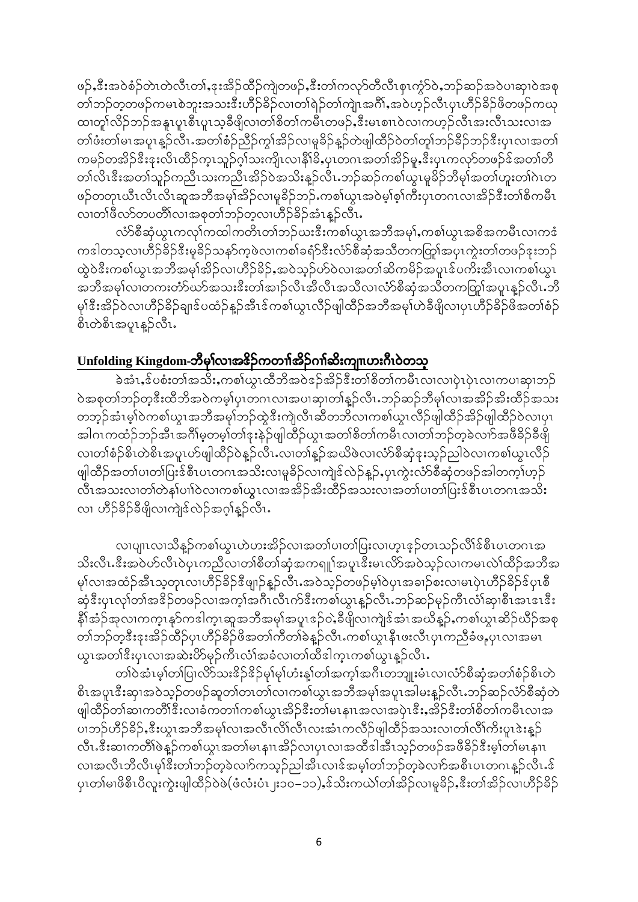ဖဉ်,ဒီးအဝဲစံဉ်တဲၤတဲလီၤတၢ်,ဒုးအိဉ်ထီဉ်ကျဲတဖဉ်,ဒီးတၢ်ကလုာ်တီလီၤစ့ၤကွံာ်ဝဲ,ဘဉ်ဆဉ်အဝဲပၢဆှၢဝဲအစုတၢ်ဘဉ်တ့တဖဉ်ကမၤစဲဘးအသးဒီးဟိဉ်ခိဉ်လၢတၢ်ရဲဉ်တၢ်ကျဲၤအဂီၢ်,အဝဲဟ့ဉ်လီၤပှၤဟိဉ်ခိဉ်ဖိတဖဉ်ကယုထၢတူၢ်လိဉ်ဘဉ်အနူၤပူၤစီၤပူၤသ့ခီဖျိလၢတၢ်စိတၢ်ကမီၤတဖဉ်,ဒီးမၤစၢၤဝဲလၢကဟ့ဉ်လီၤအးလီၤသးလၢအတၢ်ဖံးတၢ်မၤအပူၤန့ၣ်လီၤ.အတၢ်စံဉ်ညီဉ်ကွၢ်အိဉ်လၢမူခိဉ်န့ၣ်တဲဖျါထီဉ်ဝဲတၢ်တူၢ်ဘဉ်ခီဉ်ဘဉ်ဒီးပှၤလၢအတၢ်ကမဉ်တအိဉ်ဒီးဒုးလိၤထိဉ်ကဒုၤသူဉ်ဂ့ၢ်သးကျိၤလၢနီၢ်ခိ,ပှၤတဂၤအတၢ်အိဉ်မူ,ဒီးပှၤကလုာ်တဖဉ်ဒ်အတၢ်တီတၢ်လိၤဒီးအတၢ်သူဉ်ကညီၤသးကညီၤအိဉ်ဝဲအသိးန့ၣ်လီၤ.ဘဉ်ဆဉ်ကစၢ်ယွၤမူခိဉ်ဘီမုၢ်အတၢ်ဟူးတၢ်ဂဲၤတဖဉ်တတုၤယီၤလိၤလိၤဆူအဘီအမုၢ်အိဉ်လၢမူခိဉ်ဘဉ်.ကစၢ်ယွၤအဝဲမ့ၢ်စ့ၢ်ကီးပှၤတဂၤလၢအိဉ်ဒီးတၢ်စိကမီၤလၢတၢ်ဖိလာ်တပတိၢ်လၢအစုတၢ်ဘဉ်တ့လၢဟိဉ်ခိဉ်အံၤန့ၣ်လီၤ.

လံာ်စီဆှံယွၤကလုၢ်ကထါကတိၤတၢ်ဘဉ်ဃးဒီးကစၢ်ယွၤအဘီအမုၢ်,ကစၢ်ယွၤအစိအကမီၤလၢကဒံကဒါတသ့လၢဟိဉ်ခိဉ်ဒီးမူခိဉ်သနာ်က့ဖဲလၢကစၢ်ခရံာ်ဒီးလံာ်စီဆှံအသိတကတြူၢ်အပူၤကွဲးတၢ်တဖဉ်ဒုးဘဉ်ထွဲဝဲဒီးကစၢ်ယွၤအဘီအမုၢ်အိဉ်လၢဟိဉ်ခိဉ်,အဝဲသ့ဉ်ဟ်ဝဲလၢအတၢ်ဆိကမိဉ်အပူၤဒ်ပကိးအီၤလၢကစၢ်ယွၤအဘီအမုၢ်လၢတကးတံာ်ဃာ်အသးဒီးတၢ်အါဉ်လီၤအီၤလီၤအသိလၢလံာ်စီဆှံအသိတကတြူၢ်အပူၤန့ၣ်လီၤ.ဘီမုၢ်ဒီးအိဉ်ဝဲလၢဟိဉ်ခိဉ်ချ့ဒ်ပထံဉ်န့ၣ်အီၤဒ်ကစၢ်ယွၤလိဉ်ဖျါထီဉ်အဘီအမုၢ်ဟဲခီဖျိလၢပှၤဟိဉ်ခိဉ်ဖိအတၢ်စံဉ်စိၤတဲစိၤအပူၤန့ၣ်လီၤ.

## Unfolding Kingdom-ဘီမုၢ်လၢအဒိဉ်ကတၢၢ်အိဉ်ဂၢၢ်ဆိးကျၢၢ်ဟးဂီၤဝဲတသ့

ခဲအံၤ,ဒ်ပစံးတၢ်အသိး,ကစၢ်ယွၤထိဘိအဝဲဒဉ်အိဉ်ဒီးတၢ်စိတၢ်ကမီၤလၢလၢပုံၤပုံၤလၢကပၢဆှၢဘဉ်ဝဲအစုတၢ်ဘဉ်တ့ဒီးထိဘိအဝဲကမ့ၢ်ပှၤတဂၤလၢအပၢဆှၢတၢ်န့ၣ်လီၤ.ဘဉ်ဆဉ်ဘီမုၢ်လၢအဒိဉ်အိးထိဉ်အသးတဘ့ဉ်အံၤမ့ၢ်ဝဲကစၢ်ယွၤအဘီအမုၢ်ဘဉ်ထွဲဒီးကျဲလီၤဆီတဘိလၢကစၢ်ယွၤလိဉ်ဖျါထီဉ်အိဉ်ဖျါထီဉ်ဝဲလၢပှၤအါဂၤကထံဉ်ဘဉ်အီၤအဂီၢ်မ့တမ့ၢ်တၢ်ဒုးနဲဉ်ဖျါထီဉ်ယွၤအတၢ်စိတၢ်ကမီၤလၢတၢ်ဘဉ်တ့ခဲလၢာ်အဖီခိဉ်ခီဖျိလၢတၢ်စံဉ်စိၤတဲစိၤအပူၤဟ်ဖျါထီဉ်ဝဲန့ၣ်လီၤ.လၢတၢ်န့ၣ်အဃိဖဲလၢလံာ်စီဆှံဒုးသ့ဉ်ညါဝဲလၢကစၢ်ယွၤလိဉ်ဖျါထီဉ်အတၢ်ပၢတၢ်ပြးဒ်စီၤပၤတဂၤအသိးလၢမူခိဉ်လၢကျဲဒ်လဲဉ်န့ၣ်,ပှၤကွဲးလံာ်စီဆှံတဖဉ်အါတက့ၢ်ဟ့ဉ်လီၤအသးလၢတၢ်တဲနၢ်ပၢၢ်ဝဲလၢကစၢ်ယွၤလၢအဒိဉ်အိးထိဉ်အသးလၢအတၢ်ပၢတၢ်ပြးဒ်စီၤပၤတဂၤအသိးလၢ ဟိဉ်ခိဉ်ခီဖျိလၢကျဲဒ်လဲဉ်အဂ့ၢ်န့ၣ်လီၤ.

လၢပျၢလၢသိန့ၣ်ကစၢ်ယွၤဟဲဟးအိဉ်လၢအတၢ်ပၢတၢ်ပြးလၢဟ့ၣ်တၢသဉ်လီၢ်ဒ်စီၤပၤတဂၤအသိးလီၤ.ဒီးအဝဲဟ်လီၤဝဲပှၤကညီလၢတၢ်စိတၢ်ဆုံအကရူၢ်အပူၤဒီးမၤလိာ်အဝဲသ့ဉ်လၢကမၤလဲၢ်ထီဉ်အဘီအမုၢ်လၢအထံဉ်အီၤသ့တုၤလၢဟိဉ်ခိဉ်ဒီဖျၢဉ်န့ၣ်လီၤ.အဝဲသ့ဉ်တဖဉ်မ့ၢ်ဝဲပှၤအခၢဉ်စးလၢမၤပုံၤဟိဉ်ခိဉ်ဒ်ပှၤစီဆုံဒီးပှၤလုၢ်တၢ်အဒိဉ်တဖဉ်လၢအကဲ့အဂီၤလီၤက်ဒီးကစၢ်ယွၤန့ၣ်လီၤ.ဘဉ်ဆဉ်မုဉ်ကီၤလံၢ်ဆှၢစီၤအၤဒၤဒီးနီၢ်အံဉ်အုလၢကကဲ့နှာ်ကဒါက့ၤဆူအဘီအမုၢ်အပူၤဒဉ်ဝဲ,ခီဖျိလၢကျဲဒ်အံၤအဃိန့ၣ်,ကစၢ်ယွၤဆိဉ်ဃီဉ်အစုတၢ်ဘဉ်တ့ဒီးဒုးအိဉ်ထီဉ်ပှၤဟိဉ်ခိဉ်ဖိအတၢ်ကီတၢ်ခဲန့ၣ်လီၤ.ကစၢ်ယွၤနီၤဖးလီၤပှၤကညီခံဖု,ပှၤလၢအမၤယွၤအတၢ်ဒီးပှၤလၢအဆဲးပိာ်မုဉ်ကီၤလံၢ်အခံလၢတၢ်ထိဒါက့ၤကစၢ်ယွၤန့ၣ်လီၤ.

တၢ်ဝဲအံၤမ့ၢ်တၢ်ပြၢလိာ်သးဒိဉ်ဒိဉ်မုၢ်မုၢ်ဟံးန့ၢ်တၢ်အကဲ့အဂီၤတဘျုးမံၤလၢလံာ်စီဆှံအတၢ်စံဉ်စိၤတဲစိၤအပူၤဒီးဆှၢအဝဲသ့ဉ်တဖဉ်ဆူတၢ်တၢတၢ်လၢကစၢ်ယွၤအဘီအမုၢ်အပူၤအါမးန့ၣ်လီၤ.ဘဉ်ဆဉ်လံာ်စီဆှံတဲဖျါထီဉ်တၢ်ဆၢကတီၢ်ဒီးလၢခံကတၢၢ်ကစၢ်ယွၤအိဉ်ဒီးတၢ်မၤနၢၤအလၢအပုံၤဒီး,အိဉ်ဒီးတၢ်စိတၢ်ကမီၤလၢအပၢဘဉ်ဟိဉ်ခိဉ်,ဒီးယွၤအဘီအမုၢ်လၢအလီၤလိၢ်လီၤလးအံၤကလိဉ်ဖျါထီဉ်အသးလၢတၢ်လီၢ်ကိးပူၤဒဲးန့ၣ်လီၤ.ဒီးဆၢကတီၢ်ဖဲန့ၣ်ကစၢ်ယွၤအတၢ်မၤနၢၤအိဉ်လၢပှၤလၢအထီဒါအီၤသ့ဉ်တဖဉ်အဖီခိဉ်ဒီးမ့ၢ်တၢ်မၤနၢၤလၢအလီၤဘီလီၤမုၢ်ဒီးတၢ်ဘဉ်တ့ခဲလၢာ်ကသ့ဉ်ညါအီၤလၢဒ်အမ့ၢ်တၢ်ဘဉ်တ့ခဲလၢာ်အစီၤပၤတဂၤန့ၣ်လီၤ.ဒ်ပှၤတၢ်မၤဖိစီၤပီလူးကွဲးဖျါထီဉ်ဝဲဖဲ(ဖံလံးပံၤ ၂း၁၀–၁၁),ဒ်သိးကယဲၢ်တၢ်အိဉ်လၢမူခိဉ်,ဒီးတၢ်အိဉ်လၢဟိဉ်ခိဉ်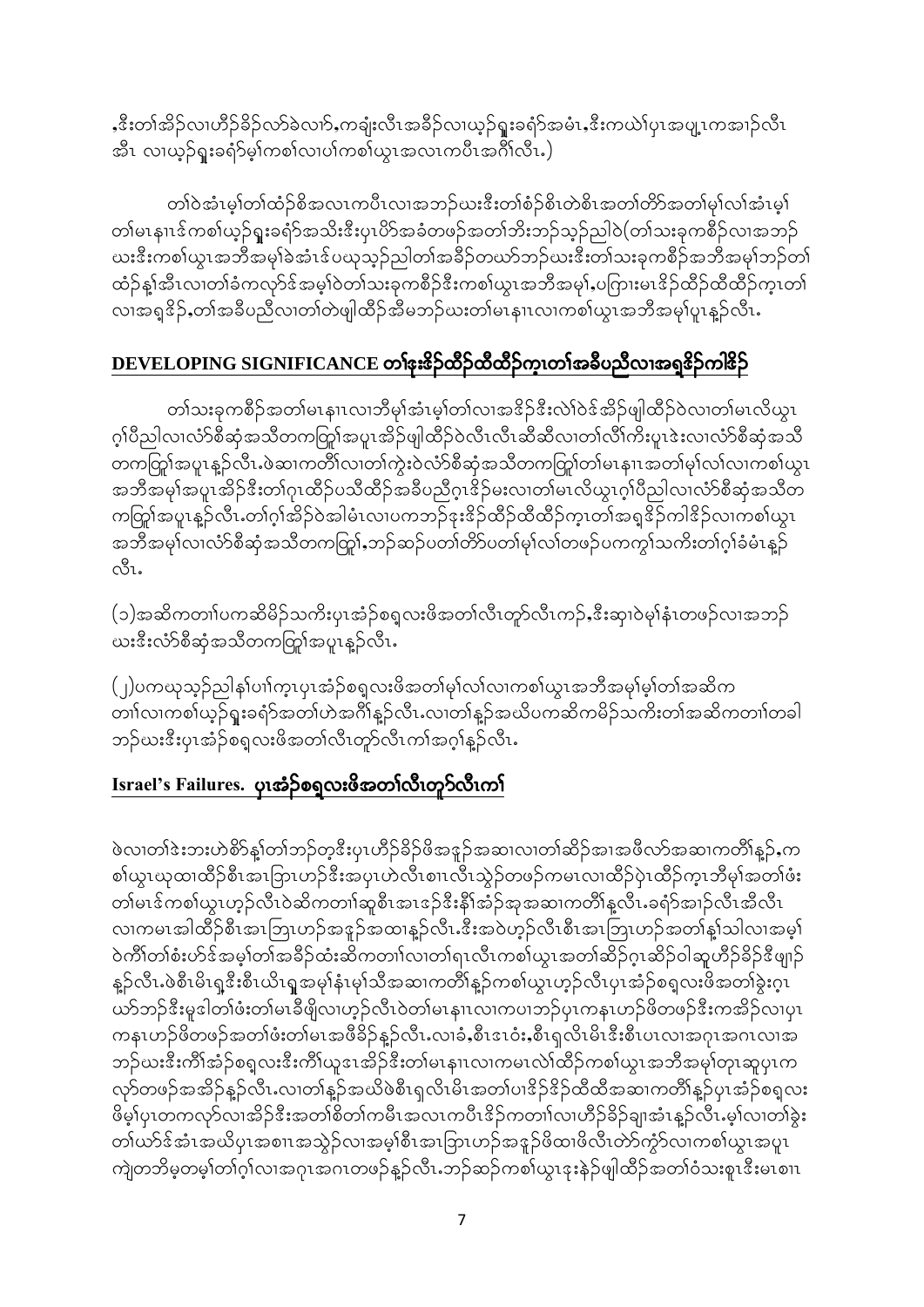,ဒီးတၢ်အိၣ်လၢဟိၣ်ခိၣ်လာ်ခဲလၢာ်,ကချုးလီၤအခိၣ်လၢယ့ၣ်ရှုးခရံာ်အမံၤ,ဒီးကယဲၢ်ပှၤအပျ့ၤကအၢၣ်လီၤ အီၤ လၢယ့ၣ်ရှုးခရံာ်မ့ၢ်ကစၢ်လၢပၢ်ကစၢ်ယွၤအလၤကပီၤအဂီၢ်လီၤ.)

တၢ်ဝဲအံၤမ့ၢ်တၢ်ထံၣ်စိအလၤကပီၤလၢအဘၣ်ယးဒီးတၢ်စံၣ်စိၤတဲစိၤအတၢ်တိာ်အတၢ်မုၢ်လၢ်အံၤမ့ၢ် တၢ်မၤနၢၤဒ်ကစၢ်ယ့ၣ်ရှုးခရံာ်အသိးဒီးပှၤပိာ်အခံတဖၣ်အတၢ်ဘိးဘၣ်သ့ၣ်ညါဝဲ(တၢ်သးခုကစိၣ်လၢအဘၣ် ယးဒီးကစၢ်ယွၤအဘီအမုၢ်ခဲအံၤဒ်ပယုသ့ၣ်ညါတၢ်အခိၣ်တယာ်ဘၣ်ယးဒီးတၢ်သးခုကစိၣ်အဘီအမုၢ်ဘၣ်တၢ် ထံၣ်န့ၢ်အီၤလၢတၢ်ခံကလုာ်ဒ်အမ့ၢ်ဝဲတၢ်သးခုကစိၣ်ဒီးကစၢ်ယွၤအဘီအမုၢ်,ပကြၢးမၤဒိၣ်ထိၣ်ထီထိၣ်က့ၤတၢ် လၢအရှဒိၣ်,တၢ်အခီပညီလၢတၢ်တဲဖျါထိၣ်အီမဘၣ်ယးတၢ်မၤနၢၤလၢကစၢ်ယွၤအဘီအမုၢ်ပူၤန့ၣ်လီၤ.

## DEVELOPING SIGNIFICANCE တၢ်ဒုးဒိၣ်ထိၣ်ထီထိၣ်က့ၤတၢ်အခီပညီလၢအရှဒိၣ်ကါဒိၣ်

တၢ်သးခုကစိၣ်အတၢ်မၤနၢၤလၢဘီမုၢ်အံၤမ့ၢ်တၢ်လၢအဒိၣ်ဒီးလဲၢ်ဝဲဒ်အိၣ်ဖျါထိၣ်ဝဲလၢတၢ်မၤလိယွၤ ဂ့ၢ်ပိညါလၢလံာ်စီဆုံအသိတကတြူၢ်အပူၤအိၣ်ဖျါထိၣ်ဝဲလီၤလီၤဆီဆီလၢတၢ်လိၢ်ကိးပူၤဒဲးလၢလံာ်စီဆုံအသိ တကတြူၢ်အပူၤန့ၣ်လီၤ.ဖဲဆၢကတိၢ်လၢတၢ်ကွဲးဝဲလံာ်စီဆုံအသိတကတြူၢ်တၢ်မၤနၢၤအတၢ်မုၢ်လၢ်လၢကစၢ်ယွၤ အဘီအမုၢ်အပူၤအိၣ်ဒီးတၢ်ဂ့ၤထိၣ်ပသိထိၣ်အခီပညီဂ့ၤဒိၣ်မးလၢတၢ်မၤလိယွၤဂ့ၢ်ပိညါလၢလံာ်စီဆုံအသိတ ကတြူၢ်အပူၤန့ၣ်လီၤ.တၢ်ဂ့ၢ်အိၣ်ဝဲအါမံၤလၢပကဘၣ်ဒုးဒိၣ်ထိၣ်ထီထိၣ်က့ၤတၢ်အရှဒိၣ်ကါဒိၣ်လၢကစၢ်ယွၤ အဘီအမုၢ်လၢလံာ်စီဆုံအသိတကတြူၢ်,ဘၣ်ဆၣ်ပတၢ်တိာ်ပတၢ်မုၢ်လၢ်တဖၣ်ပကကွၢ်သကိးတၢ်ဂ့ၢ်ခံမံၤန့ၣ် လီၤ.

(၁)အဆိကတၢၢ်ပကဆိမိၣ်သကိးပှၤအံၣ်စရ့လးဖိအတၢ်လီၤတူာ်လီၤကာ်,ဒီးဆုၢဝဲမုၢ်နံၤတဖၣ်လၢအဘၣ် ယးဒီးလံာ်စီဆုံအသိတကတြူၢ်အပူၤန့ၣ်လီၤ.

(၂)ပကယုသ့ၣ်ညါနၢ်ပၢၢ်က့ၤပှၤအံၣ်စရ့လးဖိအတၢ်မုၢ်လၢ်လၢကစၢ်ယွၤအဘီအမုၢ်မ့ၢ်တၢ်အဆိက တၢၢ်လၢကစၢ်ယ့ၣ်ရှုးခရံာ်အတၢ်ဟဲအဂီၢ်န့ၣ်လီၤ.လၢတၢ်န့ၣ်အယိပကဆိကမိၣ်သကိးတၢ်အဆိကတၢၢ်တခါ ဘၣ်ယးဒီးပှၤအံၣ်စရ့လးဖိအတၢ်လီၤတူာ်လီၤကၢ်အဂ့ၢ်န့ၣ်လီၤ.

## Israel's Failures. ပှၤအံၣ်စရ့လးဖိအတၢ်လီၤတူာ်လီၤကၢ်

ဖဲလၢတၢ်ဒဲးဘးဟဲစိာ်န့ၢ်တၢ်ဘၣ်တ့ဒီးပှၤဟိၣ်ခိၣ်ဖိအဒူၣ်အဆၢလၢတၢ်ဆိၣ်အၢအဖီလာ်အဆၢကတိၢ်န့ၣ်,က စၢ်ယွၤယုထၢထိၣ်စီၤအၤဘြၤဟၣ်ဒီးအပှၤဟဲလီၤစၢၤလီၤသွဲၣ်တဖၣ်ကမၤလၢထိၣ်ပှဲၤထိၣ်က့ၤဘီမုၢ်အတၢ်ဖံး တၢ်မၤဒ်ကစၢ်ယွၤဟ့ၣ်လီၤဝဲဆိကတၢၢ်ဆူစီၤအၤဒၣ်ဒီးနီၢ်အံၣ်အုအဆၢကတိၢ်န့ၣ်လီၤ.ခရံာ်အၢၣ်လီၤအီလီၤ လၢကမၤအါထိၣ်စီၤအၤဘြၤဟၣ်အဒူၣ်အထၢန့ၣ်လီၤ.ဒီးအဝဲဟ့ၣ်လီၤစီၤအၤဘြၤဟၣ်အတၢ်န့ၢ်သါလၢအမ့ၢ် ဝဲကီၢ်တၢ်စံးဟ်ဒ်အမ့ၢ်တၢ်အခိၣ်ထံးဆိကတၢၢ်လၢတၢ်ရၤလီၤကစၢ်ယွၤအတၢ်ဆိၣ်ဂ့ၤဆိၣ်ဝါဆူဟိၣ်ခိၣ်ဒီဖျၢၣ် န့ၣ်လီၤ.ဖဲစီၤမိၤရှၤဒီးစီၤယိၤရှုအမုၢ်နံၤမုၢ်သီအဆၢကတိၢ်န့ၣ်ကစၢ်ယွၤဟ့ၣ်လီၤပှၤအံၣ်စရ့လးဖိအတၢ်ခွဲးဂ့ၤ ယာ်ဘၣ်ဒီးမူဒါတၢ်ဖံးတၢ်မၤခီဖျိလၢဟ့ၣ်လီၤဝဲတၢ်မၤနၢၤလၢကပၤဘၣ်ပှၤကနၤဟၣ်ဖိတဖၣ်ဒီးကအိၣ်လၢပှၤ ကနၤဟၣ်ဖိတဖၣ်အတၢ်ဖံးတၢ်မၤအဖီခိၣ်န့ၣ်လီၤ.လၢခံ,စီၤဒၤဝံး,စီၤရှလိၤမိၤဒီးစီၤပၤလၢအဂုၤအဂၤလၢအ ဘၣ်ယးဒီးကီၢ်အံၣ်စရ့လးဒီးကီၢ်ယူဒၤအိၣ်ဒီးတၢ်မၤနၢၤလၢကမၤလဲၢ်ထိၣ်ကစၢ်ယွၤအဘီအမုၢ်တုၤဆူပှၤက လုာ်တဖၣ်အအိၣ်န့ၣ်လီၤ.လၢတၢ်န့ၣ်အယိဖဲစီၤရှလိၤမိၤအတၢ်ပၢဒိၣ်ဒိၣ်ထီထီအဆၢကတိၢ်န့ၣ်ပှၤအံၣ်စရ့လး ဖိမ့ၢ်ပှၤတကလုာ်လၢအိၣ်ဒီးအတၢ်စိတၢ်ကမီၤအလၤကပီၤဒိၣ်ကတၢၢ်လၢဟိၣ်ခိၣ်ချၢအံၤန့ၣ်လီၤ.မ့ၢ်လၢတၢ်ခွဲး တၢ်ယာ်ဒ်အံၤအယိပှၤအစၢၤအသွဲၣ်လၢအမ့ၢ်စီၤအၤဘြၤဟၣ်အဒူၣ်ဖိထၢဖိလီၤတဲာ်ကွံာ်လၢကစၢ်ယွၤအပူၤ ကျဲတဘိမ့တမ့ၢ်တၢ်ဂ့ၢ်လၢအဂုၤအဂၤတဖၣ်န့ၣ်လီၤ.ဘၣ်ဆၣ်ကစၢ်ယွၤဒုးနဲၣ်ဖျါထိၣ်အတၢ်ဝံသးစူၤဒီးမၤစၢၤ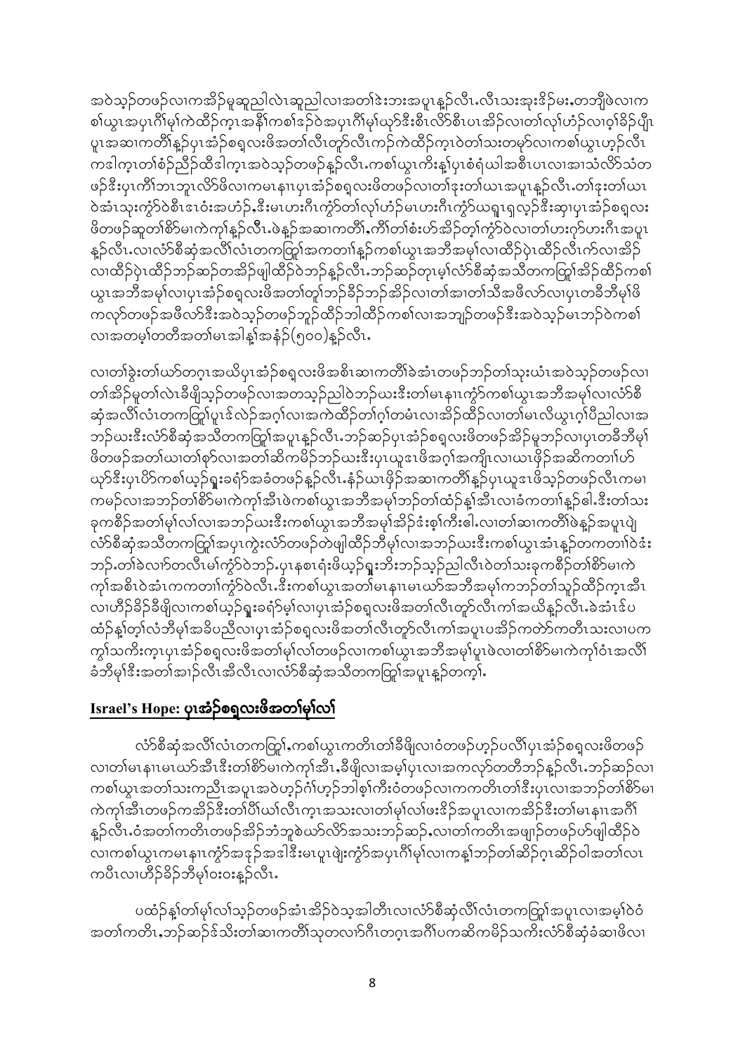အဝဲသ့ၣ်တဖၣ်လၢကအိၣ်မူဆူညါလဲၤဆူညါလၢအတၢ်ဒဲးဘးအပူၤန့ၣ်လီၤ.လီၤသးအုးဒိၣ်မး,တဘျီဖဲလၢကစၢ်ယွၤအပှၤဂီၢ်မုၢ်ကဲထိၣ်ကွၤအနီၢ်ကစၢ်ဒၣ်ဝဲအပှၤဂီၢ်မုၢ်ယုာ်ဒီးစီၤလိာ်စီၤပၤအိၣ်လၢတၢ်လုၢ်ဟံၣ်လၢဖှၢ်ခိၣ်ပျိၤပူၤအဆၢကတီၢ်န့ၣ်ပှၤအံၣ်စရ့လးဖိအတၢ်လီၤတူာ်လီၤကာ်ကဲထိၣ်ကွၤဝဲတၢ်သးတမှာ်လၢကစၢ်ယွၤဟ့ၣ်လီၤကဒါက့ၤတၢ်စံၣ်ညီၣ်ထီဒါက့ၤအဝဲသ့ၣ်တဖၣ်န့ၣ်လီၤ.ကစၢ်ယွၤကိးန့ၢ်ပှၤစံရံယါအစီၤပၤလၢအၢသံလိာ်သံတဖၣ်ဒီးပှၤကီၢ်ဘၢဘူၤလိာ်ဖိလၢကမၤနၢၤပှၤအံၣ်စရ့လးဖိတဖၣ်လၢတၢ်ဒုးတၢ်ယၢအပူၤန့ၣ်လီၤ.တၢ်ဒုးတၢ်ယၢဝဲအံၤသုးကွံာ်ဝဲစီၤဒၢဝံးအဟံၣ်,ဒီးမၤဟးဂီၤကွံာ်တၢ်လုၢ်ဟံၣ်မၤဟးဂီၤကွံာ်ယရူၤရှလ့ၣ်ဒီးဆှၢပှၤအံၣ်စရ့လးဖိတဖၣ်ဆူတၢ်စိာ်မၢကဲကုၢ်န့ၣ်လီၤ.ဖဲန့ၣ်အဆၢကတီၢ်,ကီၢ်တၢ်စံးဟ်အိၣ်တ့ၢ်ကွံာ်ဝဲလၢတၢ်ဟးဂုာ်ဟးဂီၤအပူၤန့ၣ်လီၤ.လၢလံာ်စီဆုံအလိၢ်လံၤတကတြူၢ်အကတၢၢ်န့ၣ်ကစၢ်ယွၤအဘီအမုၢ်လၢထိၣ်ပှဲၤထိၣ်လီၤက်လၢအိၣ်လၢထိၣ်ပှဲၤထိၣ်ဘၣ်ဆၣ်တအိၣ်ဖျါထိၣ်ဝဲဘၣ်န့ၣ်လီၤ.ဘၣ်ဆၣ်တုၤမ့ၢ်လံာ်စီဆုံအသီတကတြူၢ်အိၣ်ထိၣ်ကစၢ်ယွၤအဘီအမုၢ်လၢပှၤအံၣ်စရ့လးဖိအတၢ်တူၢ်ဘၣ်ခီၣ်ဘၣ်အိၣ်လၢတၢ်အၢတၢ်သီအဖီလာ်လၢပှၤတခီဘီမုၢ်ဖိကလုာ်တဖၣ်အဖီလာ်ဒီးအဝဲသ့ၣ်တဖၣ်ဘူၣ်ထိၣ်ဘါထိၣ်ကစၢ်လၢအဘျၣ်တဖၣ်ဒီးအဝဲသ့ၣ်မၤဘၣ်ဝဲကစၢ်လၢအတမ့ၢ်တတီအတၢ်မၤအါန့ၢ်အနံၣ်(၅၀၀)န့ၣ်လီၤ.

လၢတၢ်ခွဲးတၢ်ယာ်တဂ့ၤအယိပှၤအံၣ်စရ့လးဖိအစီၤဆၢကတီၢ်ခဲအံၤတဖၣ်ဘၣ်တၢ်သုးယံၤအဝဲသ့ၣ်တဖၣ်လၢတၢ်အိၣ်မူတၢ်လဲၤခီဖျိသ့ၣ်တဖၣ်လၢအတသ့ၣ်ညါဝဲဘၣ်ယးဒီးတၢ်မၤနၢၤကွံာ်ကစၢ်ယွၤအဘီအမုၢ်လၢလံာ်စီဆုံအလိၢ်လံၤတကတြူၢ်ပူၤဒ်လဲၣ်အဂ့ၢ်လၢအကဲထိၣ်တၢ်ဂ့ၢ်တမံၤလၢအိၣ်ထိၣ်လၢတၢ်မၤလိယွၤဂ့ၢ်ပီညါလၢအဘၣ်ယးဒီးလံာ်စီဆုံအသီတကတြူၢ်အပူၤန့ၣ်လီၤ.ဘၣ်ဆၣ်ပှၤအံၣ်စရ့လးဖိတဖၣ်အိၣ်မူဘၣ်လၢပှၤတခီဘီမုၢ်ဖိတဖၣ်အတၢ်ယၢတၢ်စုာ်လၢအတၢ်ဆိကမိၣ်ဘၣ်ယးဒီးပှၤယူဒၤဖိအဂ့ၢ်အကျိၤလၢယၤဖိုၣ်အဆိကတၢၢ်ဟ်ယုာ်ဒီးပှၤပိာ်ကစၢ်ယ့ၣ်ရှးခရံာ်အခံတဖၣ်န့ၣ်လီၤ.နံၣ်ယၤဖိုၣ်အဆၢကတီၢ်န့ၣ်ပှၤယူဒၤဖိသ့ၣ်တဖၣ်လီၤကမၢကမၣ်လၢအဘၣ်တၢ်စိာ်မၢကဲကုၢ်အီၤဖဲကစၢ်ယွၤအဘီအမုၢ်ဘၣ်တၢ်ထံၣ်န့ၢ်အီၤလၢခံကတၢၢ်န့ၣ်ဓါ.ဒီးတၢ်သးခုကစီၣ်အတၢ်မုၢ်လၢ်လၢအဘၣ်ယးဒီးကစၢ်ယွၤအဘီအမုၢ်အိၣ်ဒ်းစ့ၢ်ကီးဓါ.လၢတၢ်ဆၢကတီၢ်ဖဲန့ၣ်အပူၤပျဲလံာ်စီဆုံအသီတကတြူၢ်အပူၤကွဲးလံာ်တဖၣ်တဲဖျါထိၣ်ဘီမုၢ်လၢအဘၣ်ယးဒီးကစၢ်ယွၤအံၤန့ၣ်တကတၢၢ်ဝဲဒံးဘၣ်.တၢ်ခဲလၢာ်တလီၤမၢ်ကွံာ်ဝဲဘၣ်.ပှၤနစၢၤရံးဖိယ့ၣ်ရှးဘီးဘၣ်သ့ၣ်ညါလီၤဝဲတၢ်သးခုကစီၣ်တၢ်စိာ်မၢကဲကုၢ်အစိၤဝဲအံၤကကတၢၢ်ကွံာ်ဝဲလီၤ.ဒီးကစၢ်ယွၤအတၢ်မၤနၢၤမၤယာ်အဘီအမုၢ်ကဘၣ်တၢ်သူၣ်ထိၣ်က့ၤအီၤလၢဟီၣ်ခိၣ်ခီဖျိလၢကစၢ်ယ့ၣ်ရှးခရံာ်မ့ၢ်လၢပှၤအံၣ်စရ့လးဖိအတၢ်လီၤတူာ်လီၤကၢ်အယိန့ၣ်လီၤ.ခဲအံၤဒ်ပထံၣ်န့ၢ်တ့ၢ်လံဘီမုၢ်အခီပညီလၢပှၤအံၣ်စရ့လးဖိအတၢ်လီၤတူာ်လီၤကၢ်အပူၤပအိၣ်ကတဲာ်ကတီၤသးလၢပကကွၢ်သကိးက့ၤပှၤအံၣ်စရ့လးဖိအတၢ်မုၢ်လၢ်တဖၣ်လၢကစၢ်ယွၤအဘီအမုၢ်ပူၤဖဲလၢတၢ်စိာ်မၢကဲကုၢ်ဝံၤအလိၢ်ခံဘီမုၢ်ဒီးအတၢ်အၢၣ်လီၤအီလီၤလၢလံာ်စီဆုံအသီတကတြူၢ်အပူၤန့ၣ်တက့ၢ်.

## Israel's Hope: ပှၤအံၣ်စရ့လးဖိအတၢ်မုၢ်လၢ်

လံာ်စီဆုံအလိၢ်လံၤတကတြူၢ်,ကစၢ်ယွၤကတိၤတၢ်ခီဖျိလၢဝံတဖၣ်ဟ့ၣ်ပလီၢ်ပှၤအံၣ်စရ့လးဖိတဖၣ်လၢတၢ်မၤနၢၤမၤယာ်အီၤဒီးတၢ်စိာ်မၢကဲကုၢ်အီၤ,ခီဖျိလၢအမ့ၢ်ပှၤလၢအကလုာ်တတီဘၣ်န့ၣ်လီၤ.ဘၣ်ဆၣ်လၢကစၢ်ယွၤအတၢ်သးကညီၤအပူၤအဝဲဟ့ၣ်ဂံၢ်ဟ့ၣ်ဘါစ့ၢ်ကီးဝံတဖၣ်လၢကကတိၤတၢ်ဒီးပှၤလၢအဘၣ်တၢ်စိာ်မၢကဲကုၢ်အီၤတဖၣ်ကအိၣ်ဒီးတၢ်ပိါ်ယၢ်လီၤက့ၤအသးလၢတၢ်မုၢ်လၢ်ဖးဒိၣ်အပူၤလၢကအိၣ်ဒီးတၢ်မၤနၢၤအဂီၢ်န့ၣ်လီၤ.ဝံအတၢ်ကတိၤတဖၣ်အိၣ်ဘံဘူစဲယာ်လိာ်အသးဘၣ်ဆၣ်,လၢတၢ်ကတိၤအဖျၢၣ်တဖၣ်ဟ်ဖျါထိၣ်ဝဲလၢကစၢ်ယွၤကမၤနၢၤကွံာ်အဒၣ်အဒါဒီးမၤပူၤဖျဲးကွံာ်အပှၤဂီၢ်မုၢ်လၢကန့ၢ်ဘၣ်တၢ်ဆိၣ်ဂ့ၤဆိၣ်ဝါအတၢ်လၢကပီၤလၢဟီၣ်ခိၣ်ဘီမုၢ်ဝးဝးန့ၣ်လီၤ.

ပထံၣ်န့ၢ်တၢ်မုၢ်လၢ်သ့ၣ်တဖၣ်အံၤအိၣ်ဝဲသ့ခါတီၤလၢလံာ်စီဆုံလိၢ်လံၤတကတြူၢ်အပူၤလၢအမ့ၢ်ဝဲဝံအတၢ်ကတိၤ,ဘၣ်ဆၣ်ဒ်သိးတၢ်ဆၢကတီၢ်သုတလၢာ်ဂီၤတဂ့ၤအဂီၢ်ပကဆိကမိၣ်သကိးလံာ်စီဆုံခံဆၢဖိလၢ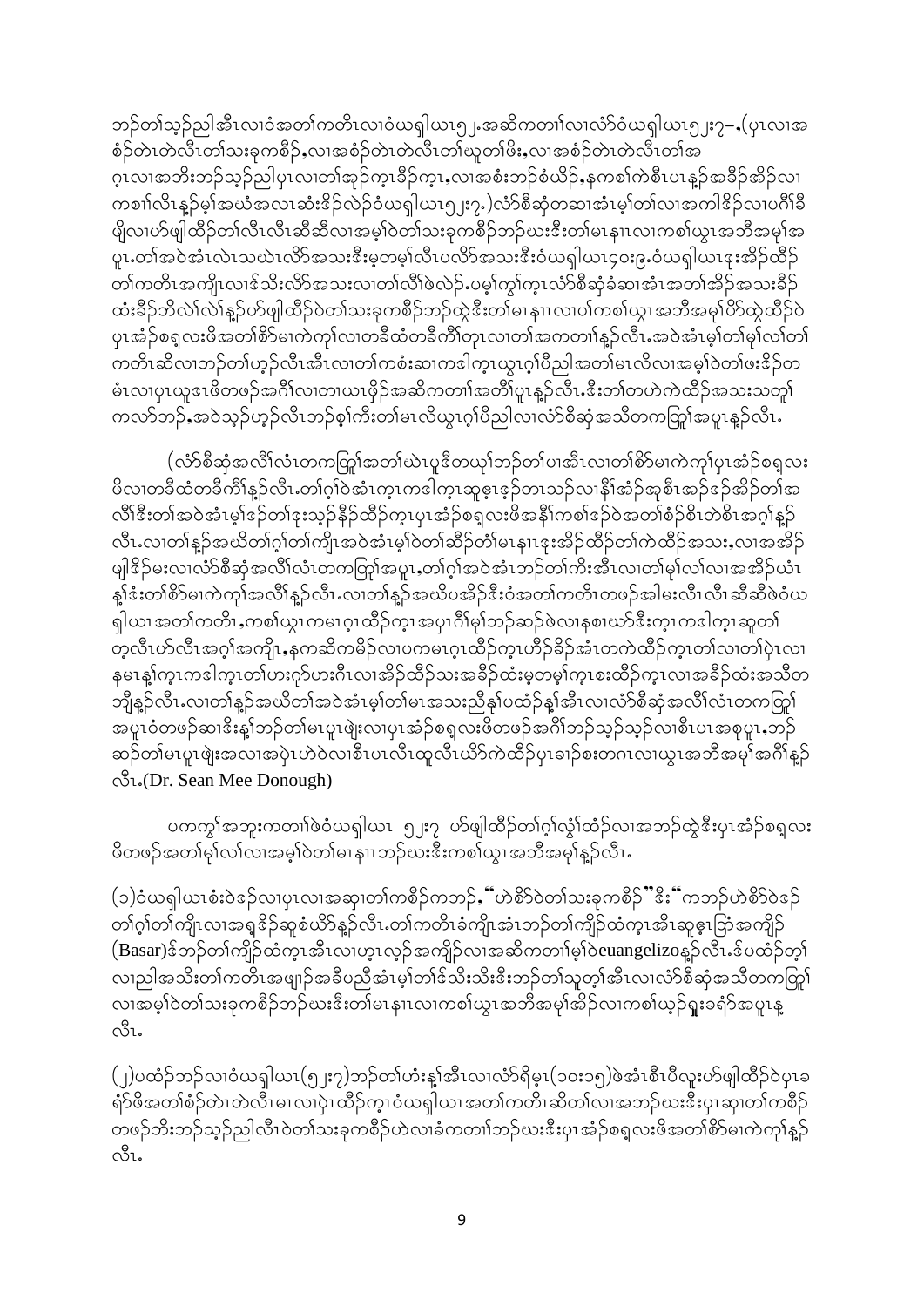ဘၣ်တၢ်သ့ၣ်ညါအီၤလၢဝံအတၢ်ကတိၤလၢဝံယရှါယၤ၅၂.အဆိကတၢ်လၢလံာ်ဝံယရှါယၤ၅၂း၇–,(ပုၤလၢအစံၣ်တဲၤတဲလီၤတၢ်သးခုကစိၣ်,လၢအစံၣ်တဲၤတဲလီၤတၢ်ယူတၢ်ဖိး,လၢအစံၣ်တဲၤတဲလီၤတၢ်အဂ့ၤလၢအဘိးဘၣ်သ့ၣ်ညါပုၤလၢတၢ်အုၣ်ကူၤခီၣ်ကူၤ,လၢအစံးဘၣ်စံယိၣ်,နကစၢ်ကဲစီၤပၤန့ၣ်အခီၣ်အိၣ်လၢကစၢ်လိၤန့ၣ်မ့ၢ်အယံအလၤဆံးဒိၣ်လဲၣ်ဝံယရှါယၤ၅၂း၇.)လံာ်စီဆုံတဆၢအံၤမ့ၢ်တၢ်လၢအကါဒိၣ်လၢပဂီၢ်ခီဖျိလၢဟ်ဖျါထိၣ်တၢ်လီၤလီၤဆီဆီလၢအမ့ၢ်ဝဲတၢ်သးခုကစိၣ်ဘၣ်ဃးဒီးတၢ်မၤနၢၤလၢကစၢ်ယွၤအဘီအမု ၢ်အပူၤ.တၢ်အဝဲအံၤလဲၤသဃဲၤလိာ်အသးဒီးမ့တမ့ၢ်လီၤပလိာ်အသးဒီးဝံယရှါယၤ၄၀း၉.ဝံယရှါယၤ၄း.အိၣ်ထိၣ်တၢ်ကတိၤအကျိၤလၢဒ်သိးလိာ်အသးလၢတၢ်လီၢ်ဖဲလဲၣ်.ပမ့ၢ်ကွၢ်ကူၤလံာ်စီဆုံခံဆၢအံၤအတၢ်အိၣ်အသးခီၣ်ထံးခီၣ်ဘိလဲၢ်လဲၢ်န့ၣ်ဟ်ဖျါထိၣ်ဝဲတၢ်သးခုကစိၣ်ဘၣ်ထွဲဒီးတၢ်မၤနၢၤလၢပၢ်ကစၢ်ယွၤအဘီအမု ၢ်ပိာ်ထွဲထိၣ်ဝဲပုၤအံၣ်စရ့လးဖိအတၢ်စိာ်မၢကဲကုၢ်လၢတခီထံတခီကိၢ်တုၤလၢတၢ်အကတၢၢ်န့ၣ်လီၤ.အဝဲအံၤမ့ၢ်တၢ်မ့ၢ်လၢ်တၢ်ကတိၤဆိလၢဘၣ်တၢ်ဟ့ၣ်လီၤအီၤလၢတၢ်ကစံးဆၢကဒါက့ၤယွၤဂ့ၢ်ပီညါအတၢ်မၤလိလၢအမ့ၢ်ဝဲတၢ်ဖးဒိၣ်တမံၤလၢပုၤယူဒၤဖိတဖၣ်အဂီၢ်လၢတယၤဖိုၣ်အဆိကတၢ်အတိၢ်ပူၤန့ၣ်လီၤ.ဒီးတၢ်တဟဲကဲထိၣ်အသးသတူ၊ကလာ်ဘၣ်,အဝဲသ့ၣ်ဟ့ၣ်လီၤဘၣ်စ့ၢ်ကီးတၢ်မၤလိယွၤဂ့ၢ်ပီညါလၢလံာ်စီဆုံအသိတကတြူၢ်အပူၤန့ၣ်လီၤ.

(လံာ်စီဆုံအလီၢ်လံၤတကတြူၢ်အတၢ်ဃဲၤပူဒီတယုၢ်ဘၣ်တၢ်ပၢအီၤလၢတၢ်စိာ်မၢကဲကုၢ်ပုၤအံၣ်စရ့လးဖိလၢတခီထံတခီကိၢ်န့ၣ်လီၤ.တၢ်ဂ့ၢ်ဝဲအံၤက့ၤကဒါက့ၤဆူဇ့ၤဒ့ၣ်တၤသၣ်လၢနီၢ်အံၣ်အုစီၤအၣ်ဒၣ်အိၣ်တၢ်အလီၢ်ဒီးတၢ်အဝဲအံၤမ့ၢ်ဒၣ်တၢ်ဒုးသ့ၣ်နိၣ်ထိၣ်က့ၤပုၤအံၣ်စရ့လးဖိအနီၢ်ကစၢ်ဒၣ်ဝဲအတၢ်စံၣ်စိၤတဲစိၤအဂ့ၢ်န့ၣ်လီၤ.လၢတၢ်န့ၣ်အယိတၢ်ဂ့ၢ်တၢ်ကျိၤအဝဲအံၤမ့ၢ်ဝဲတၢ်ဆိၣ်တၢ်မၤနၢၤဒုးအိၣ်ထိၣ်တၢ်ကဲထိၣ်အသး,လၢအအိၣ်ဖျါဒိၣ်မးလၢလံာ်စီဆုံအလီၢ်လံၤတကတြူၢ်အပူၤ,တၢ်ဂ့ၢ်အဝဲအံၤဘၣ်တၢ်ကိးအီၤလၢတၢ်မ့ၢ်လၢ်လၢအအိၣ်ယံၤန့ၣ်ဒံးတၢ်စိာ်မၢကဲကုၢ်အလီၢ်န့ၣ်လီၤ.လၢတၢ်န့ၣ်အယိပအိၣ်ဒီးဝဲအတၢ်ကတိၤတဖၣ်အါမးလီၤလီၤဆီဆီဖဲဝံယရှါယၤအတၢ်ကတိၤ,ကစၢ်ယွၤကမၤဂ့ၤထိၣ်က့ၤအပုၤဂီၢ်မု ၢ်ဘၣ်ဆၣ်ဖဲလၢနစၢၤယာ်ဒီးက့ၤကဒါက့ၤဆူတၢ်တ့လီၤဟ်လီၤအဂ့ၢ်အကျိၤ,နကဆိကမိၣ်လၢပကမၤဂ့ၤထိၣ်က့ၤဟိၣ်ခိၣ်အံၤတကဲထိၣ်က့ၤတၢ်လၢတၢ်ပှဲၤလၢနမၤန့ၢ်က့ၤကဒါက့ၤတၢ်ဟးဂ့ာ်ဟးဂီၤလၢအိၣ်ထိၣ်သးအခိၣ်ထံးမ့တမ့ၢ်က့ၤစးထိၣ်က့ၤလၢအခိၣ်ထံးအသိတဘျီန့ၣ်လီၤ.လၢတၢ်န့ၣ်အယိတၢ်အဝဲအံၤမ့ၢ်တၢ်မၤအသးညီနှၢ်ပထံၣ်န့ၢ်အီၤလၢလံာ်စီဆုံအလီၢ်လံၤတကတြူၢ်အပူၤဝံတဖၣ်ဆၢဒီးန့ၢ်ဘၣ်တၢ်မၤပူၤဖျဲးလၢပုၤအံၣ်စရ့လးဖိတဖၣ်အဂီၢ်ဘၣ်သ့ၣ်သ့ၣ်လၢစီၤပၤအစုပူၤ,ဘၣ်ဆၣ်တၢ်မၤပူၤဖျဲးအလၢအပှဲၤဟဲဝဲလၢစီၤပၤလီၤထူလီၤယိာ်ကဲထိၣ်ပုၤခၢၣ်စးတဂၤလၢယွၤအဘီအမု ၢ်အဂီၢ်န့ၣ်လီၤ.(Dr. Sean Mee Donough)

ပကကွၢ်အဘူးကတၢၢ်ဖဲဝံယရှါယၤ ၅၂း၇ ဟ်ဖျါထိၣ်တၢ်ဂ့ၢ်လွံၢ်ထံၣ်လၢအဘၣ်ထွဲဒီးပုၤအံၣ်စရ့လးဖိတဖၣ်အတၢ်မ့ၢ်လၢ်လၢအမ့ၢ်ဝဲတၢ်မၤနၢၤဘၣ်ဃးဒီးကစၢ်ယွၤအဘီအမု ၢ်န့ၣ်လီၤ.

(၁)ဝံယရှါယၤစံးဝဲဒၣ်လၢပုၤလၢအဆှၢတၢ်ကစိၣ်ကဘၣ်,"ဟဲစိာ်ဝဲတၢ်သးခုကစိၣ်"ဒီး"ကဘၣ်ဟဲစိာ်ဝဲဒၣ်တၢ်ဂ့ၢ်တၢ်ကျိၤလၢအရှဒိၣ်ဆူစံယိာ်န့ၣ်လီၤ.တၢ်ကတိၤခံကျိၤအံၤဘၣ်တၢ်ကျိၣ်ထံက့ၤအီၤဆူဇ့ၤဘြံၤအကျိၣ်(Basar)ဒ်ဘၣ်တၢ်ကျိၣ်ထံက့ၤအီၤလၢဟ့ၤလ့ၣ်အကျိၣ်လၢအဆိကတၢ်မ့ၢ်ဝဲeuangelizoန့ၣ်လီၤ.ဒ်ပထံၣ်တ့ၢ်လၢညါအသိးတၢ်ကတိၤအဖျၢၣ်အခီပညီအံၤမ့ၢ်တၢ်ဒ်သိးသိးဒီးဘၣ်တၢ်သူတ့ၢ်အီၤလၢလံာ်စီဆုံအသိတကတြူၢ်လၢအမ့ၢ်ဝဲတၢ်သးခုကစိၣ်ဘၣ်ဃးဒီးတၢ်မၤနၢၤလၢကစၢ်ယွၤအဘီအမု ၢ်အိၣ်လၢကစၢ်ယ့ၣ်ရှူးခရံာ်အပူၤန့ၣ်လီၤ.

(၂)ပထံၣ်ဘၣ်လၢဝံယရှါယၤ(၅၂း၇)ဘၣ်တၢ်ဟံးန့ၢ်အီၤလၢလံာ်ရိမ့ၤ(၁၀း၁၅)ဖဲအံၤစီၤပီလူးဟ်ဖျါထိၣ်ဝဲပုၤခရံာ်ဖိအတၢ်စံၣ်တဲၤတဲလီၤမၤလၢပှဲၤထိၣ်က့ၤဝံယရှါယၤအတၢ်ကတိၤဆိတၢ်လၢအဘၣ်ဃးဒီးပုၤဆှၢတၢ်ကစိၣ်တဖၣ်ဘိးဘၣ်သ့ၣ်ညါလီၤဝဲတၢ်သးခုကစိၣ်ဟဲလၢခံကတၢၢ်ဘၣ်ဃးဒီးပုၤအံၣ်စရ့လးဖိအတၢ်စိာ်မၢကဲကုၢ်န့ၣ်လီၤ.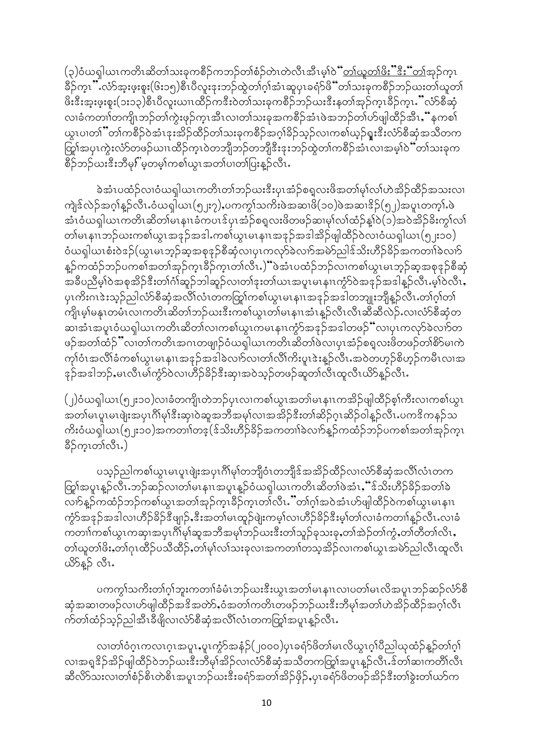(၃)ဝံယရှါယၤကတိၤဆိတၢ်သးခုကစီၣ်ကဘၣ်တၢ်စံၣ်တဲၤတဲလီၤအီၤမ့ၢ်ဝဲ"တၢ်ယူတၢ်ဖိး"ဒီး"တၢ်အုၣ်ကူၤခ့ၣ်ကုၤ". လံာ်အ့းဖ့းစူး(ဖး၁၅)စီၤပီလူးဒုးဘၣ်ထွဲတၢ်ဂ့ၢ်အံၤဆူပှၤခရံာ်ဖိ"တၢ်သးခုကစီၣ်ဘၣ်ဃးတၢ်ယူတၢ်ဖိးဒီးအ့းဖ့းစူး(၁း၁၃)စီၤပီလူးယၢၤထီၣ်ကဒီးဝဲတၢ်သးခုကစီၣ်ဘၣ်ဃးဒီးနတၢ်အုၣ်ကူၤခ့ၣ်ကုၤ." လံာ်စီဆုံလၢခံကတၢၢ်တကျိၤဘၣ်တၢ်ကွဲးဖှၣ်ကုၤအီၤလၢတၢ်သးခုအကစီၣ်အံၤဖဲအဘၣ်တၢ်ဟ်ဖျါထီၣ်အီၤ,"နကစၢ်ယွၤပၢတၢ်"တၢ်ကစီၣ်ဝဲအံၤဒုးအိၣ်ထီၣ်တၢ်သးခုကစီၣ်အဂ့ၢ်ခိၣ်သ့ၣ်လၢကစၢ်ယ့ၣ်ရှူးဒီးလံာ်စီဆုံအသိတကတြူၢ်အပှၤကွဲးလံာ်တဖၣ်ယၢၤထီၣ်ကုၤဝဲတဘျီဘၣ်တဘျီဒီးဒုးဘၣ်ထွဲတၢ်ကစီၣ်အံၤလၢအမ့ၢ်ဝဲ"တၢ်သးခုကစီၣ်ဘၣ်ဃးဒီးဘီမု"မ့တမ့ၢ်ကစၢ်ယွၤအတၢ်ပၢတၢ်ပြးနၣ်လီၤ.

ခဲအံၤပထံၣ်လၢဝံယရှါယၤကတိၤတၢ်ဘၣ်ဃးဒီးပှၤအံၣ်စရ့လးဖိအတၢ်မ့ၢ်လၢ်ဟဲအိၣ်ထီၣ်အသးလၢကျဲဒ်လဲၣ်အဂ့ၢ်နၣ်လီၤ.ဝံယရှါယၤ(၅၂း၇),ပကကွၢ်သကိးဖဲအဆၢဖိ(၁၀)ဖဲအဆၢဒိၣ်(၅၂)အပူၤတက့ၢ်.ဖဲအံၤဝံယရှါယၤကတိၤဆိတၢ်မၤနၢၤခဲကပၤဒ်ပှၤအံၣ်စရ့လးဖိတဖၣ်ဆၢမ့ၢ်လၢ်ထံၣ်နှၢ်ဝဲ(၁)အဝဲအိၣ်ခိးကွၢ်လၢ်တၢ်မၤနၢၤဘၣ်ဃးကစၢ်ယွၤအဒုၣ်အဒါ.ကစၢ်ယွၤမၤနၢၤအဒုၣ်အဒါအိၣ်ဖျါထီၣ်ဝဲလၢဝံယရှါယၤ(၅၂း၁၀)ဝံယရှါယၤစံးဝဲဒ်(ယွၤမၤဘ့ၣ်ဆ့အစုနၣ်စီဆုံလၢပှၤကလုာ်ခဲလၢာ်အမဲာ်ညါဒ်သိးဟီၣ်ခိၣ်အကတၢၢ်ခဲလၢာ်နၣ်ကထံၣ်ဘၣ်ပကစၢ်အတၢ်အုၣ်ကူၤခ့ၣ်ကုၤတၢ်လီၤ.)"ဖဲအံၤပထံၣ်ဘၣ်လၢကစၢ်ယွၤမၤဘ့ၣ်ဆ့အစုနၣ်စီဆုံအခီပညီမ့ၢ်ဝဲအစုအိၣ်ဒီးတၢ်ဂံၢ်ဆူၣ်ဘါဆူၣ်လၢတၢ်ဒုးတၢ်ယၢၤအပူၤမၤနၢၤကွံာ်ဝဲအဒုၣ်အဒါနၣ်လီၤ.မ့ၢ်ဝဲလီၤ,ပှၤကိးဂၤဒဲးသ့ၣ်ညါလံာ်စီဆုံအလီၢ်လံၤတကတြူၢ်ကစၢ်ယွၤမၤနၢၤအဒုၣ်အဒါတဘျုးဘျီနၣ်လီၤ.တၢ်ဂ့ၢ်တၢ်ကျိၤမ့ၢ်မနုၤတမံၤလၢကတိၤဆိတၢ်ဘၣ်ဃးဒီးကစၢ်ယွၤတၢ်မၤနၢၤအံၤနၣ်လီၤလီၤဆီဆီလဲၣ်.လၢလံာ်စီဆုံတဆၢအံၤအပူၤဝံယရှါယၤကတိၤဆိတၢ်လၢကစၢ်ယွၤကမၤနၢၤကွံာ်အဒုၣ်အဒါတဖၣ်"လၢပှၤကလုာ်ခဲလၢာ်တဖၣ်အတၢ်ထံၣ်"လၢတၢ်ကတိၤအဂၤတဖျၢၣ်ဝံယရှါယၤကတိၤဆိတၢ်ဖဲလၢပှၤအံၣ်စရ့လးဖိတဖၣ်တၢ်စိာ်မၢကဲကု်ဝံၤအလီၢ်ခံကစၢ်ယွၤမၤနၢၤအဒုၣ်အဒါခဲလၢာ်လၢတၢ်လီၢ်ကိးပူၤဒဲးနၣ်လီၤ.အဝဲတဟ့ၣ်စိဟ့ၣ်ကမီၤလၢအဒုၣ်အဒါဘၣ်,မၤလီၤမၢ်ကွံာ်ဝဲလၢဟီၣ်ခိၣ်ဒီးဆှၢအဝဲသ့ၣ်တဖၣ်ဆူတၢ်လီၤထူလီၤယိာ်နၣ်လီၤ.

(၂)ဝံယရှါယၤ(၅၂း၁၀)လၢခံတကျိၤတဲဘၣ်ပှၤလၢကစၢ်ယွၤအတၢ်မၤနၢၤကအိၣ်ဖျါထီၣ်စ့ၢ်ကီးလၢကစၢ်ယွၤအတၢ်မၤပှၤမၤဖျဲးအပှၤဂီၢ်မုၢ်ဒီးဆှၢဝဲဆူအဘီအမုၢ်လၢအအိၣ်ဒီးတၢ်ဆိဉ်ဂ့ၤဆိဉ်ဝါနၣ်လီၤ.ပကဒိကနဉ်သကိးဝံယရှါယၤ(၅၂း၁၀)အကတၢၢ်တဒ့(ဒ်သိးဟီၣ်ခိၣ်အကတၢၢ်ခဲလၢာ်နၣ်ကထံၣ်ဘၣ်ပကစၢ်အတၢ်အုၣ်ကူၤခ့ၣ်ကုၤတၢ်လီၤ.)

ပသ့ၣ်ညါကစၢ်ယွၤမၤပှၤဖျဲးအပှၤဂီၢ်မုၢ်တဘျီဝံၤတဘျီဒ်အအိၣ်ထီၣ်လၢလံာ်စီဆုံအလီၢ်လံၤတကတြူၢ်အပူၤနၣ်လီၤ.ဘၣ်ဆၣ်လၢတၢ်မၤနၢၤအပူၤနၣ်ဝံယရှါယၤကတိၤဆိတၢ်ဖဲအံၤ,"ဒ်သိးဟီၣ်ခိၣ်အတၢ်ခဲလၢာ်နၣ်ကထံၣ်ဘၣ်ကစၢ်ယွၤအတၢ်အုၣ်ကူၤခ့ၣ်ကုၤတၢ်လီၤ."တၢ်ဂ့ၢ်အဝဲအံၤဟ်ဖျါထီၣ်ဝဲကစၢ်ယွၤမၤနၢၤကွံာ်အဒုၣ်အဒါလၢဟီၣ်ခိၣ်ဒီဖျာၣ်,ဒီးအတၢ်မၤထူၣ်ဖျဲးကမ့ၢ်လၢဟီၣ်ခိၣ်ဒီးမ့ၢ်တၢ်လၢခံကတၢၢ်နၣ်လီၤ.လၢခံကတၢၢ်ကစၢ်ယွၤကဆှၢအပှၤဂီၢ်မုၢ်ဆူအဘီအမုၢ်ဘၣ်ဃးဒီးတၢ်သူၣ်ခုသးခု,တၢ်အဲၣ်တၢ်ကွဲ,တၢ်တီတၢ်လိၤ,တၢ်ယူတၢ်ဖိး,တၢ်ဂ့ၤထိၣ်ပသီထိၣ်,တၢ်မှာ်လၤ်သးခုလၢအကတၢၢ်တသ့အိၣ်လၢကစၢ်ယွၤအမဲာ်ညါလီၤထူလီၤယိာ်နၣ် လီၤ.

ပကကွၢ်သကိးတၢ်ဂ့ၢ်ဘူးကတၢၢ်ခံမံၤဘၣ်ဃးဒီးယွၤအတၢ်မၤနၢၤလၢပတၢ်မၤလိအပူၤဘၣ်ဆၣ်လံာ်စီဆုံအဆၢတဖၣ်လၢဟ်ဖျါထီၣ်အဒိအတဲာ်,ဝံအတၢ်ကတိၤတဖၣ်ဘၣ်ဃးဒီးဘီမုၢ်အတၢ်ဟဲအိၣ်ထီၣ်အဂ့ၢ်လီၤက်တၢ်ထံၣ်သ့ၣ်ညါအီၤခီဖျိလၢလံာ်စီဆုံအလီၢ်လံၤတကတြူၢ်အပူၤနၣ်လီၤ.

လၢတၢ်ဝံဂ့ၤကလၤဂ့ၤအပူၤ,ပူၤကွံာ်အနံၣ်(၂၀၀၀)ပှၤခရံာ်ဖိတၢ်မၤလိယွၤဂ့ၢ်ပီညါယုထံၣ်နၣ်တၢ်ဂ့ၢ်လၢအရှၢ်ဒိၣ်အိၣ်ဖျါထီၣ်ဝဲဘၣ်ဃးဒီးဘီမုၢ်အိၣ်လၢလံာ်စီဆုံအသိတကတြူၢ်အပူၤနၣ်လီၤ.ဒ်တၢ်ဆၢကတီၢ်လီၤဆီလိာ်သးလၢတၢ်စံၣ်စိၤတဲစိၤအပူၤဘၣ်ဃးဒီးခရံာ်အတၢ်အိၣ်ဖှိၣ်,ပှၤခရံာ်ဖိတဖၣ်အိၣ်ဒီးတၢ်ခွဲးတၢ်ယာ်က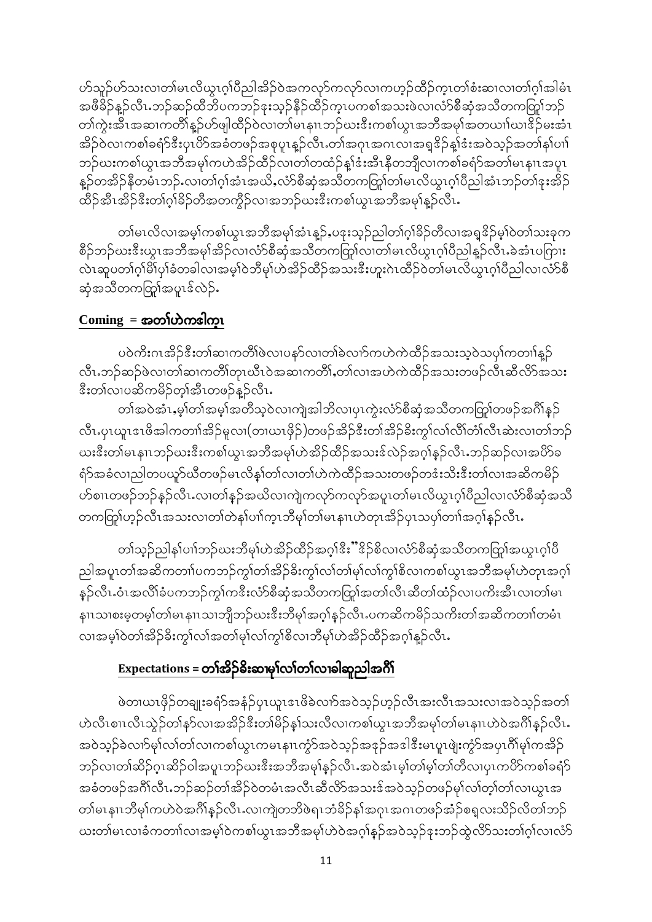ဟ်သူဉ်ဟ်သးလၢတၢ်မၤလိယွၤဂ့ၢ်ပီညါအိဉ်ဝဲအကလုာ်ကလုာ်လၢကဟ့ဉ်ထီဉ်က့ၤတၢ်စံးဆၢလၢတၢ်ဂ့ၢ်အါမံၤ အဖီခိဉ်နူဉ်လီၤ.ဘဉ်ဆဉ်ထီဘိပကဘဉ်ဒုးသ့ဉ်နီဉ်ထီဉ်က့ၤပကစၢ်အသးဖဲလၢလံာ်စီဆှံအသီတကတြူ်ဘဉ် တၢ်ကွဲးအီၤအဆၢကတီၢ်နူဉ်ဟ်ဖျါထီဉ်ဝဲလၢတၢ်မၤနၢၤဘဉ်ယးဒီးကစၢ်ယွၤအဘီအမု၊်အတယၢ်ယၢဒိဉ်မးအံၤ အိဉ်ဝဲလၢကစၢ်ခရံာ်ဒီးပှၤပိာ်အခံတဖဉ်အစုပူၤနူဉ်လီၤ.တၢ်အဂုၤအဂၤလၢအရှဒိဉ်နူၢ်ဒံးအဝဲသ့ဉ်အတၢ်နၢ်ပၢၢ် ဘဉ်ယးကစၢ်ယွၤအဘီအမုၢ်ကဟဲအိဉ်ထီဉ်လၢတၢ်တထံဉ်နူၢ်ဒံးအီၤနီတဘျီလၢကစၢ်ခရံာ်အတၢ်မၤနၢၤအပူၤ နူဉ်တအိဉ်နီတမံၤဘဉ်.လၢတၢ်ဂ့ၢ်အံၤအယိ,လံာ်စီဆှံအသီတကတြူ်တၢ်မၤလိယွၤဂ့ၢ်ပီညါအံၤဘဉ်တၢ်ဒုးအိဉ် ထိဉ်အီၤအိဉ်ဒီးတၢ်ဂ့ၢ်ခိဉ်တီအတကွိဉ်လၢအဘဉ်ယးဒီးကစၢ်ယွၤအဘီအမုၢ်နူဉ်လီၤ.

တၢ်မၤလိလၢအမ့ၢ်ကစၢ်ယွၤအဘီအမု၊်အံၤနူဉ်,ပဒုးသ့ဉ်ညါတၢ်ဂ့ၢ်ခိဉ်တီလၢအရှဒိဉ်မ့ၢ်ဝဲတၢ်သးခုက စိဉ်ဘဉ်ယးဒီးယွၤအဘီအမု၊်အိဉ်လၢလံာ်စီဆှံအသီတကတြူ်လၢတၢ်မၤလိယွၤဂ့ၢ်ပီညါနူဉ်လီၤ.ခဲအံၤပကြၢး လဲၤဆူပတၢ်ဂ့ၢ်မိၢ်ပှၢ်ခံတခါလၢအမ့ၢ်ဝဲဘီမုၢ်ဟဲအိဉ်ထီဉ်အသးဒီးဟူးဂဲၤထိဉ်ဝဲတၢ်မၤလိယွၤဂ့ၢ်ပီညါလၢလံာ်စီ ဆှံအသီတကတြူ်အပူၤဒ်လဲဉ်.

## Coming = အတၢ်ဟဲကဒါက့ၤ

ပဝဲကိးဂၤအိဉ်ဒီးတၢ်ဆၢကတီၢ်ဖဲလၢပနာ်လၢတၢ်ခဲလၢာ်ကဟဲကဲထိဉ်အသးသ့ဝဲသပှၢ်ကတၢၢ်နူဉ် လီၤ.ဘဉ်ဆဉ်ဖဲလၢတၢ်ဆၢကတီၢ်တုၤယီၤဝဲအဆၢကတီၢ်,တၢ်လၢအဟဲကဲထိဉ်အသးတဖဉ်လီၤဆီလိာ်အသး ဒီးတၢ်လၢပဆိကမိဉ်တ့ၢ်အီၤတဖဉ်နူဉ်လီၤ.

တၢ်အဝဲအံၤ,မ့ၢ်တၢ်အမ့ၢ်အတီသ့ဝဲလၢကျဲအါဘိလၢပှၤကွဲးလံာ်စီဆှံအသီတကတြူ်တဖဉ်အဂီၢ်နူဉ် လီၤ.ပှၤယူၤဒၤဖိအါကတၢၢ်အိဉ်မူလၢ(တၢယၢဖိုဉ်)တဖဉ်အိဉ်ဒီးတၢ်အိဉ်ခိးကွၢ်လၢ်လိၢ်တံၢ်လီၤဆဲးလၢတၢ်ဘဉ် ယးဒီးတၢ်မၤနၢၤဘဉ်ယးဒီးကစၢ်ယွၤအဘီအမုၢ်ဟဲအိဉ်ထီဉ်အသးဒ်လဲဉ်အဂ့ၢ်နူဉ်လီၤ.ဘဉ်ဆဉ်လၢအပိာ်ခ ရံာ်အခံလၢညါတပယူာ်ယီတဖဉ်မၤလိန့ၢ်တၢ်လၢတၢ်ဟဲကဲထိဉ်အသးတဖဉ်တဒံးသိးဒီးတၢ်လၢအဆိကမိဉ် ဟ်စၢၤတဖဉ်ဘဉ်နူဉ်လီၤ.လၢတၢ်နဉ်အဃိလၢကျဲကလုာ်ကလုာ်အပူၤတၢ်မၤလိယွၤဂ့ၢ်ပီညါလၢလံာ်စီဆှံအသီ တကတြူ်ဟ့ဉ်လီၤအသးလၢတၢ်တဲနၢ်ပၢၢ်က့ၤဘီမုၢ်တၢ်မၤနၢၤဟဲတုၤအိဉ်ပှၤသပှၢ်တၢၢ်အဂ့ၢ်နူဉ်လီၤ.

တၢ်သ့ဉ်ညါနၢ်ပၢၢ်ဘဉ်ယးဘီမုၢ်ဟဲအိဉ်ထီဉ်အဂ့ၢ်ဒီး"ဒိဉ်စိလၢလံာ်စီဆှံအသီတကတြူ်အယွၤဂ့ၢ်ပီ ညါအပူၤတၢ်အဆိကတၢၢ်ပကဘဉ်ကွၢ်တၢ်အိဉ်ခိးကွၢ်လၢ်တၢ်မုၢ်လၢ်ကွၢ်စိလၢကစၢ်ယွၤအဘီအမုၢ်ဟဲတုၤအဂ့ၢ် နူဉ်လီၤ.ဝံၤအလိၢ်ခံပကဘဉ်ကွၢ်ကဒီးလံာ်စီဆှံအသီတကတြူ်အတၢ်လီၤဆီတၢ်ထံဉ်လၢပကိးအီၤလၢတၢ်မၤ နၢၤသၢစးမ့တမ့ၢ်တၢ်မၤနၢၤသၢဘျီဘဉ်ယးဒီးဘီမုၢ်အဂ့ၢ်နူဉ်လီၤ.ပကဆိကမိဉ်သကိးတၢ်အဆိကတၢၢ်တမံၤ လၢအမ့ၢ်ဝဲတၢ်အိဉ်ခိးကွၢ်လၢ်အတၢ်မုၢ်လၢ်ကွၢ်စိလၢဘီမုၢ်ဟဲအိဉ်ထီဉ်အဂ့ၢ်နူဉ်လီၤ.

## Expectations = တၢ်အိဉ်ခိးဆၢမုၢ်လၢ်တၢ်လၢခါဆူညါအဂီၢ်

ဖဲတၢယၢဖိုဉ်တချုးခရံာ်အနံဉ်ပှၤယူၤဒၤဖိခဲလၢာ်အဝဲသ့ဉ်ဟ့ဉ်လီၤအးလီၤအသးလၢအဝဲသ့ဉ်အတၢ် ဟဲလီၤစၢၤလီၤသွဲဉ်တၢ်နာ်လၢအအိဉ်ဒီးတၢ်မိဉ်နၢ်သးလီလၢကစၢ်ယွၤအဘီအမုၢ်တၢ်မၤနၢၤဟဲဝဲအဂီၢ်နူဉ်လီၤ. အဝဲသ့ဉ်ခဲလၢာ်မုၢ်လၢ်တၢ်လၢကစၢ်ယွၤကမၤနၢၤကွံာ်အဝဲသ့ဉ်အဒုဉ်အဒါဒီးမၤပူၤဖျဲးကွံာ်အပှၤဂီၢ်မုၢ်ကအိဉ် ဘဉ်လၢတၢ်ဆိဉ်ဂ့ၤဆိဉ်ဝါအပူၤဘဉ်ယးဒီးအဘီအမုၢ်နူဉ်လီၤ.အဝဲအံၤမ့ၢ်တၢ်မုၢ်တၢ်တီလၢပှၤကပိာ်ကစၢ်ခရံာ် အခံတဖဉ်အဂီၢ်လီၤ.ဘဉ်ဆဉ်တၢ်အိဉ်ဝဲတမံၤအလီၤဆီလိာ်အသးဒ်အဝဲသ့ဉ်တဖဉ်မုၢ်လၢ်တ့ၢ်တၢ်လၢယွၤအ တၢ်မၤနၢၤဘီမုၢ်ကဟဲဝဲအဂီၢ်နူဉ်လီၤ.လၢကျဲတဘိဖဲရၢဘံခိဉ်နၢ်အဂုၤအဂၤတဖဉ်အံဉ်စရှလးသိဉ်လိတၢ်ဘဉ် ယးတၢ်မၤလၢခံကတၢၢ်လၢအမ့ၢ်ဝဲကစၢ်ယွၤအဘီအမုၢ်ဟဲဝဲအဂ့ၢ်နူဉ်အဝဲသ့ဉ်ဒုးဘဉ်ထွဲလိာ်သးတၢ်ဂ့ၢ်လၢလံာ်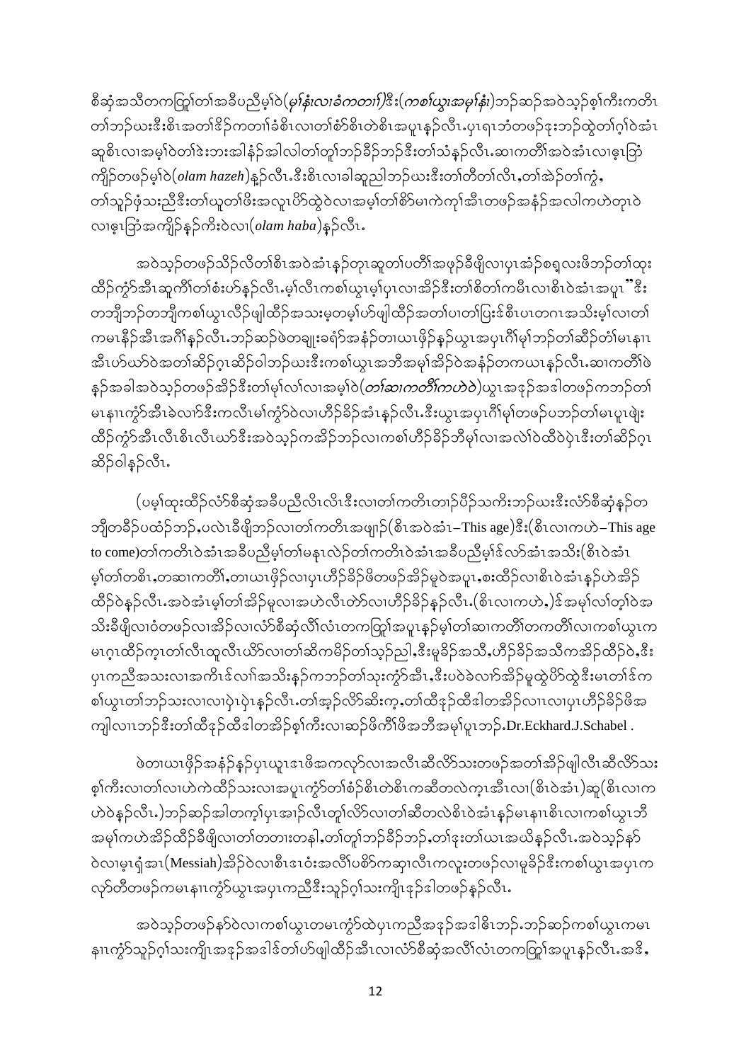စီဆုံအသိတကတြူ၊တၢ်အခီပညီမ့ၢ်ဝဲ(*မုၢ်နံၤလၢခံကတၢၢ်*)ဒီး(*ကစၢ်ယွၤအမုၢ်နံၤ*)ဘၣ်ဆၣ်အဝဲသ့ၣ်စ့ၢ်ကီးကတိၤတၢ်ဘၣ်ယးဒီးစိၤအတၢ်ဒိၣ်ကတၢၢ်ခံစိၤလၢတၢ်စံာ်စိၤတဲစိၤအပူၤန့ၣ်လီၤ.ပှၤရၤဘံတဖၣ်ဒုးဘၣ်ထွဲတၢ်ဂ့ၢ်ဝဲအံၤဆူစိၤလၢအမ့ၢ်ဝဲတၢ်ဒဲးဘးအါနံၣ်အါလါတၢ်တူၢ်ဘၣ်ခီၣ်ဘၣ်ဒီးတၢ်သံန့ၣ်လီၤ.ဆၢကတိၢ်အဝဲအံၤလၢဧ့ၤဘြၢ်ကျိာ်တဖၣ်မ့ၢ်ဝဲ(*olam hazeh*)န့ၣ်လီၤ.ဒီးစိၤလၢခါဆူညါဘၣ်ယးဒီးတၢ်တီတၢ်လိၤ,တၢ်အဲၣ်တၢ်ကွံ,တၢ်သူၣ်ဖုံသးညီဒီးတၢ်ယူတၢ်ဖိးအလူၤပိာ်ထွဲဝဲလၢအမ့ၢ်တၢ်စိာ်မၤကဲကုၢ်အီၤတဖၣ်အနံၣ်အလါကဟဲတုၤဝဲလၢဧ့ၤဘြၢ်အကျိာ်နှၣ်ကီးဝဲလၢ(*olam haba*)န့ၣ်လီၤ.

အဝဲသ့ၣ်တဖၣ်သ့ၣ်လိတၢ်စိၤအဝဲအံၤန့ၣ်တုၤဆူတၢ်ပတိၢ်အဖုၣ်ခီဖျိလၢပှၤအံၣ်စရ့လးဖိဘၣ်တၢ်ထုးထီၣ်ကွံာ်အီၤဆူကိၢ်တၢ်စံးဟ်န့ၣ်လီၤ.မ့ၢ်လီၤကစၢ်ယွၤမ့ၢ်ပှၤလၢအိၣ်ဒီးတၢ်စိတၢ်ကမီၤလၢစိၤဝဲအံၤအပူၤ"ဒီးတဘျီဘၣ်တဘျီကစၢ်ယွၤလီၣ်ဖျါထီၣ်အသးမ့တမ့ၢ်ဟ်ဖျါထီၣ်အတၢ်ပၢတၢ်ပြးဒ်စီၤပၤတဂၤအသိးမ့ၢ်လၢတၢ်ကမၤနိၣ်အီၤအဂိၢ်န့ၣ်လီၤ.ဘၣ်ဆၣ်ဖဲတချူးခရံာ်အနံၣ်တၢယၤဖိုၣ်နၣ်ယွၤအပှၤဂိၢ်မုၢ်ဘၣ်တၢ်ဆီၣ်တံၢ်မၤနၢၤအီၤဟ်ယာ်ဝဲအတၢ်ဆိၣ်ဂ့ၤဆိၣ်ဝါဘၣ်ယးဒီးကစၢ်ယွၤအဘီအမုၢ်အိၣ်ဝဲအနံၣ်တကယၤန့ၣ်လီၤ.ဆၢကတီၢ်ဖဲနၣ်အခါအဝဲသ့ၣ်တဖၣ်အိၣ်ဒီးတၢ်မုၢ်လၢ်လၢအမ့ၢ်ဝဲ(*တၢ်ဆၢကတီၢ်ကဟဲဝဲ*)ယွၤအဒုၣ်အဒါတဖၣ်ကဘၣ်တၢ်မၤနၢၤကွံာ်အီၤခဲလၢာ်ဒီးကလီၤမၢ်ကွံာ်ဝဲလၢဟိၣ်ခိၣ်အံၤန့ၣ်လီၤ.ဒီးယွၤအပှၤဂိၢ်မုၢ်တဖၣ်ပဘၣ်တၢ်မၤပူၤဖျဲးထီၣ်ကွံာ်အီၤလီၤစိၤလီၤယာ်ဒီးအဝဲသ့ၣ်ကအိၣ်ဘၣ်လၢကစၢ်ဟိၣ်ခိၣ်ဘီမုၢ်လၢအလဲၢ်ဝဲထီဝဲပှဲၤဒီးတၢ်ဆိၣ်ဂ့ၤဆိၣ်ဝါန့ၣ်လီၤ.

(ပမ့ၢ်ထုးထီၣ်လံာ်စီဆုံအခီပညီလိၤလိၤဒီးလၢတၢ်ကတိၤတၢၣ်ပိၣ်သကိးဘၣ်ယးဒီးလံာ်စီဆုံန့ၣ်တဘျီတခီၣ်ပထံၣ်ဘၣ်,ပလဲၤခီဖျိဘၣ်လၢတၢ်ကတိၤအဖျၢၣ်(စိၤအဝဲအံၤ–This age)ဒီး(စိၤလၢကဟဲ–This age to come)တၢ်ကတိၤဝဲအံၤအခီပညီမ့ၢ်တၢ်မနုၤလဲၣ်တၢ်ကတိၤဝဲအံၤအခီပညီမ့ၢ်ဒ်လာ်အံၤအသိး(စိၤဝဲအံၤမ့ၢ်တၢ်တစိၤ,တဆၢကတီၢ်,တၢယၤဖိုၣ်လၢပှၤဟိၣ်ခိၣ်ဖိတဖၣ်အိၣ်မူဝဲအပူၤ,စးထီၣ်လၢစိၤဝဲအံၤန့ၣ်ဟဲအိၣ်ထီၣ်ဝဲန့ၣ်လီၤ.အဝဲအံၤမ့ၢ်တၢ်အိၣ်မူလၢအဟဲလီၤတဲာ်လၢဟိၣ်ခိၣ်န့ၣ်လီၤ.(စိၤလၢကဟဲ,)ဒ်အမ့ၢ်လၢ်တ့ၢ်ဝဲအသိးခီဖျိလၢဝံတဖၣ်လၢအိၣ်လၢလံာ်စီဆုံလီၢ်လံၤတကတြူၢ်အပူၤန့ၣ်မ့ၢ်တၢ်ဆၢကတီၢ်တကတီၢ်လၢကစၢ်ယွၤကမၤဂ့ၤထီၣ်က့ၤတၢ်လီၤထူလီၤယိာ်လၢတၢ်ဆိကမိၣ်တၢ်သ့ၣ်ညါ,ဒီးမူခိၣ်အသိ,ဟိၣ်ခိၣ်အသိကအိၣ်ထီၣ်ဝဲ,ဒီးပှၤကညီအသးလၢအကိၤဒ်လၢ်အသိးန့ၣ်ကဘၣ်တၢ်သုးကွံာ်အီၤ,ဒီးပဝဲခဲလၢာ်အိၣ်မူထွဲပိာ်ထွဲဒီးမၤတၢ်ဒ်ကစၢ်ယွၤတၢ်ဘၣ်သးလၢလၢပှဲၤပှဲၤန့ၣ်လီၤ.တၢ်အှၣ်လိာ်ဆိးက့,တၢ်ထိဒုၣ်ထီဒါတအိၣ်လၢၤလၢပှၤဟိၣ်ခိၣ်ဖိအကျါလၢၤဘၣ်ဒီးတၢ်ထိဒုၣ်ထီဒါတအိၣ်စ့ၢ်ကီးလၢဆၣ်ဖိကိၢ်ဖိအဘီအမုၢ်ပူၤဘၣ်.Dr.Eckhard.J.Schabel .

ဖဲတၢယၤဖိုၣ်အနံၣ်နၣ်ပှၤယူၤဒၤဖိအကလုာ်လၢအလီၤဆီလိာ်သးတဖၣ်အတၢ်အိၣ်ဖျါလီၤဆီလိာ်သးစ့ၢ်ကီးလၢတၢ်လၢဟဲကဲထီၣ်သးလၢအပူၤကွံာ်တၢ်စံာ်စိၤတဲစိၤကဆီတလဲက့ၤအီၤလၢ(စိၤဝဲအံၤ)ဆူ(စိၤလၢကဟဲဝဲန့ၣ်လီၤ.)ဘၣ်ဆၣ်အါတက့ၢ်ပှၤအၢၣ်လီၤတူၢ်လိာ်လၢတၢ်ဆီတလဲစိၤဝဲအံၤန့ၣ်မၤနၢၤစိၤလၢကစၢ်ယွၤဘီအမုၢ်ကဟဲအိၣ်ထီၣ်ခီဖျိလၢတၢ်တတၢးတနါ,တၢ်တူၢ်ဘၣ်ခီၣ်ဘၣ်,တၢ်ဒုးတၢ်ယၤအဃိန့ၣ်လီၤ.အဝဲသ့ၣ်နာ်ဝဲလၢမ့ၢ်ရှ်အၤ(Messiah)အိၣ်ဝဲလၢစီၤဒၤဝံးအလီၢ်ပစိာ်ကဆုၢလီၤကလူးတဖၣ်လၢမူခိၣ်ဒီးကစၢ်ယွၤအပှၤကလုာ်တီတဖၣ်ကမၤနၢၤကွံာ်ယွၤအပှၤကညီဒီးသူၣ်ဂ့ၢ်သးကျိၤဒုၣ်ဒါတဖၣ်န့ၣ်လီၤ.

အဝဲသ့ၣ်တဖၣ်နာ်ဝဲလၢကစၢ်ယွၤတမၤကွံာ်ထဲပှၤကညီအဒုၣ်အဒါဖိၤဘၣ်.ဘၣ်ဆၣ်ကစၢ်ယွၤကမၤနၢၤကွံာ်သူၣ်ဂ့ၢ်သးကျိၤအဒုၣ်အဒါဒ်တၢ်ဟ်ဖျါထီၣ်အီၤလၢလံာ်စီဆုံအလီၢ်လံၤတကတြူၢ်အပူၤန့ၣ်လီၤ.အဒိ,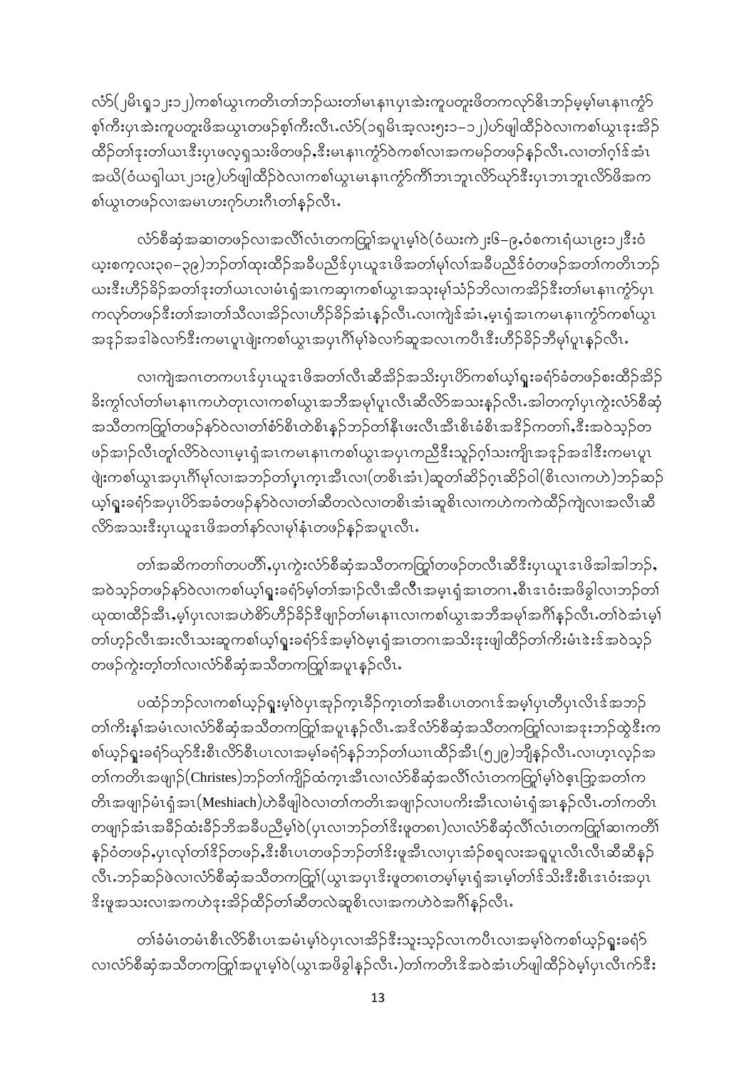လံာ်(၂မိၤရှ၁၂း၁၂)ကစၢ်ယွၤကတိၤတၢ်ဘဉ်ဃးတၢ်မၤနၢၤပှၤအဲးကူပတူးဖိတကလှာ်ဓိၤဘဉ်မ့မ့ၢ်မၤနၢၤကွံာ်စ့ၢ်ကီးပှၤအဲးကူပတူးဖိအယွၤတဖဉ်စ့ၢ်ကီးလီၤ.လံာ်(၁ရှမိၤအ့လး၅း၁–၁၂)ဟ်ဖျါထိဉ်ဝဲလၢကစၢ်ယွၤဒုးအိဉ်ထိဉ်တၢ်ဒုးတၢ်ယၤဒီးပှၤဖလ့ရှသးဖိတဖဉ်,ဒီးမၤနၢၤကွံာ်ဝဲကစၢ်လၢအကမဉ်တဖဉ်နဉ်လီၤ.လၢတၢ်ဂ့ၢ်ဒ်အံၤအယိ(ဝံယရှါယၤ၂၁း၉)ဟ်ဖျါထိဉ်ဝဲလၢကစၢ်ယွၤမၤနၢၤကွံာ်ကိၢ်ဘၢဘူၤလိာ်ယုာ်ဒီးပှၤဘၢဘူၤလိာ်ဖိအကစၢ်ယွၤတဖဉ်လၢအမၤဟးဂ့ာ်ဟးဂီၤတၢ်နဉ်လီၤ.

လံာ်စီဆုံအဆၢတဖဉ်လၢအလိၢ်လံၤတကတြူၢ်အပူၤမ့ၢ်ဝဲ(ဝံယးကဲ၂း၆–၉,ဝံစကၤရံယၤ၉း၁၂ဒီးဝံယ့းစကုလး၃၈–၃၉)ဘဉ်တၢ်ထုးထိဉ်အခီပညီဒ်ပှၤယူဒၤဖိအတၢ်မုၢ်လၢ်အခီပညီဒ်ဝံတဖဉ်အတၢ်ကတိၤဘဉ်ဃးဒီးဟီဉ်ခိဉ်အတၢ်ဒုးတၢ်ယၤလၢမံၤရှံအၤကဆုၢကစၢ်ယွၤအသုးမုၢ်သံဉ်ဘိလၢကအိဉ်ဒီးတၢ်မၤနၢၤကွံာ်ပှၤကလုာ်တဖဉ်ဒီးတၢ်အၢတၢ်သီလၢအိဉ်လၢဟီဉ်ခိဉ်အံၤနဉ်လီၤ.လၢကျဲဒ်အံၤ,မ့ၤရှံအၤကမၤနၢၤကွံာ်ကစၢ်ယွၤအဒုဉ်အဒါခဲလၢာ်ဒီးကမၤပှၤဖျဲးကစၢ်ယွၤအပှၤဂိၢ်မုၢ်ခဲလၢာ်ဆူအလၤကပီၤဒီးဟီဉ်ခိဉ်ဘီမုၢ်ပူၤနဉ်လီၤ.

လၢကျဲအဂၤတကပၤဒ်ပှၤယူဒၤဖိအတၢ်လီၤဆီအိဉ်အသိးပှၤပိာ်ကစၢ်ယ့ၢ်ရှူးခရံာ်ခံတဖဉ်စးထိဉ်အိဉ်ခိးကွၢ်လၢ်တၢ်မၤနၢၤကဟဲတုၤလၢကစၢ်ယွၤအဘီအမုၢ်ပူၤလီၤဆီလိာ်အသးနဉ်လီၤ.အါတက့ၢ်ပှၤကွဲးလံာ်စီဆုံအသိတကတြူၢ်တဖဉ်နာ်ဝဲလၢတၢ်စံာ်စိၤတဲစိၤနဉ်ဘဉ်တၢ်နီၤဖးလီၤအီၤစိၤခံစိၤအဒိဉ်ကတၢၢ်,ဒီးအဝဲသ့ဉ်တဖဉ်အၢဉ်လီၤတူၢ်လိာ်ဝဲလၢၤမ့ၤရှံအၤကမၤနၢၤကစၢ်ယွၤအပှၤကညီဒီးသူဉ်ဂ့ၢ်သးကျိၤအဒုဉ်အဒါဒီးကမၤပှၤဖျဲးကစၢ်ယွၤအပှၤဂိၢ်မုၢ်လၢအဘဉ်တၢ်ပှ့ၤက့ၤအီၤလၢ(တစိၤအံၤ)ဆူတၢ်ဆိဉ်ဂ့ၤဆိဉ်ဝါ(စိၤလၢကဟဲ)ဘဉ်ဆဉ်ယ့ၢ်ရှူးခရံာ်အပှၤပိာ်အခံတဖဉ်နာ်ဝဲလၢတၢ်ဆီတလဲလၢတစိၤအံၤဆူစိၤလၢကဟဲကကဲထိဉ်ကျဲလၢအလီၤဆီလိာ်အသးဒီးပှၤယူဒၤဖိအတၢ်နာ်လၢမုၢ်နံၤတဖဉ်နဉ်အပူၤလီၤ.

တၢ်အဆိကတၢၢ်တပတိၢ်,ပှၤကွဲးလံာ်စီဆုံအသိတကတြူၢ်တဖဉ်တလီၤဆီဒီးပှၤယူၤဒၤဖိအါအါဘဉ်,အဝဲသ့ဉ်တဖဉ်နာ်ဝဲလၢကစၢ်ယ့ၢ်ရှူးခရံာ်မ့ၢ်တၢ်အၢဉ်လီၤအီလီၤအမ့ၤရှံအၤတဂၤ,စီၤဒၤဝံးအဖိခွါလၢဘဉ်တၢ်ယုထၢထိဉ်အီၤ,မ့ၢ်ပှၤလၢအဟဲစိာ်ဟီဉ်ခိဉ်ဒီဖျာဉ်တၢ်မၤနၢၤလၢကစၢ်ယွၤအဘီအမုၢ်အဂိၢ်နဉ်လီၤ.တၢ်ဝဲအံၤမ့ၢ်တၢ်ဟ့ဉ်လီၤအးလီၤသးဆုကစၢ်ယ့ၢ်ရှူးခရံာ်ဒ်အမ့ၢ်ဝဲမ့ၤရှံအၤတဂၤအသိးဒုးဖျါထိဉ်တၢ်ကီးမံၤဒဲးဒ်အဝဲသ့ဉ်တဖဉ်ကွဲးတ့ၢ်တၢ်လၢလံာ်စီဆုံအသိတကတြူၢ်အပူၤနဉ်လီၤ.

ပထံဉ်ဘဉ်လၢကစၢ်ယ့ဉ်ရှူးမ့ၢ်ဝဲပှၤအှဉ်က့ၤခိဉ်က့ၤတၢ်အစီၤပၤတဂၤဒ်အမ့ၢ်ပှၤတီပှၤလိၤဒ်အဘဉ်တၢ်ကီးနၢ်အမံၤလၢလံာ်စီဆုံအသိတကတြူၢ်အပူၤနဉ်လီၤ.အဒိလံာ်စီဆုံအသိတကတြူၢ်လၢအဒုးဘဉ်ထွဲဒီးကစၢ်ယ့ဉ်ရှူးခရံာ်ယုာ်ဒီးစီၤလိာ်စီၤပၤလၢအမ့ၢ်ခရံာ်နဉ်ဘဉ်တၢ်ယၢၤထိဉ်အီၤ(၅၂၉)ဘျီနဉ်လီၤ.လၢဟ့ၤလ့ဉ်အတၢ်ကတိၤအဖျာဉ်(Christes)ဘဉ်တၢ်ကျိဉ်ထံက့ၤအီၤလၢလံာ်စီဆုံအလိၢ်လံၤတကတြူၢ်မ့ၢ်ဝဲဧ့ၤဘြူအတၢ်ကတိၤအဖျာဉ်မံၤရှံအၤ(Meshiach)ဟဲခီဖျါဝဲလၢတၢ်ကတိၤအဖျာဉ်လၢပကိးအီၤလၢမံၤရှံအၤနဉ်လီၤ.တၢ်ကတိၤတဖျာဉ်အံၤအခီဉ်ထံးခိဉ်ဘိအခီပညီမ့ၢ်ဝဲ(ပှၤလၢဘဉ်တၢ်ဒိးဖှတစၢ)လၢလံာ်စီဆုံလိၢ်လံၤတကတြူၢ်ဆၢကတိၢ်နဉ်ဝံတဖဉ်,ပှၤလုၢ်တၢ်ဒိဉ်တဖဉ်,ဒီးစီၤပၤတဖဉ်ဘဉ်တၢ်ဒိးဖှအီၤလၢပှၤအံဉ်စရှလးအရှပူၤလီၤလီၤဆီဆီနဉ်လီၤ.ဘဉ်ဆဉ်ဖဲလၢလံာ်စီဆုံအသိတကတြူၢ်(ယွၤအပှၤဒိးဖှတစၢတမ့ၢ်မ့ၤရှံအၤမ့ၢ်တၢ်ဒ်သိးဒီးစီၤဒၤဝံးအပှၤဒိးဖှအသးလၢအကဟဲဒုးအိဉ်ထိဉ်တၢ်ဆီတလဲဆူစိၤလၢအကဟဲဝဲအဂိၢ်နဉ်လီၤ.

တၢ်ခံမံၤတမံၤစီၤလိာ်စီၤပၤအမံၤမ့ၢ်ဝဲပှၤလၢအိဉ်ဒီးသူးသ့ဉ်လၢကပီၤလၢအမ့ၢ်ဝဲကစၢ်ယ့ဉ်ရှူးခရံာ်လၢလံာ်စီဆုံအသိတကတြူၢ်အပူၤမ့ၢ်ဝဲ(ယွၤအဖိခွါနဉ်လီၤ.)တၢ်ကတိၤဒ်အဝဲအံၤဟ်ဖျါထိဉ်ဝဲမ့ၢ်ပှၤလီၤက်ဒီး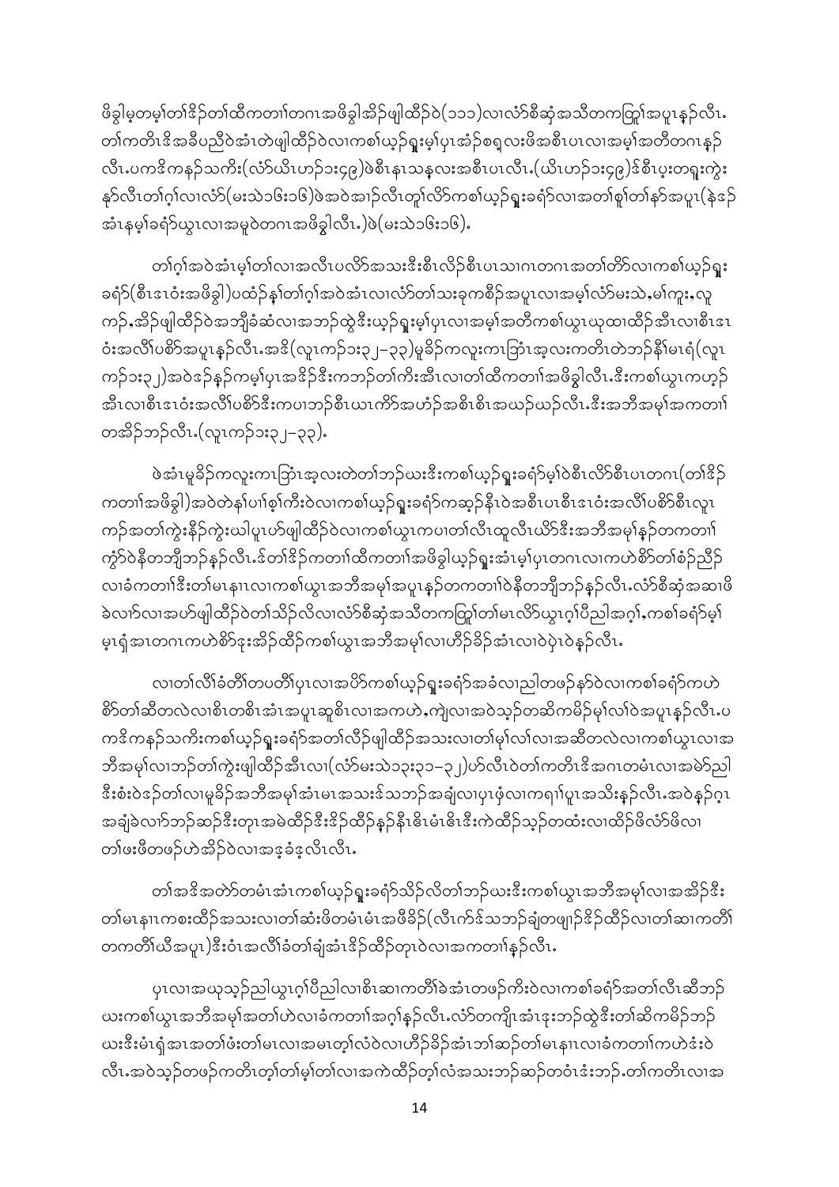ဖိခွါမ့တမ့ါတါဒိဉ်တါထီကတၢါတၢဂၤအဖိခွါအိဉ်ဖျါထိဉ်ဝဲ(၁၁၁)လၢလံာ်စီဆှံအသီတကတြူါအပူၤန့ဉ်လီၤ. တါကတိၤဒ်အခီပညီဝဲအံၤတဲဖျါထိဉ်ဝဲလၢကစါယ့ဉ်ရှူးမ့ါပှၤအံဉ်စရ့လးဖိအစီၤပၤလၢအမ့ါအတီတဂၤန့ဉ် လီၤ.ပကဒိကနဉ်သကိး(လံာ်ယိၤဟဉ်၁း၄၉)ဖဲစီၤနၤသန့လးအစီၤပၤလီၤ.(ယိၤဟဉ်၁း၄၉)ဒ်စီၤပ့းတရူးကွဲး နဉ်လီၤတါဂ့ါလၢလံာ်(မးသဲ၁၆း၁၆)ဖဲအဝဲအါဉ်လီၤတူါလိာ်ကစါယ့ဉ်ရှူးခရံာ်လၢအတါစူါတါနာ်အပူၤ(နဲဒ်ဉ် အံၤနမ့ါခရံာ်ယွၤလၢအမူဝဲတဂၤအဖိခွါလီၤ.)ဖဲ(မးသဲ၁၆း၁၆).

တါဂ့ါအဝဲအံၤမ့ါတါလၢအလီၤပလိာ်အသးဒီးစီၤလိဉ်စီၤပၤသၢဂၤတဂၤအတါတိာ်လၢကစါယ့ဉ်ရှူး ခရံာ်(စီၤဒၤဝံးအဖိခွါ)ပထံဉ်နှါတါဂ့ါအဝဲအံၤလၢလံာ်တါသးခုကစိဉ်အပူၤလၢအမ့ါလံာ်မးသဲ,မၢ်ကူး,လူ ကဉ်,အိဉ်ဖျါထိဉ်ဝဲအဘျီခံဆံလၢအဘဉ်ထွဲဒီးယ့ဉ်ရှူးမ့ါပှၤလၢအမ့ါအတီကစါယွၤယုထၢထိဉ်အီၤလၢစီၤဒၤ ဝံးအလီါပစိာ်အပူၤန့ဉ်လီၤ.အဒိ(လူၤကဉ်၁း၃၂–၃၃)မူခိဉ်ကလူးကၤဘြံၤအ့လးကတိၤတဲဘဉ်နီါမၤရံ(လူၤ ကဉ်၁း၃၂)အဝဲဒ်နဉ်ကမ့ါပှၤအဒိဉ်ဒီးကဘဉ်တါကိးအီၤလၢတါထိကတၢါအဖိခွါလီၤ.ဒီးကစါယွၤကဟ့ဉ် အီၤလၢစီၤဒၤဝံးအလီါပစိာ်ဒီးကပၢဘဉ်စီၤယၤကိာ်အဟံဉ်အစိၤစိၤအဃဉ်ဃဉ်လီၤ.ဒီးအဘီအမ့ါအကတၢါ တအိဉ်ဘဉ်လီၤ.(လူၤကဉ်၁း၃၂–၃၃).

ဖဲအံၤမူခိဉ်ကလူးကၤဘြံၤအ့လးတဲတါဘဉ်ဃးဒီးကစါယ့ဉ်ရှူးခရံာ်မ့ါဝဲစီၤလိာ်စီၤပၤတဂၤ(တါဒိဉ် ကတၢါအဖိခွါ)အဝဲတဲနှါပၢါစ့ါကီးဝဲလၢကစါယ့ဉ်ရှူးခရံာ်ကဆ့ဉ်နီၤဝဲအစီၤပၤစီၤဒၤဝံးအလီါပစိာ်စီၤလူၤ ကဉ်အတါကွဲးနိဉ်ကွဲးဃါပူၤဟ်ဖျါထိဉ်ဝဲလၢကစါယွၤကပၢတါလီၤထူလီၤယိာ်ဒီးအဘီအမ့ါန့ဉ်တကတၢါ ကွံာ်ဝဲနီတဘျီဘဉ်န့ဉ်လီၤ.ဒ်တါဒိဉ်ကတၢါထိကတၢါအဖိခွါယ့ဉ်ရှူးအံၤမ့ါပှၤတဂၤလၢကဟဲစိာ်တါစံဉ်ညီဉ် လၢခံကတၢါဒီးတါမၤနၢၤလၢကစါယွၤအဘီအမ့ါအပူၤန့ဉ်တကတၢါဝဲနီတဘျီဘဉ်န့ဉ်လီၤ.လံာ်စီဆှံအဆၢဖိ ခဲလၢာ်လၢအဟ်ဖျါထိဉ်ဝဲတါသိဉ်လိလၢလံာ်စီဆှံအသီတကတြူါတါမၤလိာ်ယွၤဂ့ါပီညါအဂ့ါ,ကစါခရံာ်မ့ါ မ့ၤရှ်အၢတဂၤကဟဲစိာ်ဒုးအိဉ်ထိဉ်ကစါယွၤအဘီအမ့ါလၢဟီဉ်ခိဉ်အံၤလၢဝဲပှဲၤဝဲန့ဉ်လီၤ.

လၢတါလီါခံတိါတပတိါပှၤလၢအပိာ်ကစါယ့ဉ်ရှူးခရံာ်အခံလၢညါတဖဉ်နာ်ဝဲလၢကစါခရံာ်ကဟဲ စိာ်တါဆီတလဲလၢစိၤတစိၤအံၤအပူၤဆူစိၤလၢအကဟဲ,ကျဲလၢအဝဲသ့ဉ်တဆိကမိဉ်မှါလါဝဲအပူၤန့ဉ်လီၤ.ပ ကဒိကနဉ်သကိးကစါယ့ဉ်ရှူးခရံာ်အတါလိဉ်ဖျါထိဉ်အသးလၢတါမှါလါလၢအဆီတလဲလၢကစါယွၤလၢအ ဘီအမ့ါလၢဘဉ်တါကွဲးဖျါထိဉ်အီၤလၢ(လံာ်မးသဲ၁၃း၃၁–၃၂)ဟ်လီၤဝဲတါကတိၤဒိအဂၤတမံၤလၢအမဲာ်ညါ ဒီးစံးဝဲဒ်တါလၢမူခိဉ်အဘီအမ့ါအံၤမၤအသးဒ်သဘဉ်အချံလၢပှၤဖုံလၢကရၢါပူၤအသိးန့ဉ်လီၤ.အဝဲနဉ်ဂ့ၤ အချံခဲလၢာ်ဘဉ်ဆဉ်ဒီးတုၤအမဲထိဉ်ဒီးဒိဉ်ထိဉ်နဉ်နီၤဖိၤမံၤဖိၤဒီးကဲထိဉ်သ့ဉ်တထံးလၢထိဉ်ဖိလံာ်ဖိလၢ တါဖးဖိတဖဉ်ဟဲအိဉ်ဝဲလၢအဒ့ခံဒ့လိၤလီၤ.

တါအဒိအတဲာ်တမံၤအံၤကစါယ့ဉ်ရှူးခရံာ်သိဉ်လိတါဘဉ်ဃးဒီးကစါယွၤအဘီအမ့ါလၢအအိဉ်ဒီး တါမၤနၢၤကစးထိဉ်အသးလၢတါဆံးဖိတမံၤမံၤအဖီခိဉ်(လီၤက်ဒ်သဘဉ်ချံတဖျာဉ်ဒိဉ်ထိဉ်လၢတါဆၢကတီါ တကတီါယီအပူၤ)ဒီးဝံၤအလီါခံတါချံအံၤဒိဉ်ထိဉ်တုၤဝဲလၢအကတၢါန့ဉ်လီၤ.

ပှၤလၢအယုသ့ဉ်ညါယွၤဂ့ါပီညါလၢစိၤဆၢကတီါခဲအံၤတဖဉ်ကီးဝဲလၢကစါခရံာ်အတါလီၤဆီဘဉ် ဃးကစါယွၤအဘီအမ့ါအတါဟဲလၢခံကတၢါအဂ့ါန့ဉ်လီၤ.လံာ်တကျိၤအံၤဒုးဘဉ်ထွဲဒီးတါဆိကမိဉ်ဘဉ် ဃးဒီးမံၤရှ်အၢအတါဖံးတါမၤလၢအမၤတ့ါလံဝဲလၢဟီဉ်ခိဉ်အံၤဘါဆဉ်တါမၤနၢၤလၢခံကတၢါကဟဲဒံးဝဲ လီၤ.အဝဲသ့ဉ်တဖဉ်ကတိၤတ့ါတါမ့ါတါလၢအကဲထိဉ်တ့ါလံအသးဘဉ်ဆဉ်တဝံၤဒံးဘဉ်.တါကတိၤလၢအ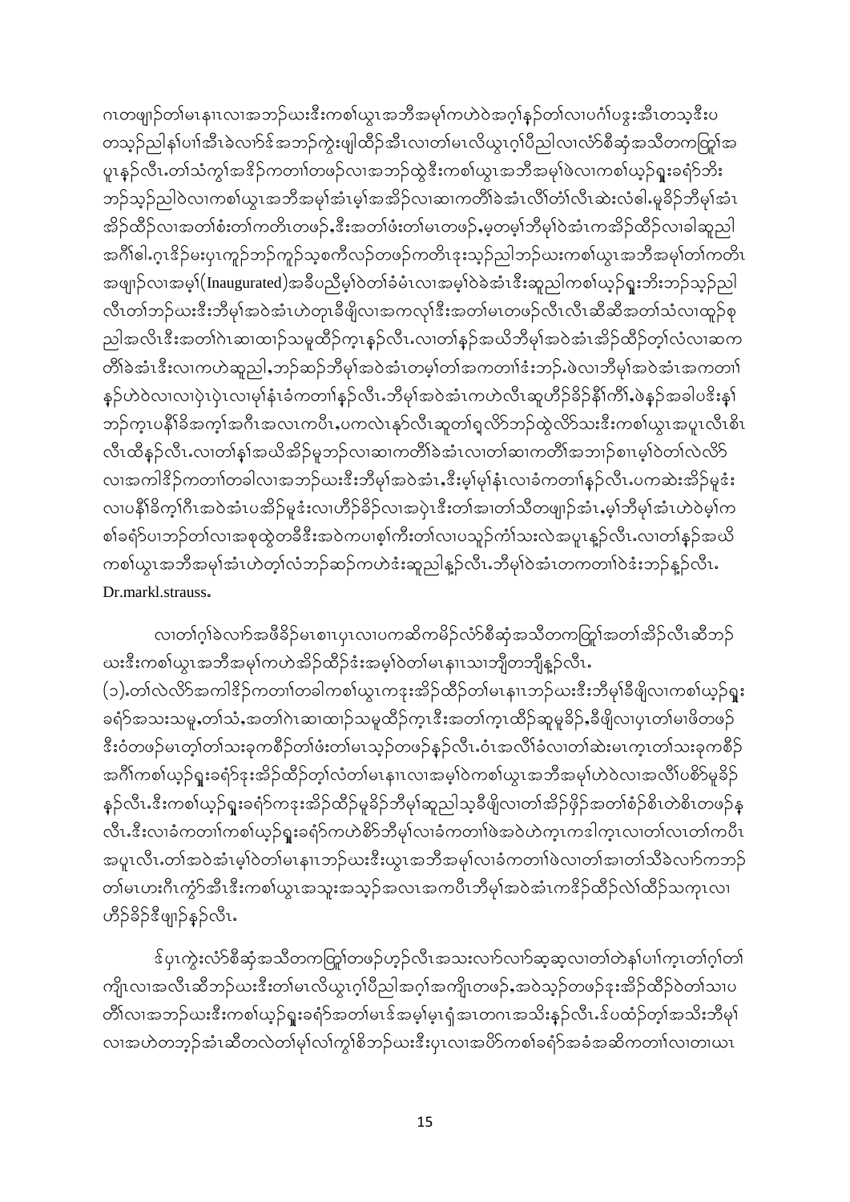ဂ,တဖျာ်တ၊်မ,နၢ,လ၊အဘၣ်ဃးဒီးကစၢ်ယွၤအဘီအမုၢ်ကဟဲဝဲအဂ့ၢ်နၣ်တ၊်လ၊ပဂံၢ်ပဒူးအီၤတသ့ဒီးပ တသ့ၣ်ညါနၢ်ပၢၢ်အီၤခဲလ၊ာ်အဘၣ်ကွဲးဖျါထိၣ်အီၤလ၊တ၊်မ,လိယွၤဂ့ၢ်ပီညါလ၊လံာ်စီဆုံအသိတကတြူၢ်အ ပူၤနၣ်လီၤ.တ၊်သံကွၢ်အဒိၣ်ကတ၊ၢ်တဖၣ်လ၊အဘၣ်ထွဲဒီးကစၢ်ယွၤအဘီအမုၢ်ဖဲလ၊ကစၢ်ယ့ၣ်ရှူးခရံာ်ဘီး ဘၣ်သ့ၣ်ညါဝဲလ၊ကစၢ်ယွၤအဘီအမုၢ်အံၤမ့ၢ်အဒိၣ်လ၊ဆ၊ကတိၢ်ခဲအံၤလီၢ်တ၊်လီၤဆဲးလံဓါ.မ့ခိၣ်ဘီမုၢ်အံၤ အိၣ်ထိၣ်လ၊အတ၊်စံးတ၊်ကတိၤတဖၣ်,ဒီးအတ၊်ဖံးတ၊်မၤတဖၣ်,မ့တမ့ၢ်ဘီမုၢ်ဝဲအံၤကအိၣ်ထိၣ်လ၊ခါဆူညါ အဂီၢ်ဓါ.ဂ့ၤဒိၣ်မးပှၤကူၣ်ဘၣ်ကူၣ်သ့စကီလၣ်တဖၣ်ကတိၤဒုးသ့ၣ်ညါဘၣ်ဃးကစၢ်ယွၤအဘီအမုၢ်တ၊်ကတိၤ အဖျာ်လ၊အမ့ၢ်(Inaugurated)အခီပညီမ့ၢ်ဝဲတ၊်ခံမံၤလ၊အမ့ၢ်ဝဲခဲအံၤဒီးဆူညါကစၢ်ယ့ၣ်ရှူးဘီးဘၣ်သ့ၣ်ညါ လီၤတ၊်ဘၣ်ဃးဒီးဘီမုၢ်အဝဲအံၤဟဲတုၤခီဖျိလ၊အကလုၢ်ဒီးအတ၊်မၤတဖၣ်လီၤလီၤဆီဆီအတ၊်သံလ၊ထူၣ်စု ညါအလိၤဒီးအတ၊်ဂဲၤဆ၊ထ၊ၣ်သမူထိၣ်က့ၤနၣ်လီၤ.လ၊တ၊်နၢ်အဃိဘီမုၢ်အဝဲအံၤအိၣ်ထိၣ်တ့ၢ်လံလ၊ဆ က တိၢ်ခဲအံၤဒီးလ၊ကဟဲဆူညါ,ဘၣ်ဆၣ်ဘီမုၢ်အဝဲအံၤတမ့ၢ်တ၊်အကတ၊ၢ်ဒ်းဘၣ်.ဖဲလ၊ဘီမုၢ်အဝဲအံၤအကတ၊ၢ် နၣ်ဟဲဝဲလ၊လၢပှဲၤပှဲၤလ၊မုၢ်နံၤခံကတ၊ၢ်နၣ်လီၤ.ဘီမုၢ်အဝဲအံၤကဟဲလီၤဆူဟီၣ်ခိၣ်နီၢ်ကိၢ်,ဖဲနၣ်အခါပဒိးနၢ် ဘၣ်က့ၤပနီၢ်ခိအက့ၢ်အဂီၤအလ,ကပီၤ,ပကလဲၤနာ်လီၤဆူတ၊်ရှလိာ်ဘၣ်ထွဲလိာ်သးဒီးကစၢ်ယွၤအပူၤလီၤစီၤ လီၤထီနၣ်လီၤ.လ၊တ၊်နၢ်အဃိအိၣ်မူဘၣ်လ၊ဆ၊ကတိၢ်ခဲအံၤလ၊တ၊်ဆ၊ကတိၢ်အဘၢၣ်စၢၤမ့ၢ်ဝဲတ၊်လဲလိာ် လ၊အကါဒိၣ်ကတ၊ၢ်တခါလ၊အဘၣ်ဃးဒီးဘီမုၢ်အဝဲအံၤ,ဒီးမ့ၢ်မုၢ်နံၤလ၊ခံကတ၊ၢ်နၣ်လီၤ.ပကဆဲးအိၣ်မူဖံး လ၊ပနီၢ်ခိက့ၢ်ဂီၤအဝဲအံၤပအိၣ်မူဖံးလ၊ဟီၣ်ခိၣ်လ၊အပှဲၤဒီးတ၊်အ၊တ၊်သီတဖျၢၣ်အံၤ,မ့ၢ်ဘီမုၢ်အံၤဟဲဝဲမ့ၢ်က စၢ်ခရံာ်ပ၊ဘၣ်တ၊်လ၊အစုထွဲတခီဒီးအဝဲကပ၊စ့ၢ်ကီးတ၊်လ၊ပသူၣ်ကံၢ်သးလဲအပူၤန့ၣ်လီၤ.လ၊တ၊်နၢ်အဃိ ကစၢ်ယွၤအဘီအမုၢ်အံၤဟဲတ့ၢ်လံဘၣ်ဆၣ်ကဟဲဒံးဆူညါန့ၣ်လီၤ.ဘီမုၢ်ဝဲအံၤတကတ၊ၢ်ဝဲဒံးဘၣ်နၣ်လီၤ. Dr.markl.strauss.

လ၊တ၊်ဂ့ၢ်ခဲလ၊ာ်အဖီခိၣ်မ,စၢၤပှၤလ၊ပကဆိကမိၣ်လံာ်စီဆုံအသိတကတြူၢ်အတ၊်အိၣ်လီၤဆီဘၣ် ဃးဒီးကစၢ်ယွၤအဘီအမုၢ်ကဟဲအိၣ်ထိၣ်ဒ်းအမ့ၢ်ဝဲတ၊်မ,နၢ,သ၊ဘျီတဘျီနၣ်လီၤ.

(၁).တ၊်လဲလိာ်အကါဒိၣ်ကတ၊ၢ်တခါကစၢ်ယွၤကဒုးအိၣ်ထိၣ်တ၊်မ,နၢ,ဘၣ်ဃးဒီးဘီမုၢ်ခီဖျိလ၊ကစၢ်ယ့ၣ်ရှူး ခရံာ်အသးသမူ,တ၊်သံ,အတ၊်ဂဲၤဆ၊ထ၊ၣ်သမူထိၣ်က့ၤဒီးအတ၊်က့ၤထိၣ်ဆူမူခိၣ်,ခီဖျိလ၊ပှၤတ၊်မ၊ဖိတဖၣ် ဒီးဝံတဖၣ်မ,တ့ၢ်တ၊်သးခုကစိၣ်တ၊်ဖံးတ၊်မ,သ့ၣ်တဖၣ်နၣ်လီၤ.ဝံၤအလီၢ်ခံလ၊တ၊်ဆဲးမ,က့ၤတ၊်သးခုကစိၣ် အဂီၢ်ကစၢ်ယ့ၣ်ရှူးခရံာ်ဒုးအိၣ်ထိၣ်တ့ၢ်လံတ၊်မ,နၢ,လ၊အမ့ၢ်ဝဲကစၢ်ယွၤအဘီအမုၢ်ဟဲဝဲလ၊အလီၢ်ပစိာ်မူခိၣ် နၣ်လီၤ.ဒီးကစၢ်ယ့ၣ်ရှူးခရံာ်ကဒုးအိၣ်ထိၣ်မူခိၣ်ဘီမုၢ်ဆူညါသ့ခီဖျိလ၊တ၊်အိၣ်ဖိုၣ်အတ၊်စံၣ်စိၤတဲစိၤတဖၣ်န လီၤ.ဒီးလ၊ခံကတ၊ၢ်ကစၢ်ယ့ၣ်ရှူးခရံာ်ကဟဲစိာ်ဘီမုၢ်လ၊ခံကတ၊ၢ်ဖဲအဝဲဟဲက့ၤကဒါက့ၤလ၊တ၊်လ၊တ၊်ကပီၤ အပူၤလီၤ.တ၊်အဝဲအံၤမ့ၢ်ဝဲတ၊်မ,နၢ,ဘၣ်ဃးဒီးယွၤအဘီအမုၢ်လ၊ခံကတ၊ၢ်ဖဲလ၊တ၊်အ၊တ၊်သီခဲလ၊ာ်ကဘၣ် တ၊်မ,ဟးဂီၤကွံာ်အီၤဒီးကစၢ်ယွၤအသူးအသ့ၣ်အလ၊အကပီၤဘီမုၢ်အဝဲအံၤကဒိၣ်ထိၣ်လဲၢ်ထိၣ်သက့ၤလ၊ ဟီၣ်ခိၣ်ဒီဖျာၣ်နၣ်လီၤ.

ဒ်ပှၤကွဲးလံာ်စီဆုံအသိတကတြူၢ်တဖၣ်ဟ့ၣ်လီၤအသးလ၊ာ်လ၊ာ်ဆ့ဆ့လ၊တ၊်တဲနၢ်ပၢၢ်က့ၤတ၊်ဂ့ၢ်တ၊် ကျိၤလ၊အလီၤဆီဘၣ်ဃးဒီးတ၊်မ,လိယွၤဂ့ၢ်ပီညါအဂ့ၢ်အကျိၤတဖၣ်,အဝဲသ့ၣ်တဖၣ်ဒုးအိၣ်ထိၣ်ဝဲတ၊်သ၊ပ တိၢ်လ၊အဘၣ်ဃးဒီးကစၢ်ယ့ၣ်ရှူးခရံာ်အတ၊်မ,ဒ်အမ့ၢ်မ့ၤရှံအ၊တဂ,အသိးနၣ်လီၤ.ဒ်ပထံၣ်တ့ၢ်အသိးဘီမုၢ် လ၊အဟဲတဘ့ၣ်အံၤဆီတလဲတ၊်မုၢ်လၢ်ကွၢ်စိဘၣ်ဃးဒီးပှၤလ၊အပိာ်ကစၢ်ခရံာ်အခံအဆိကတ၊ၢ်လ၊တ၊ယၤ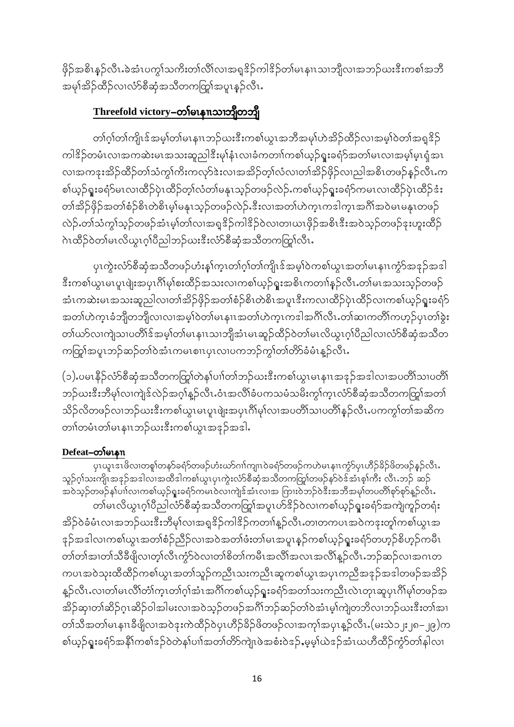ဖိုဉ်အစိၤန့ၣ်လီၤ.ခဲအံၤပကွၢ်သကိးတၢ်လီၢ်လၢအရှဒိဉ်ကါဒိဉ်တၢ်မၤနၢၤသၢဘျီလၢအဘဉ်ဃးဒီးကစၢ်အဘီအမုၢ်အိဉ်ထိဉ်လၢလံာ်စီဆှံအသီတကတြူၢ်အပူၤန့ၣ်လီၤ.

## Threefold victory–တၢ်မၤနၢၤသၢဘျီတဘျီ

တၢ်ဂ့ၢ်တၢ်ကျိၤဒ်အမ့ၢ်တၢ်မၤနၢၤဘဉ်ဃးဒီးကစၢ်ယွၤအဘီအမုၢ်ဟဲအိဉ်ထိဉ်လၢအမ့ၢ်ဝဲတၢ်အရှဒိဉ်ကါဒိဉ်တမံၤလၢအကဆဲးမၤအသးဆူညါဒီးမ့ၢ်နံၤလၢခံကတၢၢ်ကစၢ်ယ့ဉ်ရှူးခရံာ်အတၢ်မၤလၢအမ့ၢ်မ့ၤရှဲအၤလၢအကဒုးအိဉ်ထိဉ်တၢ်သံကွၢ်ကီးကလုာ်ဒဲးလၢအအိဉ်တ့ၢ်လံလၢတၢ်အိဉ်ဖိုဉ်လၢညါအစိၤတဖဉ်နှဉ်လီၤ.ကစၢ်ယ့ဉ်ရှူးခရံာ်မၤလၢထိဉ်ပှဲၤထိဉ်တ့ၢ်လံတၢ်မနုၤသ့ဉ်တဖဉ်လဲဉ်.ကစၢ်ယ့ဉ်ရှူးခရံာ်ကမၤလၢထိဉ်ပှဲၤထိဉ်ဖဲးတၢ်အိဉ်ဖိုဉ်အတၢ်စံဉ်စိၤတဲစိၤမ့ၢ်မနုၤသ့ဉ်တဖဉ်လဲဉ်.ဒီးလၢအတၢ်ဟဲက့ၤကဒါက့ၤအဂီၢ်အဝဲမၤမနုၤတဖဉ်လဲဉ်.တၢ်သံကွၢ်သ့ဉ်တဖဉ်အံၤမ့ၢ်တၢ်လၢအရှဒိဉ်ကါဒိဉ်ဝဲလၢတၢ၊ယၤဖိုဉ်အစိၤဒီးအဝဲသ့ဉ်တဖဉ်ဒုးဟူးထိဉ်ဂဲၤထိဉ်ဝဲတၢ်မၤလိယွၤဂ့ၢ်ပီညါဘဉ်ဃးဒီးလံာ်စီဆှံအသီတကတြူၢ်လီၤ.

ပှၤကွဲးလံာ်စီဆှံအသီတဖဉ်ဟံးန့ၢ်က့ၤတၢ်ဂ့ၢ်တၢ်ကျိၤဒ်အမ့ၢ်ဝဲကစၢ်ယွၤအတၢ်မၤနၢၤကွဲာ်အဒုဉ်အဒါဒီးကစၢ်ယွၤမၤပူၤဖျဲးအပှၤဂီၢ်မုၢ်စးထိဉ်အသးလၢကစၢ်ယ့ဉ်ရှူးအစိၤကတၢၢ်နှဉ်လီၤ.တၢ်မၤအသးသ့ဉ်တဖဉ်အံၤကဆဲးမၤအသးဆူညါလၢတၢ်အိဉ်ဖိုဉ်အတၢ်စံဉ်စိၤတဲစိၤအပူၤဒီးကလၢထိဉ်ပှဲၤထိဉ်လၢကစၢ်ယ့ဉ်ရှူးခရံာ်အတၢ်ဟဲက့ၤခံဘျီတဘျီလၢလၢအမ့ၢ်ဝဲတၢ်မၤနၢၤအတၢ်ဟဲက့ၤကဒါအဂီၢ်လီၤ.တၢ်ဆၢကတီၢ်ကဟ့ဉ်ပှၤတၢ်ခွဲးတၢ်ယာ်လၢကျဲသၢပတီၢ်ဒ်အမ့ၢ်တၢ်မၤနၢၤသၢဘျီအံၤမၤဆူဉ်ထိဉ်ဝဲတၢ်မၤလိယွၤဂ့ၢ်ပီညါလၢလံာ်စီဆှံအသီတကတြူၢ်အပူၤဘဉ်ဆဉ်တၢ်ဝဲအံၤကမၤစၢၤပှၤလၢပကဘဉ်ကွၢ်တၢ်တိာ်ခံမံၤန့ၣ်လီၤ.

(၁).ပမၤနိဉ်လံာ်စီဆှံအသီတကတြူၢ်တဲနၢ်ပၢၢ်တၢ်ဘဉ်ဃးဒီးကစၢ်ယွၤမၤနၢၤအဒုဉ်အဒါလၢအပတီၢ်သၢပတီၢ်ဘဉ်ဃးဒီးဘီမုၢ်လၢကျဲဒ်လဲဉ်အဂ့ၢ်န့ဉ်လီၤ.ဝံၤအလီၢ်ခံပကသမံသမိးကွၢ်က့ၤလံာ်စီဆှံအသီတကတြူၢ်အတၢ်သိဉ်လိတဖဉ်လၢဘဉ်ဃးဒီးကစၢ်ယွၤမၤပူၤဖျဲးအပှၤဂီၢ်မုၢ်လၢအပတီၢ်သၢပတီၢ်နှဉ်လီၤ.ပကကွၢ်တၢ်အဆိကတၢၢ်တမံၤတၢ်မၤနၢၤဘဉ်ဃးဒီးကစၢ်ယွၤအဒုဉ်အဒါ.

### Defeat–တၢ်မၤနၢၤ

ပှၤယူၤဒၤဖိလၢတစူၢ်တနာ်ခရံာ်တဖဉ်ဟံးယာ်ဂၢၢ်ကျၢၤဝဲခရံာ်တဖဉ်ကဟဲမၤနၢၤကွဲာ်ပှၤဟိဉ်ခိဉ်ဖိတဖဉ်နှဉ်လီၤ.သူဉ်ဂ့ၢ်သးကျိၤအဒုဉ်အဒါလၢအထိဒါကစၢ်ယွၤပှၤကွဲးလံာ်စီဆှံအသီတကတြူၢ်တဖဉ်နာ်ဝဲဒ်အံၤစ့ၢ်ကီး လီၤ.ဘဉ် ဆဉ်အဝဲသ့ဉ်တဖဉ်နၢ်ပၢၢ်လၢကစၢ်ယ့ဉ်ရှူးခရံာ်ကမၤဝဲလၢကျဲဒ်အံၤလၢအ ဖြၢးဝဲဘဉ်ဝဲဒီးအဘီအမုၢ်တပတီၢ်စ့ာ်စ့ာ်နှဉ်လီၤ.

တၢ်မၤလိယွၤဂ့ၢ်ပီညါလံာ်စီဆှံအသီတကတြူၢ်အပူၤဟ်ဒိဉ်ဝဲလၢကစၢ်ယ့ဉ်ရှူးခရံာ်အကျဲကူဉ်တရံးအိဉ်ဝဲခံမံၤလၢအဘဉ်ဃးဒီးဘီမုၢ်လၢအရှဒိဉ်ကါဒိဉ်ကတၢၢ်နှဉ်လီၤ.တၢတကပၤအဝဲကဒုးတူၢ်ကစၢ်ယွၤအဒုဉ်အဒါလၢကစၢ်ယွၤအတၢ်စံဉ်ညီဉ်လၢအဝဲအတၢ်ဖံးတၢ်မၤအပူၤနှဉ်ကစၢ်ယ့ဉ်ရှူးခရံာ်တဟ့ဉ်စိဟ့ဉ်ကမီၤတၢ်တၢ်အၢတၢ်သီခီဖျိလၢတ့ၢ်လီၤကွံာ်ဝဲလၢတၢ်စိတၢ်ကမီၤအလီၢ်အလၤအလီၢ်န့ဉ်လီၤ.ဘဉ်ဆဉ်လၢအဂၤတကပၤအဝဲသုးထိထိဉ်ကစၢ်ယွၤအတၢ်သူဉ်ကညီၤသးကညီၤဆူကစၢ်ယွၤအပှၤကညီအဒုဉ်အဒါတဖဉ်အအိဉ်န့ဉ်လီၤ.လၢတၢ်မၤလိၢ်တံၢ်က့ၤတၢ်ဂ့ၢ်အံၤအဂီၢ်ကစၢ်ယ့ဉ်ရှူးခရံာ်အတၢ်သးကညီၤလဲၤတုၤဆူပှၤဂီၢ်မုၢ်တဖဉ်အအိဉ်ဆှၢတၢ်ဆိဉ်ဂ့ၤဆိဉ်ဝါအါမးလၢအဝဲသ့ဉ်တဖဉ်အဂီၢ်ဘဉ်ဆဉ်တၢ်ဝဲအံၤမ့ၢ်ကျဲတဘိလၢဘဉ်ဃးဒီးတၢ်အၢတၢ်သီအတၢ်မၤနၢၤခီဖျိလၢအဝဲဒုးကဲထိဉ်ဝဲပှၤဟိဉ်ခိဉ်ဖိတဖဉ်လၢအကၠာ်အပှၤန့ဉ်လီၤ.(မးသဲ၁၂:၂၈–၂၉)ကစၢ်ယ့ဉ်ရှူးခရံာ်အနီၢ်ကစၢ်ဒဉ်ဝဲတဲနၢ်ပၢၢ်အတၢ်တိာ်ကျဲၤဖဲအစံးဝဲဒဉ်,မ့မ့ၢ်ယဲဒဉ်အံၤယဟီထိဉ်ကွံာ်တၢ်နါလၢ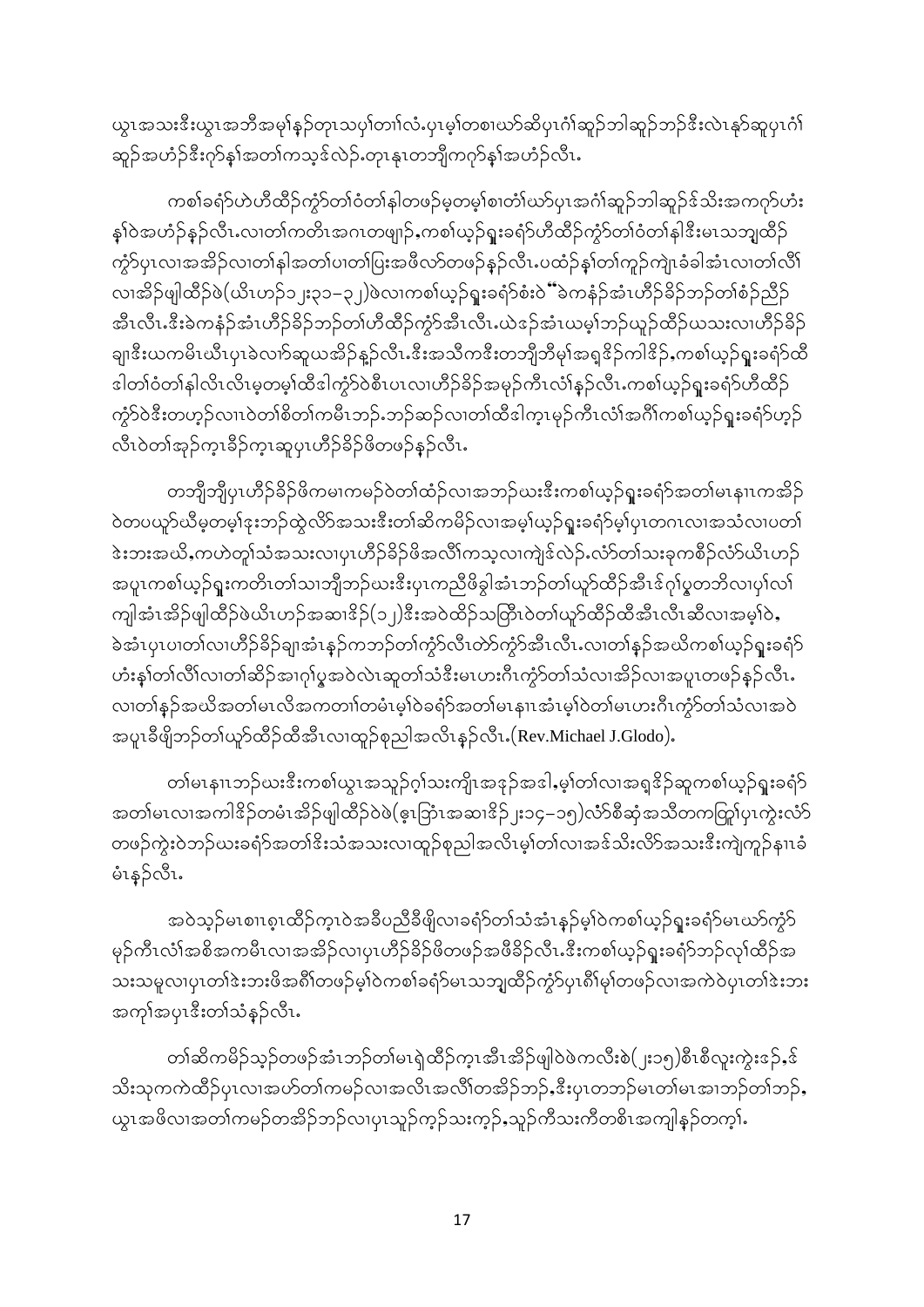ယွၤအသးဒီးယွၤအဘီအမုၢ်နဲ့တုၤသပှၢ်တၢ်လံ.ပှၤမ့ၢ်တစၢဃာ်ဆိပုၤဂံၢ်ဆူဉ်ဘါဆူဉ်ဘဉ်ဒီးလဲၤနၢ်ဆူပှၤဂံၢ်ဆူဉ်အဟံဉ်ဒီးဂုာ်နှၤ်အတၢ်ကသ့ၣ်လဲဉ်.တုၤနုၤတဘျီကဂ့ာ်နှၤ်အဟံဉ်လီၤ.

ကစၢ်ခရံာ်ဟဲဟီထိဉ်ကွာ်တၢ်ဝံတၢ်နါတဖဉ်မ့တမ့ၢ်စၢတံၢ်ဃာ်ပှၤအဂံၢ်ဆူဉ်ဘါဆူဉ်ဒ်သိးအကဂုာ်ဟံးနှၢ်ဝဲအဟံဉ်နှဉ်လီၤ.လၢတၢ်ကတိၤအဂၤတဖျာဉ်,ကစၢ်ယ့ၣ်ရှူးခရံာ်ဟီထိဉ်ကွာ်တၢ်ဝံတၢ်နါဒီးမၤသဘျထိဉ်ကွာ်ပှၤလၢအအိဉ်လၢတၢ်နါအတၢ်ပၢတၢ်ပြးအဖီလာ်တဖဉ်နှဉ်လီၤ.ပထံဉ်နှၢ်တၢ်ကူဉ်ကျဲၤခံခါအံၤလၢတၢ်လိၢ်လၢအိဉ်ဖျါထိဉ်ဖဲ(ယိၤဟဉ်၁၂း၃၁–၃၂)ဖဲလၢကစၢ်ယ့ၣ်ရှူးခရံာ်စံးဝဲ "ခဲကနံဉ်အံၤဟိဉ်ခိဉ်ဘဉ်တၢ်စံဉ်ညီဉ်အီၤလီၤ.ဒီးခဲကနံဉ်အံၤဟိဉ်ခိဉ်ဘဉ်တၢ်ဟီထိဉ်ကွာ်အီၤလီၤ.ယဲဒ်ဉ်အံၤယမ့ၢ်ဘဉ်ယူဉ်ထိဉ်ယသးလၢဟိဉ်ခိဉ်ချၢဒီးယကမိၤယိၤပှၤခဲလၢာ်ဆူယအိဉ်နှဉ်လီၤ.ဒီးအသိကဒီးတဘျီဘီမုၢ်အရှဒိဉ်ကါဒိဉ်,ကစၢ်ယ့ၣ်ရှူးခရံာ်ထိဒါတၢ်ဝံတၢ်နါလိၤလိၤမ့တမ့ၢ်ထိဒါကွာ်ဝဲစီၤပၤလၢဟိဉ်ခိဉ်အမုဉ်ကီၤလံၢ်နှဉ်လီၤ.ကစၢ်ယ့ၣ်ရှူးခရံာ်ဟီထိဉ်ကွာ်ဝဲဒီးတဟ့ဉ်လၢၤဝဲတၢ်စိတၢ်ကမီၤဘဉ်.ဘဉ်ဆဉ်လၢတၢ်ထိဒါက္ၤမုဉ်ကီၤလံၢ်အဂိၢ်ကစၢ်ယ့ၣ်ရှူးခရံာ်ဟ့ဉ်လီၤဝဲတၢ်အှဉ်က္ၤခိဉ်က္ၤဆူပှၤဟိဉ်ခိဉ်ဖိတဖဉ်နှဉ်လီၤ.

တဘျီဘျီပှၤဟိဉ်ခိဉ်ဖိကမၢကမဉ်ဝဲတၢ်ထံဉ်လၢအဘဉ်ယးဒီးကစၢ်ယ့ၣ်ရှူးခရံာ်အတၢ်မၤနၢၤကအိဉ်ဝဲတပယူာ်ယိမ့တမ့ၢ်ဒုးဘဉ်ထွဲလိာ်အသးဒီးတၢ်ဆိကမိဉ်လၢအမ့ၢ်ယ့ၣ်ရှူးခရံာ်မ့ၢ်ပှၤတဂၤလၢအသံလၢပတၢ်ဒဲးဘးအယိ,ကဟဲတူၢ်သံအသးလၢပှၤဟိဉ်ခိဉ်ဖိအလိၢ်ကသ့လၢကျဲဒ်လဲဉ်.လံာ်တၢ်သံးခုကစီဉ်လံာ်ယိၤဟဉ်အပူၤကစၢ်ယ့ၣ်ရှူးကတိၤတၢ်သၢဘျီဘဉ်ယးဒီးပှၤကညီဖိခွါအံၤဘဉ်တၢ်ယူာ်ထိဉ်အီၤဒ်ဂံၢ်ပွၤတဘိလၢပှၤ်လၢ်ကျါအံၤအိဉ်ဖျါထိဉ်ဖဲယိၤဟဉ်အဆၢဒိဉ်(၁၂)ဒီးအဝဲထိဉ်သတြီၤဝဲတၢ်ယူာ်ထိဉ်ထီအီၤလီၤဆီလၢအမ့ၢ်ဝဲ,ခဲအံၤပှၤပၢတၢ်လၢဟိဉ်ခိဉ်ချၢအံၤနှဉ်ကဘဉ်တၢ်ကွာ်လီၤတဲာ်ကွာ်အီၤလီၤ.လၢတၢ်နှဉ်အဃိကစၢ်ယ့ၣ်ရှူးခရံာ်ဟံးနှၢ်တၢ်လိၢ်လၢတၢ်ဆိဉ်အၢဂ့ၢ်ပွၤအဝဲလဲၤဆူတၢ်သံဒီးမၤဟးဂီၤကွာ်တၢ်သံလၢအိဉ်လၢအပူၤတဖဉ်နှဉ်လီၤ.လၢတၢ်နှဉ်အဃိအတၢ်မၤလိအကတၢၢ်တမံၤမ့ၢ်ဝဲခရံာ်အတၢ်မၤနၢၤအံၤမ့ၢ်ဝဲတၢ်မၤဟးဂီၤကွာ်တၢ်သံလၢအဝဲအပူၤခီဖျိဘဉ်တၢ်ယူာ်ထိဉ်ထီအီၤလၢထူဉ်စုညါအလိၤနှဉ်လီၤ.(Rev.Michael J.Glodo).

တၢ်မၤနၢၤဘဉ်ယးဒီးကစၢ်ယွၤအသူဉ်ဂ့ၢ်သးကျိၤအဒုဉ်အဒါ,မ့ၢ်တၢ်လၢအရှဒိဉ်ဆူကစၢ်ယ့ၣ်ရှူးခရံာ်အတၢ်မၤလၢအကါဒိဉ်တမံၤအိဉ်ဖျါထိဉ်ဝဲဖဲ(ဇ့ၤဘြံၤအဆၢဒိဉ် ၂း၁၄–၁၅)လံာ်စီဆုံအသိတကတြူၢ်ပှၤကွဲးလံာ်တဖဉ်ကွဲးဝဲဘဉ်ယးခရံာ်အတၢ်ဒီးသံအသးလၢထူဉ်စုညါအလိၤမ့ၢ်တၢ်လၢအဒ်သိးလိာ်အသးဒီးကျဲကူဉ်နၢၤခံမံၤနှဉ်လီၤ.

အဝဲသ့ဉ်မၤစၢၤစှၤထိဉ်က္ၤဝဲအခီပညီခီဖျိလၢခရံာ်တၢ်သံအံၤနှဉ်မ့ၢ်ဝဲကစၢ်ယ့ၣ်ရှူးခရံာ်မၤဃာ်ကွာ်မုဉ်ကီၤလံၢ်အစိအကမီၤလၢအအိဉ်လၢပှၤဟိဉ်ခိဉ်ဖိတဖဉ်အဖီခိဉ်လီၤ.ဒီးကစၢ်ယ့ၣ်ရှူးခရံာ်ဘဉ်လုၢ်ထိဉ်အသးသမူလၢပှၤတၢ်ဒဲးဘးဖိအဂီၢ်တဖဉ်မ့ၢ်ဝဲကစၢ်ခရံာ်မၤသဘျထိဉ်ကွာ်ပှၤဂီၢ်မုၢ်တဖဉ်လၢအကဲဝဲပှၤတၢ်ဒဲးဘးအကုၢ်အပှၤဒီးတၢ်သံနှဉ်လီၤ.

တၢ်ဆိကမိဉ်သ့ဉ်တဖဉ်အံၤဘဉ်တၢ်မၤရဲထိဉ်က္ၤအီၤအိဉ်ဖျါဝဲဖဲကလီးစဲ(၂း၁၅)စီၤစီလူးကွဲးဒ်ဉ်,ဒ်သိးသုကကဲထိဉ်ပှၤလၢအဟ်တၢ်ကမဉ်လၢအလိၤအလိၢ်တအိဉ်ဘဉ်,ဒီးပှၤတဘဉ်မၤတၢ်မၤအၢဘဉ်တၢ်ဘဉ်,ယွၤအဖိလၢအတၢ်ကမဉ်တအိဉ်ဘဉ်လၢပှၤသူဉ်က့ဉ်သးက့ဉ်,သူဉ်ကီသးကီတစိၤအကျါနှဉ်တက့ၢ်.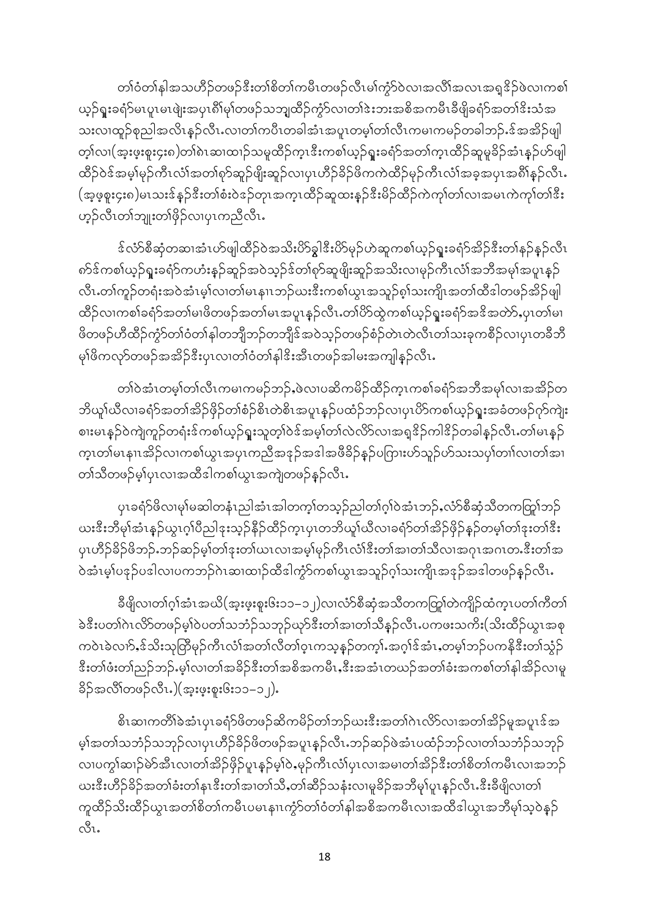တၢ်ဝံတၢ်နါအသဟီၣ်တဖၣ်ဒီးတၢ်စိတၢ်ကမီၤတဖၣ်လီၤမၢ်ကွံာ်ဝဲလၢအလီၢ်အလၢ အရှၢ်ဒိၣ်ဖဲလၢကစၢ်ယ့ၣ်ရှူးခရံာ်မၤပူၤမၤဖျဲးအပှၤဂီၢ်မ့ၢ်တဖၣ်သဘျ့ထီၣ်ကွံာ်လၢတၢ်ဒဲးဘးအစိအကမီၤခီဖျိခရံာ်အတၢ်ဒီးသံအသးလၢထူၣ်စုညါအလိၤန့ၣ်လီၤ.လၢတၢ်ကပီၤတခါအံၤအပူၤတမ့ၢ်တၢ်လီၤကမၢကမၣ်တခါဘၣ်.ဒ်အဒိၣ်ဖျါတ့ၢ်လၢ(အ့းဖ့းစူး၄း၈)တၢ်ဂဲၤဆၢထၢၣ်သမူထိၣ်ကဲ့ၤဒီးကစၢ်ယ့ၣ်ရှူးခရံာ်အတၢ်ကဲ့ၤထီၣ်ဆူမူခိၣ်အံၤန့ၣ်ဟ်ဖျါထီၣ်ဝဲဒ်အမ့ၢ်မုၣ်ကီၤလံၢ်အတၢ်ဂ့ာ်ဆူၣ်ဖိုးဆူၣ်လၢပှၤဟီၣ်ခိၣ်ဖိကကဲထီၣ်မုၣ်ကီၤလံၢ်အခဲ့အပှၤအဂီၢ်န့ၣ်လီၤ.(အ့ဖ့စူး၄း၈)မၤသးဒ်နၣ်ဒီးတၢ်စံးဝဲဒၣ်တုၤအက့ၤထီၣ်ဆူထးနၣ်ဒီးမိၣ်ထိၣ်ကဲကု့ၢ်တၢ်လၢအမၤကဲကု့ၢ်တၢ်ဒီးဟ့ၣ်လီၤတၢ်ဘျုးတၢ်ဖှိၣ်လၢပှၤကညီလီၤ.

ဒ်လံာ်စီဆုံတဆၢအံၤဟ်ဖျါထိၣ်ဝဲအသိးဟိာ်ခွါဒီးဟိာ်မုၣ်ဟဲဆူကစၢ်ယ့ၣ်ရှူးခရံာ်အိၣ်ဒီးတၢ်နၣ်နၣ်လီၤ ၈ာ်ဒ်ကစၢ်ယ့ၣ်ရှူးခရံာ်ကဟံးနၣ်ဆူၣ်အဝဲသ့ၣ်ဒ်တၢ်ဂ့ာ်ဆူဖိုးဆူၣ်အသိးလၢမုၣ်ကီၤလံၢ်အဘီအမုၢ်အပူၤန့ၣ်လီၤ.တၢ်ကူၣ်တရံးအဝဲအံၤမ့ၢ်လၢတၢ်မၤနၢၤဘၣ်ယးဒီးကစၢ်ယွၤအသူၣ်ဂ့ၢ်သးကျိၤအတၢ်ထံၣ်ဒါတဖၣ်အိၣ်ဖျါထိၣ်လၢကစၢ်ခရံာ်အတၢ်မၤဖိတဖၣ်အတၢ်မၤအပူၤန့ၣ်လီၤ.တၢ်ပိာ်ထွဲကစၢ်ယ့ၣ်ရှူးခရံာ်အဒိအတဲာ်,ပှၤတၢ်မၤဖိတဖၣ်ဟီထိၣ်ကွံာ်တၢ်ဝံတၢ်နါတဘျီဘၣ်တဘျီဒ်အဝဲသ့ၣ်တဖၣ်စံၣ်တဲၤတဲလီၤတၢ်သးခုကစီၣ်လၢပှၤတခီဘီမုၢ်ဖိကလုာ်တဖၣ်အအိၣ်ဒီးပှၤလၢတၢ်ဝံတၢ်နါဒီးအီၤတဖၣ်အါမးအကျါန့ၣ်လီၤ.

တၢ်ဝဲအံၤတမ့ၢ်တၢ်လီၤကမၢကမၣ်ဘၣ်,ဖဲလၢပဆိကမိၣ်ထိၣ်ကဲ့ၤကစၢ်ခရံာ်အဘီအမုၢ်လၢအအိၣ်တဘိယူၢ်ယီလၢခရံာ်အတၢ်အိၣ်ဖှိၣ်တၢ်စံၣ်စိၤတဲစိၤအပူၤန့ၣ်ပထံၣ်ဘၣ်လၢပှၤပိာ်ကစၢ်ယ့ၣ်ရှူးအခံတဖၣ်ဂ့ာ်ကျဲးစၢးမၤန့ၣ်ဝဲကျဲကူၣ်တရံးဒ်ကစၢ်ယ့ၣ်ရှူးသူတ့ၢ်ဝဲဒ်အမ့ၢ်တၢ်လဲလိာ်လၢအရှၢ်ဒိၣ်ကါဒိၣ်တခါန့ၣ်လီၤ.တၢ်မၤန့ၣ်ကဲ့ၤတၢ်မၤနၢၤအိၣ်လၢကစၢ်ယွၤအပှၤကညီအဒုၣ်အဒါအဖီခိၣ်နၣ်ပကြၢးဟ်သူၣ်ဟ်သးသပှၢ်တၢၢ်လၢတၢ်အၢတၢ်သီတဖၣ်မ့ၢ်ပှၤလၢအထီဒါကစၢ်ယွၤအကျဲတဖၣ်န့ၣ်လီၤ.

ပှၤခရံာ်ဖိလၢမှၢ်မဆါတနံၤညါအံၤအါတက့ၢ်တသ့ၣ်ညါတၢ်ဂ့ၢ်ဝဲအံၤဘၣ်,လံာ်စီဆုံသီတကတြူၢ်ဘၣ်ယးဒီးဘီမုၢ်အံၤန့ၣ်ယွၤဂ့ၢ်ပီညါဒုးသ့ၣ်နိၣ်ထိၣ်ကဲ့ၤပှၤတဘိယူၢ်ယီလၢခရံာ်တၢ်အိၣ်ဖှိၣ်န့ၣ်တမ့ၢ်တၢ်ဒုးတၢ်ဒီးပှၤဟီၣ်ခိၣ်ဖိဘၣ်.ဘၣ်ဆၣ်မ့ၢ်တၢ်ဒုးတၢ်ယၤလၢအမ့ၢ်မုၣ်ကီၤလံၢ်ဒီးတၢ်အၢတၢ်သီလၢအဂုၤအဂၤတ.ဒီးတၢ်အဝဲအံၤမ့ၢ်ပဒုၣ်ပဒါလၢပကဘၣ်ဂဲၤဆၢထၢၣ်ထီဒါကွံာ်ကစၢ်ယွၤအသူၣ်ဂ့ၢ်သးကျိၤအဒုၣ်အဒါတဖၣ်န့ၣ်လီၤ.

ခီဖျိလၢတၢ်ဂ့ၢ်အံၤအယိ(အ့းဖ့းစူး၆း၁၁–၁၂)လၢလံာ်စီဆုံအသီတကတြူၢ်တဲကျိၣ်ထံကဲ့ၤပတၢ်ကီတၢ်ခဲဒီးပတၢ်ဂဲၤလိာ်တဖၣ်မ့ၢ်ဝဲပတၢ်သဘံၣ်သဘုၣ်ယှာ်ဒီးတၢ်အၢတၢ်သီန့ၣ်လီၤ.ပကဖးသကိး(သိးထိၣ်ယွၤအစုကဝဲၤခဲလၢာ်,ဒ်သိးသုတြီမုၣ်ကီၤလံၢ်အတၢ်လီတၢ်ဝ့ၤကသ့န့ၣ်တက့ၢ်.အဂ့ၢ်ဒ်အံၤ,တမ့ၢ်ဘၣ်ပကနီၣ်ဒီးတၢ်သွံၣ်ဒီးတၢ်ဖံးတၢ်ညဉ်ဘၣ်.မ့ၢ်လၢတၢ်အခိၣ်ဒီးတၢ်အစိအကမီၤ,ဒီးအအံၤတယၣ်အတၢ်ခံးအကစၢ်တၢ်နါအိၣ်လၢမူခိၣ်အလိၢ်တဖၣ်လီၤ.)(အ့းဖ့းစူး၆း၁၁–၁၂).

စိၤဆၢကတီၢ်ခဲအံၤပှၤခရံာ်ဖိတဖၣ်ဆိကမိၣ်တၢ်ဘၣ်ယးဒီးအတၢ်ဂဲၤလိာ်လၢအတၢ်အိၣ်မူအပူၤဒ်အမ့ၢ်အတၢ်သဘံၣ်သဘုၣ်လၢပှၤဟီၣ်ခိၣ်ဖိတဖၣ်အပူၤန့ၣ်လီၤ.ဘၣ်ဆၣ်ဖဲအံၤပထံၣ်ဘၣ်လၢတၢ်သဘံၣ်သဘုၣ်လၢပကွၢ်ဆၢ်မဲာ်အီၤလၢတၢ်အိၣ်ဖှိၣ်ပူၤန့ၣ်မ့ၢ်ဝဲ,မုၣ်ကီၤလံၢ်ပှၤလၢအမၤတၢ်အိၣ်ဒီးတၢ်စိတၢ်ကမီၤလၢအဘၣ်ယးဒီးဟီၣ်ခိၣ်အတၢ်ခံးတၢ်နါဒီးတၢ်အၢတၢ်သီ,တၢ်ဆိၣ်သနံးလၢမူခိၣ်အဘီမုၢ်ပူၤန့ၣ်လီၤ.ဒီးခီဖျိလၢတၢ်ကူထိၣ်သိးထိၣ်ယွၤအတၢ်စိတၢ်ကမီၤပမၤနၢၤကွံာ်တၢ်ဝံတၢ်နါအစိအကမီၤလၢအထီဒါယွၤအဘီမုၢ်သ့ဝဲန့ၣ်လီၤ.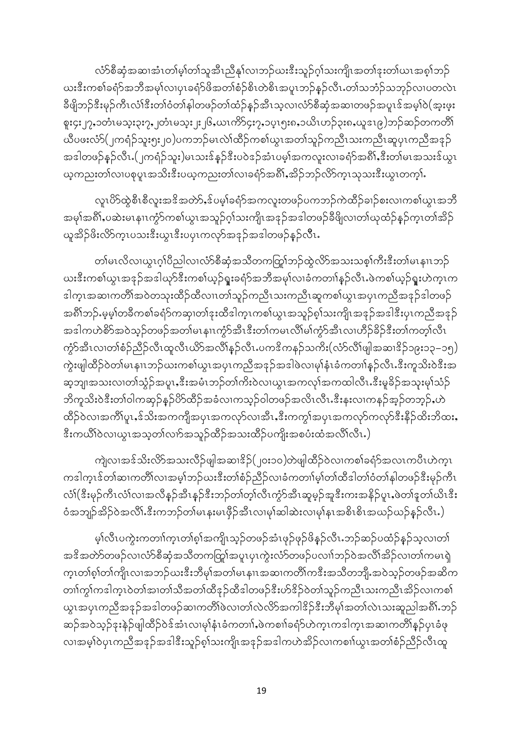လံာ်စီဆုံအဆၢအံၤတၢ်မ့ၢ်တၢ်သူအီၤညီနုၢ်လၢဘဉ်ယးဒီးသူဉ်ဂ့ၢ်သးကျိၤအတၢ်ဒုးတၢ်ယၢအစှၢ်ဘဉ်ယးဒီးကစၢ်ခရံာ်အဘီအမုၢ်လၢပှၤခရံာ်ဖိအတၢ်စံဉ်စိၤတဲစိၤအပူၤဘဉ်နဉ်လီၤ.တၢ်သဘံဉ်သဘုဉ်လၢပတလဲၤခီဖျိဘဉ်ဒီးမုဉ်ကီၤလံၢ်ဒီးတၢ်ဝံတၢ်နါတဖဉ်တၢ်ထံဉ်နှဉ်အီၤသ့လၢလံာ်စီဆုံအဆၢတဖဉ်အပူၤဒ်အမ့ၢ်ဝဲ(အ့းဖှးစူး၄း၂၇,၁တံၤမသ့း၃း၇,၂တံၤမသ့း၂း၂၆,ယၤကိာ်၄း၇,၁ပ့ၤ၅း၈,၁ယိၤဟၣ်၃း၈,ယူဒၤ၉)ဘဉ်ဆဉ်တကတီၢ်ယီပဖးလံာ်(၂ကရံဉ်သူး၅း၂၀)ပကဘဉ်မၤလဲၢ်ထိဉ်ကစၢ်ယွၤအတၢ်သူဉ်ကညီၤသးကညီၤဆူပှၤကညီအဒုဉ်အဒါတဖဉ်နှဉ်လီၤ.(၂ကရံဉ်သူး)မၤသးဒ်နှဉ်ဒီးပဝဲဒဉ်အံၤပမ့ၢ်အကလူးလၢခရံာ်အဂီၢ်,ဒီးတၢ်မၤအသးဒ်ယွၤယ့ကညးတၢ်လၢပစုပူၤအသိးဒီးပယ့ကညးတၢ်လၢခရံာ်အဂီၢ်,အိဉ်ဘဉ်လိာ်က့ၤသ့သးဒီးယွၤတက့ၢ်.

လူၤပိာ်ထွဲစီၤစီလူးအဒိအတဲာ်,ဒ်ပမ့ၢ်ခရံာ်အကလူးတဖဉ်ပကဘဉ်ကဲထိဉ်ခၢဉ်စးလၢကစၢ်ယွၤအဘီအမုၢ်အဂီၢ်,ပဆဲးမၤနၢၤက္ဂ်ာကစၢ်ယွၤအသူဉ်ဂ့ၢ်သးကျိၤအဒုဉ်အဒါတဖဉ်ခီဖျိလၢတၢ်ယုထံဉ်နှဉ်က့ၤတၢ်အိဉ်ယူအိဉ်ဖိးလိာ်က့ၤပသးဒီးယွၤဒီးပပှၤကလုာ်အဒုဉ်အဒါတဖဉ်နှဉ်လီၤ.

တၢ်မၤလိလၢယွၤဂ့ၢ်ပီညါလၢလံာ်စီဆုံအသီတကတြူၢ်ဘဉ်ထွဲလိာ်အသးသစ့ၢ်ကီးဒီးတၢ်မၤနၢၤဘဉ်ယးဒီးကစၢ်ယွၤအဒုဉ်အဒါယှာ်ဒီးကစၢ်ယှဉ်ရှူးခရံာ်အဘီအမုၢ်လၢခံကတၢၢ်နှဉ်လီၤ.ဖဲကစၢ်ယှဉ်ရှူးဟဲက့ၤကဒါက့ၤအဆၢကတီၢ်အဝဲတသ့းထိဉ်ထိလၢၤတၢ်သူဉ်ကညီၤသးကညီၤဆူကစၢ်ယွၤအပှၤကညီအဒုဉ်ဒါတဖဉ်အဂီၢ်ဘဉ်.မ့မ့ၢ်တခီကစၢ်ခရံာ်ကဆှၢတၢ်ဒုးထိဒါက့ၤကစၢ်ယွၤအသူဉ်စှၢ်သးကျိၤအဒုဉ်အဒါဒီးပှၤကညီအဒုဉ်အဒါကဟဲစိာ်အဝဲသ့ဉ်တဖဉ်အတၢ်မၤနၢၤက္ဂ်ာအီၤဒီးတၢ်ကမၤလီၢ်မၢ်က္ဂ်ာအီၤလၢဟီဉ်ခိဉ်ဒီးတၢ်ကတ့ၢ်လီၤက္ဂ်ာအီၤလၢတၢ်စံဉ်ညီဉ်လီၤထူလီၤယိာ်အလိၢ်နှဉ်လီၤ.ပကဒိကနဉ်သကိး(လံာ်လီၢ်ဖျါအဆၢဒိဉ်၁၉း၁၁–၁၅)ကွဲးဖျါထိဉ်ဝဲတၢ်မၤနၢၤဘဉ်ယးကစၢ်ယွၤအပှၤကညီအဒုဉ်အဒါဖဲလၢမုၢ်နံၤခံကတၢၢ်နှဉ်လီၤ.ဒီးကူသိးဝဲဒီးအဆ့ဘျၢအသးလၢတၢ်သွံဉ်အပူၤ,ဒီးအမံၤဘဉ်တၢ်ကိးဝဲလၢယွၤအကလု၊်အကထါလီၤ.ဒီးမူခိဉ်အသုးမုၢ်သံဉ်ဘိကူသိးဝဲဒီးတၢ်ဝါကဆှဉ်နှဉ်ပိာ်ထိဉ်အခံလၢကသ့ဉ်ဝါတဖဉ်အလိၤလီၤ.ဒီးနးလၢကနဉ်အ့ဉ်တဘ့ဉ်,ဟဲထိဉ်ဝဲလၢအကိၢ်ပူၤ,ဒ်သိးအကကျိအပှၤအကလုာ်လၢအီၤ,ဒီးကကွၢ်အပှၤအကလုာ်ကလုာ်ဒီးနိဉ်ထိးဘိထး,ဒီးကယီၢ်ဝဲလၢယွၤအသ့တၢ်လၢာ်အသူဉ်ထိဉ်အသးထိဉ်ပကျိုးအစပံးထံအလိၢ်လီၤ.)

ကျဲလၢအဒ်သိးလိာ်အသးလီဉ်ဖျါအဆၢဒိဉ်(၂၀း၁၀)တဲဖျါထိဉ်ဝဲလၢကစၢ်ခရံာ်အလၤကပီၤဟဲက့ၤကဒါက့ၤဒ်တၢ်ဆၢကတီၢ်လၢအမ့ၢ်ဘဉ်ယးဒီးတၢ်စံဉ်ညီဉ်လၢခံကတၢၢ်မ့ၢ်တၢ်ထီဒါတၢ်ဝံတၢ်နါတဖဉ်ဒီးမုဉ်ကီၤလံၢ်(ဒီးမုဉ်ကီၤလံၢ်လၢအလီနှဉ်အီၤနှဉ်ဒီးဘဉ်တၢ်တ့ၢ်လီၤကွံာ်အီၤဆူမ့ဉ်အူဒီးကးအနိဉ်ပူၤ,ဖဲတၢ်ဒူတၢ်ယီၤဒီးဝံအဘျဉ်အိဉ်ဝဲအလိၢ်.ဒီးကဘဉ်တၢ်မၤနးမၤဖှိဉ်အီၤလၢမုၢ်ဆါဆဲးလၢမုၢ်နၤအစိၤစိၤအဃဉ်ယဉ်နှဉ်လီၤ.)

မ့ၢ်လီၤပကွဲးကတၢၢ်က့ၤတၢ်စှၢ်အကျိၤသ့ဉ်တဖဉ်အံၤဖုဉ်ဖုဉ်ဖိနှဉ်လီၤ.ဘဉ်ဆဉ်ပထံဉ်နှဉ်သ့လၢတၢ်အဒိအတဲာ်တဖဉ်လၢလံာ်စီဆုံအသီတကတြူၢ်အပူၤပှၤကွဲးလံာ်တဖဉ်ပလၢၢ်ဘဉ်ဝဲအလီၢ်အိဉ်လၢတၢ်ကမၤရှဲက့ၤတၢ်စှၢ်တၢ်ကျိၤလၢအဘဉ်ယးဒီးဘီမုၢ်အတၢ်မၤနၢၤအဆၢကတီၢ်ကဒီးအသီတဘျီ.အဝဲသ့ဉ်တဖဉ်အဆိကတၢၢ်ကွ၊်ကဒါက့ၤဝဲတၢ်အၢတၢ်သီအတၢ်ထီဒုဉ်ထီဒါတဖဉ်ဒီးဟ်ဒိဉ်ဝဲတၢ်သူဉ်ကညီၤသးကညီၤအိဉ်လၢကစၢ်ယွၤအပှၤကညီအဒုဉ်အဒါတဖဉ်ဆၢကတီၢ်ဖဲလၢတၢ်လဲလိာ်အကါဒိဉ်ဒီးဘီမုၢ်အတၢ်လဲၤသးဆူညါအဂီၢ်.ဘဉ်ဆဉ်အဝဲသ့ဉ်ဒုးနဲဉ်ဖျါထိဉ်ဝဲဒ်အံၤလၢမုၢ်နံၤခံကတၢၢ်,ဖဲကစၢ်ခရံာ်ဟဲက့ၤကဒါက့ၤအဆၢကတီၢ်နှဉ်ပှၤခံဖုလၢအမ့ၢ်ဝဲပှၤကညီအဒုဉ်အဒါဒီးသူဉ်စှၢ်သးကျိၤအဒုဉ်အဒါကဟဲအိဉ်လၢကစၢ်ယွၤအတၢ်စံဉ်ညီဉ်လီၤထူ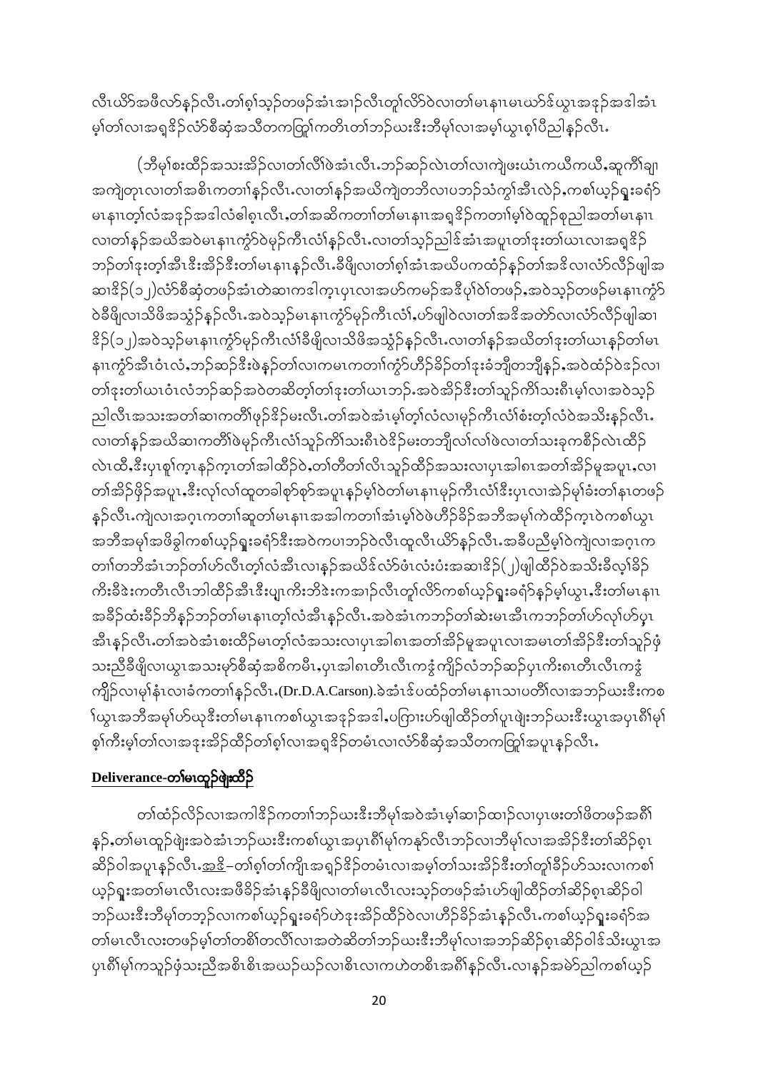လီၤယိာ်အဖီလာ်နဉ်လီၤ.တၢ်စ့ၢ်သ့ဉ်တဖဉ်အံၤအၢဉ်လီၤတူၢ်လိာ်ဝဲလၢတၢ်မၤနၢၤမၤယာ်ဒ်ယွၤအဒုဉ်အဒါအံၤမ့ၢ်တၢ်လၢအရှၢ်ဉ်လံာ်စီဆှံအသိတကတြူၢ်ကတိၤတၢ်ဘဉ်ယးဒီးဘီမုၢ်လၢအမ့ၢ်ယွၤစ့ၢ်ပီညါနဉ်လီၤ.

(ဘီမုၢ်စးထိဉ်အသးအိဉ်လၢတၢ်လီၢ်ဖဲအံၤလီၤ.ဘဉ်ဆဉ်လဲၤတၢ်လၢကျဲဖးယံၤကယီကယီ,ဆူကီၢ်ချၢအကျဲတုၤလၢတၢ်အစိၤကတၢၢ်နဉ်လီၤ.လၢတၢ်နဉ်အယိကျဲတဘိလၢပဘဉ်သံကွၢ်အီၤလဲဉ်,ကစၢ်ယ့ဉ်ရှူးခရံာ်မၤနၢၤတ့ၢ်လံအဒုဉ်အဒါလံဓါစ့ၤလီၤ,တၢ်အဆိကတၢၢ်တၢ်မၤနၢၤအရှၢ်ဉ်ကတၢၢ်မ့ၢ်ဝဲထူဉ်စုညါအတၢ်မၤနၢၤလၢတၢ်နဉ်အယိအဝဲမၤနၢၤကွံာ်ဝဲမုဉ်ကီၤလံၢ်နဉ်လီၤ.လၢတၢ်သ့ဉ်ညါဒ်အံၤအပူၤတၢ်ဒုးတၢ်ယၤလၢအရှၢ်ဉ်ဘဉ်တၢ်ဒုးတ့ၢ်အီၤဒီးအိဉ်ဒီးတၢ်မၤနၢၤနဉ်လီၤ.ခီဖျိလၢတၢ်စ့ၢ်အံၤအယိပကထံဉ်နဉ်တၢ်အဒိလၢလံာ်လီဉ်ဖျါအဆၢဒိဉ်(၁၂)လံာ်စီဆှံတဖဉ်အံၤတဲဆၢကဒါက့ၤပှၤလၢအဟ်ကမဉ်အဒိပှၢ်ဝဲၢ်တဖဉ်,အဝဲသ့ဉ်တဖဉ်မၤနၢၤကွံာ်ဝဲခီဖျိလၢသိဖိအသွံဉ်နဉ်လီၤ.အဝဲသ့ဉ်မၤနၢၤကွံာ်မုဉ်ကီၤလံၢ်,ဟ်ဖျါဝဲလၢတၢ်အဒိအတၢ်လၢလံာ်လီဉ်ဖျါဆၢဒိဉ်(၁၂)အဝဲသ့ဉ်မၤနၢၤကွံာ်မုဉ်ကီၤလံၢ်ခီဖျိလၢသိဖိအသွံဉ်နဉ်လီၤ.လၢတၢ်နဉ်အယိတၢ်ဒုးတၢ်ယၤနဉ်တၢ်မၤနၢၤကွံာ်အီၤဝံၤလံ,ဘဉ်ဆဉ်ဒီးဖဲနဉ်တၢ်လၢကမၤကတၢၢ်ကွံာ်ဟိဉ်ခိဉ်တၢ်ဒုးခံဘျီတဘျီနဉ်,အဝဲထံဉ်ဝဲဒ်လၢတၢ်ဒုးတၢ်ယၤဝံၤလံဘဉ်ဆဉ်အဝဲတဆိတ့ၢ်တၢ်ဒုးတၢ်ယၤဘဉ်.အဝဲအိဉ်ဒီးတၢ်သူဉ်ကိၢ်သးဂဲၤမ့ၢ်လၢအဝဲသ့ဉ်ညါလီၤအသးအတၢ်ဆၢကတီၢ်ဖုဉ်ဒိဉ်မးလီၤ.တၢ်အဝဲအံၤမ့ၢ်တ့ၢ်လံလၢမုဉ်ကီၤလံၢ်စံးတ့ၢ်လံဝဲအသိးနဉ်လီၤ.လၢတၢ်နဉ်အယိဆၢကတီၢ်ဖဲမုဉ်ကီၤလံၢ်သူဉ်ကိၢ်သးဂဲၤဝဲဒိဉ်မးတဘျီလၢ်လၢ်ဖဲလၢတၢ်သးခုကစီဉ်လဲၤထိဉ်လဲၤထီ,ဒီးပှၤစူၢ်က့ၤနဉ်က့ၤတၢ်အါထိဉ်ဝဲ,တၢ်တိတၢ်လီၤသူဉ်ထိဉ်အသးလၢပှၤအါဂၤအတၢ်အိဉ်မူအပူၤ,လၢတၢ်အိဉ်ဖိုဉ်အပူၤ,ဒီးလုၢ်လၢ်ထူတခါစ့ာ်စ့ာ်အပူၤနဉ်မ့ၢ်ဝဲတၢ်မၤနၢၤမုဉ်ကီၤလံၢ်ဒီးပှၤလၢအဲဉ်မုၢ်ခံးတၢ်နၤတဖဉ်နဉ်လီၤ.ကျဲလၢအဂ္ၤကတၢၢ်ဆူတၢ်မၤနၢၤအအါကတၢၢ်အံၤမ့ၢ်ဝဲဖဲဟိဉ်ခိဉ်အဘီအမုၢ်ကဲထိဉ်က့ၤဝဲကစၢ်ယွၤအဘီအမုၢ်အဖိခွါကစၢ်ယ့ဉ်ရှူးခရံာ်ဒီးအဝဲကပၢဘဉ်ဝဲလီၤထူလီၤယိာ်နဉ်လီၤ.အခီပညီမ့ၢ်ဝဲကျဲလၢအဂ္ၤကတၢၢ်တဘိအံၤဘဉ်တၢ်ဟ်လီၤတ့ၢ်လံအီၤလၢနဉ်အယိဒ်လံာ်ဖံၤလံးပံးအဆၢဒိဉ်(၂)ဖျါထိဉ်ဝဲအသိးခီလ့ၢ်ခိဉ်ကိးခီဒဲးကတိၤလီၤဘါထိဉ်အီၤဒီးပျုၤကိးဘိဒဲးကအၢဉ်လီၤတူၢ်လိာ်ကစၢ်ယ့ဉ်ရှူးခရံာ်နဉ်မ့ၢ်ယွၤ,ဒီးတၢ်မၤနၢၤအခီဉ်ထံးခီဉ်ဘိနဉ်ဘဉ်တၢ်မၤနၢၤတ့ၢ်လံအီၤနဉ်လီၤ.အဝဲအံၤကဘဉ်တၢ်ဆဲးမၤအီၤကဘဉ်တၢ်ဟ်လုၢ်ဟ်ပ့ၤအီၤနဉ်လီၤ.တၢ်အဝဲအံၤစးထိဉ်မၤတ့ၢ်လံအသးလၢပှၤအါဂၤအတၢ်အိဉ်မူအပူၤလၢအမၤတၢ်အိဉ်ဒီးတၢ်သူဉ်ဖှံသးညီခီဖျိလၢယွၤအသးမှာ်စီဆှံအစိကမီၤ,ပှၤအါဂၤတီၤလီၤကဒွံကျိဉ်လံဘဉ်ဆဉ်ပှၤကိးဂၤတီၤလီၤကဒွံကျိဉ်လၢမ့ၢ်နံၤလၢခံကတၢၢ်နဉ်လီၤ.(Dr.D.A.Carson).ခဲအံၤဒ်ပထံဉ်တၢ်မၤနၢၤသၢပတီၢ်လၢအဘဉ်ယးဒီးကစၢ်ယွၤအဘီအမုၢ်ဟ်ယှဉ်ဒီးတၢ်မၤနၢၤကစၢ်ယွၤအဒုဉ်အဒါ,ပကြၢးဟ်ဖျါထိဉ်တၢ်ပူၤဖျဲးဘဉ်ယးဒီးယွၤအပှၤဂီၢ်မုၢ်စ့ၢ်ကီးမ့ၢ်တၢ်လၢအဒုးအိဉ်ထိဉ်တၢ်စ့ၢ်လၢအရှၢ်ဉ်တမံၤလၢလံာ်စီဆှံအသိတကတြူၢ်အပူၤနဉ်လီၤ.

## Deliverance-တၢ်မၤထူဉ်ဖျဲးထိဉ်

တၢ်ထံဉ်လိဉ်လၢအကါဒိဉ်ကတၢၢ်ဘဉ်ယးဒီးဘီမုၢ်အဝဲအံၤမ့ၢ်ဆၢဉ်ထၢဉ်လၢပှၤဖးတၢ်ဖိတဖဉ်အဂီၢ်နဉ်,တၢ်မၤထူဉ်ဖျဲးအဝဲအံၤဘဉ်ယးဒီးကစၢ်ယွၤအပှၤဂီၢ်မုၢ်ကနာ်လီၤဘဉ်လၢဘီမုၢ်လၢအအိဉ်ဒီးတၢ်ဆိဉ်စ့ၤဆိဉ်ဝါအပူၤနဉ်လီၤ.<u>အဒိ</u>–တၢ်စ့ၢ်တၢ်ကျိၤအရှၢ်ဉ်ဒိဉ်တမံၤလၢအမ့ၢ်တၢ်သးအိဉ်ဒီးတၢ်တူၢ်ခိဉ်ဟ်သးလၢကစၢ်ယ့ဉ်ရှူးအတၢ်မၤလီၤလးအဖီခိဉ်အံၤနဉ်ခီဖျိလၢတၢ်မၤလီၤလးသ့ဉ်တဖဉ်အံၤဟ်ဖျါထိဉ်တၢ်ဆိဉ်စ့ၤဆိဉ်ဝါဘဉ်ယးဒီးဘီမုၢ်တဘ့ဉ်လၢကစၢ်ယ့ဉ်ရှူးခရံာ်ဟဲဒုးအိဉ်ထိဉ်ဝဲလၢဟိဉ်ခိဉ်အံၤနဉ်လီၤ.ကစၢ်ယ့ဉ်ရှူးခရံာ်အတၢ်မၤလီၤလးတဖဉ်မ့ၢ်တၢ်တစိၢ်တလီၢ်လၢအတဲဆိတၢ်ဘဉ်ယးဒီးဘီမုၢ်လၢအဘဉ်ဆိဉ်စ့ၤဆိဉ်ဝါဒ်သိးယွၤအပှၤဂီၢ်မုၢ်ကသူဉ်ဖှံသးညီအစိၤစိၤအယဉ်ယဉ်လၢစိၤလၢကဟဲတစိၤအဂီၢ်နဉ်လီၤ.လၢနဉ်အမဲာ်ညါကစၢ်ယ့ဉ်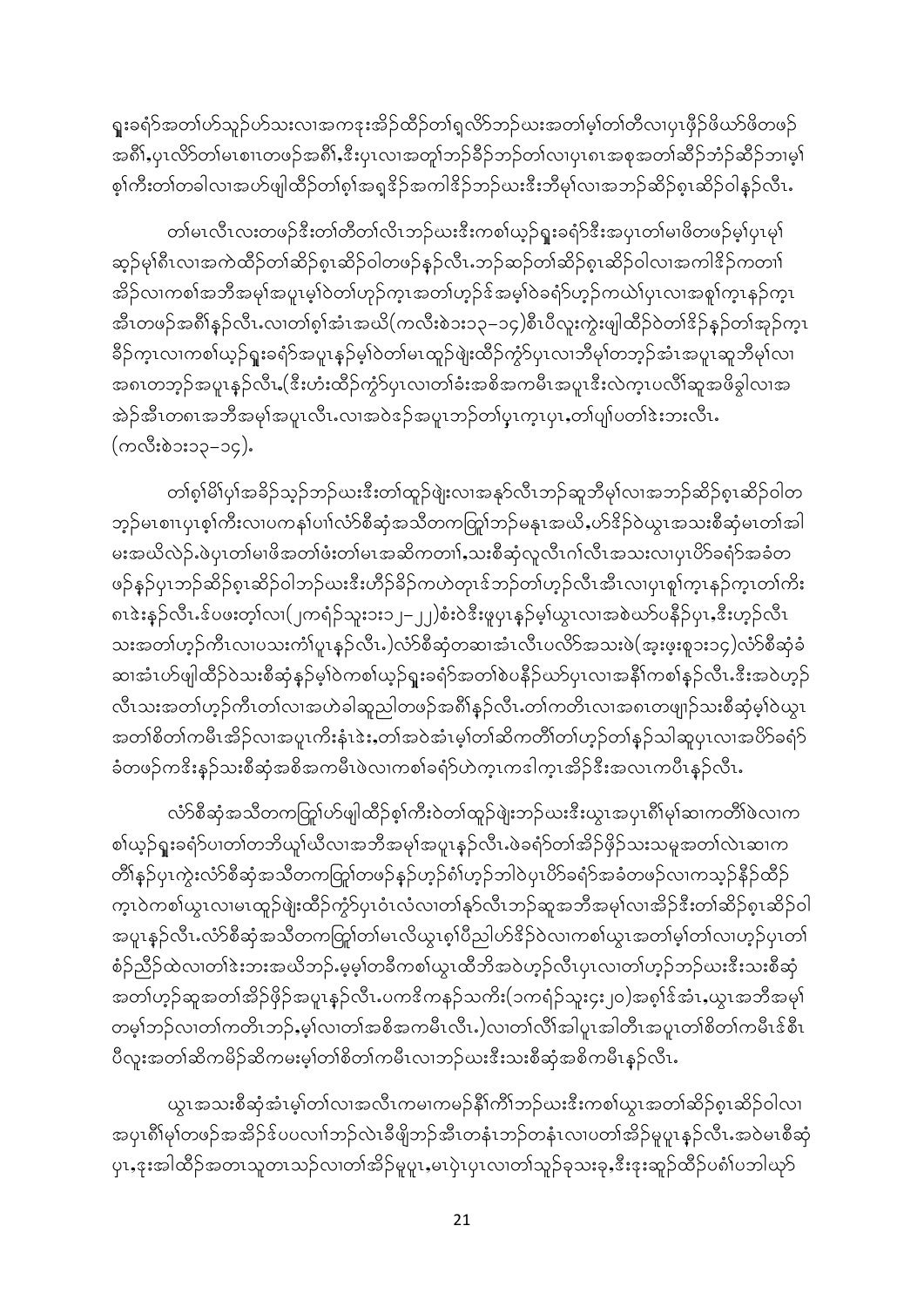ရှးခရံာ်အတၢ်ဟ်သူဉ်ဟ်သးလၢအကဒုးအိဉ်ထိဉ်တၢ်ရှလိာ်ဘဉ်ဃးအတၢ်မၢ်တၢ်တီလၢပုၤဖိဉ်ဖိယာ်ဖိတဖဉ် အစိၤ,ပုၤလိာ်တၢ်မၤစၢၤတဖဉ်အစိၤ,ဒီးပုၤလၢအတူၢ်ဘဉ်ခိဉ်ဘဉ်တၢ်လၢပုၤဂၤအစုအတၢ်ဆိဉ်ဘံဉ်ဆိဉ်ဘၢမ့ၢ် စ့ၢ်ကီးတၢ်တခါလၢအဟ်ဖျါထိဉ်တၢ်စ့ၢ်အရှဒိဉ်အကါဒိဉ်ဘဉ်ဃးဒီးဘီမုၢ်လၢအဘဉ်ဆိဉ်စ့ၤဆိဉ်ဝါနဉ်လီၤ.

တၢ်မၤလီၤလးတဖဉ်ဒီးတၢ်တီတၢ်လိၤဘဉ်ဃးဒီးကစၢ်ယ့ဉ်ရှးခရံာ်ဒီးအပုၤတၢ်မၢဖိတဖဉ်မ့ၢ်ပုၤမုၢ် ဆှဉ်မုၢ်စိၤလၢအကဲထိဉ်တၢ်ဆိဉ်စ့ၤဆိဉ်ဝါတဖဉ်နဉ်လီၤ.ဘဉ်ဆဉ်တၢ်ဆိဉ်စ့ၤဆိဉ်ဝါလၢအကါဒိဉ်ကတၢၢ် အိဉ်လၢကစၢ်အဘီအမုၢ်အပူၤမ့ၢ်ဝဲတၢ်ဟ့ဉ်ကူၤအတၢ်ဟ့ဉ်ဒ်အမ့ၢ်ဝဲခရံာ်ဟ့ဉ်ကယဲၢ်ပုၤလၢအစူၢ်ကူၤနဉ်ကူၤ အီၤတဖဉ်အစိၢ်နဉ်လီၤ.လၢတၢ်စ့ၢ်အံၤအယိ(ကလီးစဲ၁း၁၃–၁၄)စီၤပီလူးကွဲးဖျါထိဉ်ဝဲတၢ်ဒိဉ်နဉ်တၢ်အှဉ်ကူၤ ခိဉ်ကူၤလၢကစၢ်ယ့ဉ်ရှးခရံာ်အပူၤနဉ်မ့ၢ်ဝဲတၢ်မၤထူဉ်ဖျဲးထိဉ်ကွံာ်ပုၤလၢဘီမုၢ်တဘ့ဉ်အံၤအပူၤဆူဘီမုၢ်လၢ အဂၤတဘ့ဉ်အပူၤနဉ်လီၤ.(ဒီးဟံးထိဉ်ကွံာ်ပုၤလၢတၢ်ခံးအစိအကမီၤအပူၤဒီးလဲကူၤပလိၢ်ဆူအဖိခွါလၢအ အဲဉ်အီၤတဂၤအဘီအမုၢ်အပူၤလီၤ.လၢအဝဲဒဉ်အပူၤဘဉ်တၢ်ပှၤကူၤပုၤ,တၢ်ပျၢ်ပတၢ်ဒဲးဘးလီၤ. (ကလီးစဲ၁း၁၃–၁၄).

တၢ်စ့ၢ်မိၢ်ပှၢ်အခိဉ်သ့ဉ်ဘဉ်ဃးဒီးတၢ်ထူဉ်ဖျဲးလၢအနာ်လီၤဘဉ်ဆူဘီမုၢ်လၢအဘဉ်ဆိဉ်စ့ၤဆိဉ်ဝါတ ဘ့ဉ်မၤစၢၤပုၤစ့ၢ်ကီးလၢပကနၢ်ပၢၢ်လံာ်စီဆှံအသိတကတြူၢ်ဘဉ်မနုၤအယိ,ဟ်ဒိဉ်ဝဲယွၤအသးစီဆှံမၤတၢ်အါ မးအယိလဲဉ်.ဖဲပုၤတၢ်မၢဖိအတၢ်ဖံးတၢ်မၤအဆိကတၢၢ်,သးစီဆှံလူလီၤဂၢ်လီၤအသးလၢပုၤပိာ်ခရံာ်အခံတ ဖဉ်နဉ်ပုၤဘဉ်ဆိဉ်စ့ၤဆိဉ်ဝါဘဉ်ဃးဒီးဟိဉ်ခိဉ်ကဟဲတုၤဒ်ဘဉ်တၢ်ဟ့ဉ်လီၤအီၤလၢပုၤစူၢ်ကူၤနဉ်ကူၤတၢ်ကီး ဂၤဒဲးနဉ်လီၤ.ဒ်ပဖးတ့ၢ်လၢ(၂ကရံဉ်သူး၁း၁၂–၂၂)စံးဝဲဒီးဖုပှၤနဉ်မ့ၢ်ယွၤလၢအစဲယာ်ပနီဉ်ပှၤ,ဒီးဟ့ဉ်လီၤ သးအတၢ်ဟ့ဉ်ကီၤလၢပသးကံၢ်ပူၤနဉ်လီၤ.)လံာ်စီဆှံတဆၢအံၤလီၤပလိာ်အသးဖဲ(အ့ဖ့းစူး၁း၁၄)လံာ်စီဆှံခံ ဆၢအံၤဟ်ဖျါထိဉ်ဝဲသးစီဆှံနဉ်မ့ၢ်ဝဲကစၢ်ယ့ဉ်ရှးခရံာ်အတၢ်စဲပနီဉ်ယာ်ပှၤလၢအနိၢ်ကစၢ်နဉ်လီၤ.ဒီးအဝဲဟ့ဉ် လီၤသးအတၢ်ဟ့ဉ်ကီၤတၢ်လၢအဟဲခါဆူညါတဖဉ်အစိၢ်နဉ်လီၤ.တၢ်ကတိၤလၢအဂၤတဖျာဉ်သးစီဆှံမ့ၢ်ဝဲယွၤ အတၢ်စိတၢ်ကမီၤအိဉ်လၢအပူၤကီးနံၤဒဲး,တၢ်အဝဲအံၤမ့ၢ်တၢ်ဆိကတိၢ်တၢ်ဟ့ဉ်တၢ်နဉ်သါဆူပုၤလၢအပိာ်ခရံာ် ခံတဖဉ်ကဒိးနဉ်သးစီဆှံအစိအကမီၤဖဲလၢကစၢ်ခရံာ်ဟဲကူၤကဒါကူၤအိဉ်ဒီးအလၤကပီၤနဉ်လီၤ.

လံာ်စီဆှံအသိတကတြူၢ်ဟ်ဖျါထိဉ်စ့ၢ်ကီးဝဲတၢ်ထူဉ်ဖျဲးဘဉ်ဃးဒီးယွၤအပုၤဂိၢ်မုၢ်ဆၢကတိၢ်ဖဲလၢက စၢ်ယ့ဉ်ရှးခရံာ်ပၢတၢ်တဘိယူၢ်ယီလၢအဘီအမုၢ်အပူၤနဉ်လီၤ.ဖဲခရံာ်တၢ်အိဉ်ဖိုဉ်သးသမူအတၢ်လဲၤဆၢက တိၢ်နဉ်ပုၤကွဲးလံာ်စီဆှံအသိတကတြူၢ်တဖဉ်နဉ်ဟ့ဉ်ဂံၢ်ဟ့ဉ်ဘါဝဲပုၤပိာ်ခရံာ်အခံတဖဉ်လၢကသ့ဉ်နိဉ်ထိဉ် ကူၤဝဲကစၢ်ယွၤလၢမၤထူဉ်ဖျဲးထိဉ်ကွံာ်ပုၤဝံၤလံလၢတၢ်နာ်လီၤဘဉ်ဆူအဘီအမုၢ်လၢအိဉ်ဒီးတၢ်ဆိဉ်စ့ၤဆိဉ်ဝါ အပူၤနဉ်လီၤ.လံာ်စီဆှံအသိတကတြူၢ်တၢ်မၤလိယွၤစ့ၢ်ပီညါဟ်ဒိဉ်ဝဲလၢကစၢ်ယွၤအတၢ်မၢ်တၢ်လၢဟ့ဉ်ပုၤတၢ် စံဉ်ညီဉ်ထဲလၢတၢ်ဒဲးဘးအယိဘဉ်.မ့မ့ၢ်တခီကစၢ်ယွၤထီဘိအဝဲဟ့ဉ်လီၤပုၤလၢတၢ်ဟ့ဉ်ဘဉ်ဃးဒီးသးစီဆှံ အတၢ်ဟ့ဉ်ဆူအတၢ်အိဉ်ဖိုဉ်အပူၤနဉ်လီၤ.ပကဒိကနဉ်သကိး(၁ကရံဉ်သူး၄း၂၀)အစ့ၢ်ဒ်အံၤ,ယွၤအဘီအမုၢ် တမ့ၢ်ဘဉ်လၢတၢ်ကတိၤဘဉ်,မ့ၢ်လၢတၢ်အစိအကမီၤလီၤ.)လၢတၢ်လိၢ်အါပူၤအါတီၤအပူၤတၢ်စိတၢ်ကမီၤဒ်စီၤ ပီလူးအတၢ်ဆိကမိဉ်ဆိကမးမ့ၢ်တၢ်စိတၢ်ကမီၤလၢဘဉ်ဃးဒီးသးစီဆှံအစိကမီၤနဉ်လီၤ.

ယွၤအသးစီဆှံအံၤမ့ၢ်တၢ်လၢအလီၤကမၢကမဉ်နိၢ်ကီၢ်ဘဉ်ဃးဒီးကစၢ်ယွၤအတၢ်ဆိဉ်စ့ၤဆိဉ်ဝါလၢ အပုၤဂိၢ်မုၢ်တဖဉ်အအိဉ်ဒ်ပပလၢၢ်ဘဉ်လဲၤခီဖျိဘဉ်အီၤတနံၤဘဉ်တနံၤလၢပတၢ်အိဉ်မူပူၤနဉ်လီၤ.အဝဲမၤစီဆှံ ပုၤ,ဒုးအါထိဉ်အတၢသူတၢသဉ်လၢတၢ်အိဉ်မူပူၤ,မၤပှဲၤပုၤလၢတၢ်သူဉ်ခုသးခု,ဒီးဒုးဆူဉ်ထိဉ်ပဂံၢ်ပဘါယှာ်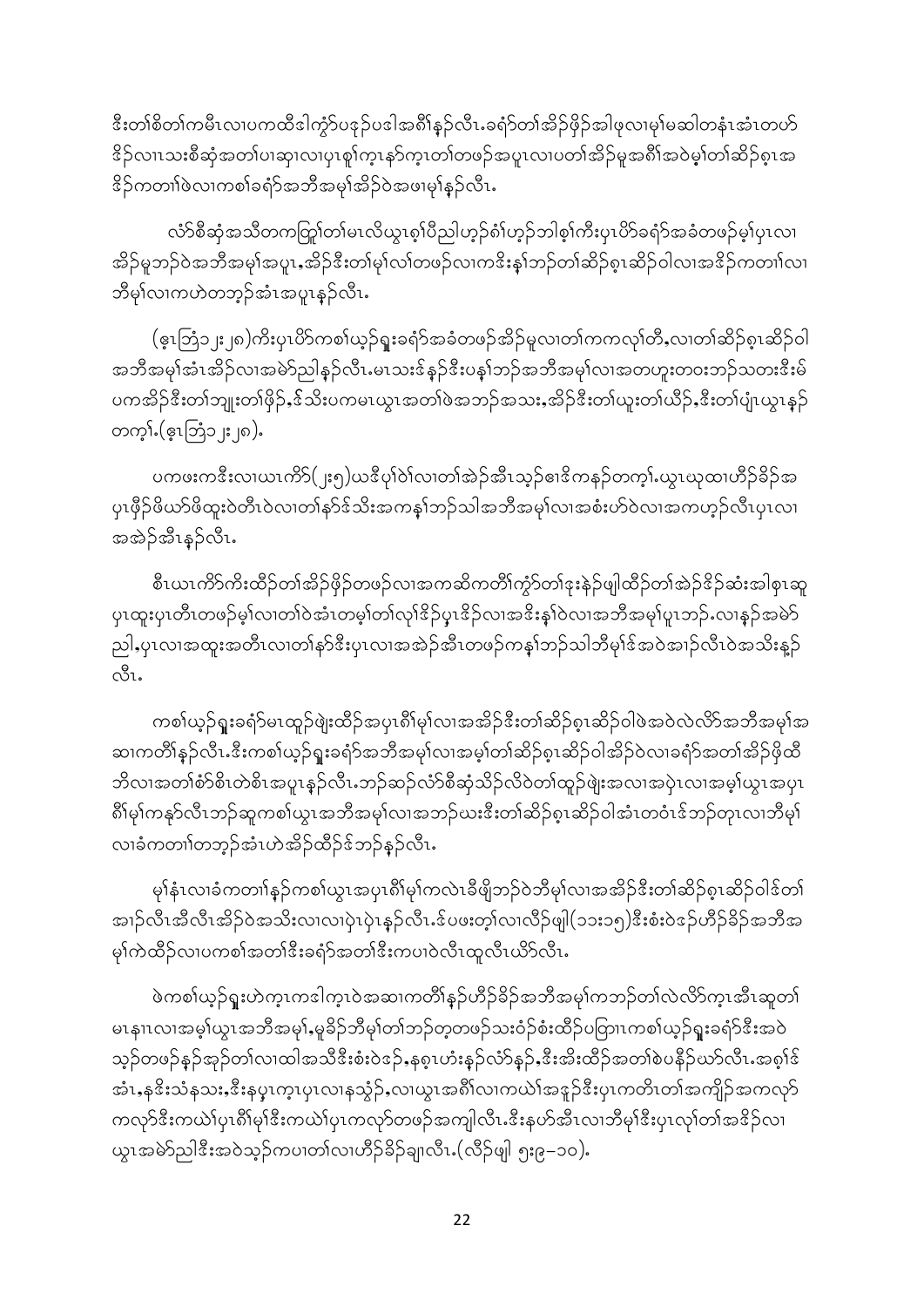ဒီးတၢ်စိတၢ်ကမီၤလၢပကထီဒါကွဲာ်ပၢၤဒၣ်ပၢၤအဂီၢ်နၣ်လီၤ.ခရံာ်တၢ်အိၣ်ဖိုၣ်အါဖုလၢမ့ၢ်မဆါတနံၤအံၤတဟ် ဒိၣ်လၢၤသးစီဆုံအတၢ်ပၢဆှၢလၢပှၤစူၢ်ကၠၢနာ်ကၠၢတၢ်တဖၣ်အပူၤလၢပတၢ်အိၣ်မူအဂီၢ်အဝဲမ့ၢ်တၢ်ဆိၣ်စှၤအ ဒိၣ်ကတၢၢ်ဖဲလၢကစၢ်ခရံာ်အဘီအမုၢ်အိၣ်ဝဲအဖၢမုၢ်နၣ်လီၤ.

လံာ်စီဆုံအသိတကတြူၢ်တၢ်မၤလိယွၤစ့ၢ်ပီညါဟ့ၣ်စံၢ်ဟ့ၣ်ဘါစ့ၢ်ကီးပှၤပိာ်ခရံာ်အခံတဖၣ်မ့ၢ်ပှၤလၢ အိၣ်မူဘၣ်ဝဲအဘီအမုၢ်အပူၤ,အိၣ်ဒီးတၢ်မုၢ်လၢ်တဖၣ်လၢကဒိးန့ၢ်ဘၣ်တၢ်ဆိၣ်စှၤဆိၣ်ဝါလၢအဒိၣ်ကတၢၢ်လၢ ဘီမုၢ်လၢကဟဲတဘ့ၣ်အံၤအပူၤနၣ်လီၤ.

(ဧ့ၤဘြံ၁၂း၂၈)ကီးပှၤပိာ်ကစၢ်ယ့ၣ်ရှူးခရံာ်အခံတဖၣ်အိၣ်မူလၢတၢ်ကကလုၢ်တီ,လၢတၢ်ဆိၣ်စှၤဆိၣ်ဝါ အဘီအမုၢ်အံၤအိၣ်လၢအမဲာ်ညါနၣ်လီၤ.မၤသးဒ်နၣ်ဒီးပန့ၢ်ဘၣ်အဘီအမုၢ်လၢအတဟူးတဝးဘၣ်သတးဒီးမ် ပကအိၣ်ဒီးတၢ်ဘျုးတၢ်ဖိၣ်,ဒ်သိးပကမၤယွၤအတၢ်ဖဲအဘၣ်အသး,အိၣ်ဒီးတၢ်ယူးတၢ်ယီၣ်,ဒီးတၢ်ပျံၤယွၤနၣ် တက့ၢ်.(ဧ့ၤဘြံ၁၂း၂၈).

ပကဖးကဒီးလၢယၤကိာ်(၂း၅)ယဒိပုၢ်ဝဲၢ်လၢတၢ်အဲၣ်အီၤသ့ၣ်ဧၢဒိကနၣ်တက့ၢ်.ယွၤယုထၢဟိၣ်ခိၣ်အ ပှၤဖိုၣ်ဖိယာ်ဖိထူးဝဲတီၤဝဲလၢတၢ်နာ်ဒ်သိးအကန့ၢ်ဘၣ်သါအဘီအမုၢ်လၢအစံးဟ်ဝဲလၢအကဟ့ၣ်လီၤပှၤလၢ အအဲၣ်အီၤနၣ်လီၤ.

စီၤယၤကိာ်ကီးထီၣ်တၢ်အိၣ်ဖိုၣ်တဖၣ်လၢအကဆိကတိၢ်ကွဲာ်တၢ်ဒုးနဲၣ်ဖျါထီၣ်တၢ်အဲၣ်ဒိၣ်ဆံးအါစှၤဆူ ပှၤထူးပှၤတီၤတဖၣ်မ့ၢ်လၢတၢ်ဝဲအံၤတမ့ၢ်တၢ်လုၢ်ဒိၣ်ပှၤဒိၣ်လၢအဒိးန့ၢ်ဝဲလၢအဘီအမုၢ်ပူၤဘၣ်.လၢနၣ်အမဲာ် ညါ,ပှၤလၢအထူးအတီၤလၢတၢ်နာ်ဒီးပှၤလၢအအဲၣ်အီၤတဖၣ်ကန့ၢ်ဘၣ်သါဘီမုၢ်ဒ်အဝဲအၢၣ်လီၤဝဲအသိးန့ၣ် လီၤ.

ကစၢ်ယ့ၣ်ရှူးခရံာ်မၤထူၣ်ဖျဲးထီၣ်အပှၤဂီၢ်မုၢ်လၢအအိၣ်ဒီးတၢ်ဆိၣ်စှၤဆိၣ်ဝါဖဲအဝဲလဲလိာ်အဘီအမုၢ်အ ဆၢကတီၢ်နၣ်လီၤ.ဒီးကစၢ်ယ့ၣ်ရှူးခရံာ်အဘီအမုၢ်လၢအမ့ၢ်တၢ်ဆိၣ်စှၤဆိၣ်ဝါအိၣ်ဝဲလၢခရံာ်အတၢ်အိၣ်ဖိုၣ်ထိ ဘိလၢအတၢ်စံာ်စိၤတဲစိၤအပူၤနၣ်လီၤ.ဘၣ်ဆၣ်လံာ်စီဆုံသိၣ်လိဝဲတၢ်ထူၣ်ဖျဲးအလၢအပှဲၤလၢအမ့ၢ်ယွၤအပှၤ ဂီၢ်မုၢ်ကနာ်လီၤဘၣ်ဆူကစၢ်ယွၤအဘီအမုၢ်လၢအဘၣ်ဃးဒီးတၢ်ဆိၣ်စှၤဆိၣ်ဝါအံၤတဝံၤဒ်ဘၣ်တုၤလၢဘီမုၢ် လၢခံကတၢၢ်တဘ့ၣ်အံၤဟဲအိၣ်ထိၣ်ဒ်ဘၣ်နၣ်လီၤ.

မုၢ်နံၤလၢခံကတၢၢ်နၣ်ကစၢ်ယွၤအပှၤဂီၢ်မုၢ်ကလဲၤခီဖျိဘၣ်ဝဲဘီမုၢ်လၢအအိၣ်ဒီးတၢ်ဆိၣ်စှၤဆိၣ်ဝါဒ်တၢ် အၢၣ်လီၤအီလီၤအိၣ်ဝဲအသိးလၢလၢပှဲၤပှဲၤနၣ်လီၤ.ဒ်ပဖးတ့ၢ်လၢလိၣ်ဖျါ(၁၁း၁၅)ဒီးစံးဝဲဒၣ်ဟိၣ်ခိၣ်အဘီအ မုၢ်ကဲထီၣ်လၢပကစၢ်အတၢ်ဒီးခရံာ်အတၢ်ဒီးကပၢဝဲလီၤထူလီၤယိာ်လီၤ.

ဖဲကစၢ်ယ့ၣ်ရှူးဟဲက့ၤကဒါက့ၤဝဲအဆၢကတီၢ်နၣ်ဟိၣ်ခိၣ်အဘီအမုၢ်ကဘၣ်တၢ်လဲလိာ်က့ၤအီၤဆူတၢ် မၤနၢၤလၢအမ့ၢ်ယွၤအဘီအမုၢ်,မူခိၣ်ဘီမုၢ်တၢ်ဘၣ်တဲ့တဖၣ်သးဝံၣ်စံးထီၣ်ပတြၢၤကစၢ်ယ့ၣ်ရှူးခရံာ်ဒီးအဝဲ သ့ၣ်တဖၣ်နၣ်အှၣ်တၢ်လၢထါအသိဒီးစံးဝဲဒၣ်,နစ့ၤဟံးနၣ်လံာ်နၣ်,ဒီးအိးထိၣ်အတၢ်စဲပနီၣ်ယာ်လီၤ.အစ့ၢ်ဒ် အံၤ,နဒိးသံနသး,ဒီးနပှၤက့ၤပှၤလၢနသွံၣ်,လၢယွၤအဂီၢ်လၢကယဲၢ်အဒူၣ်ဒီးပှၤကတိၤတၢ်အကျိၣ်အကလုာ် ကလုာ်ဒီးကယဲၢ်ပှၤဂီၢ်မုၢ်ဒီးကယဲၢ်ပှၤကလုာ်တဖၣ်အကျါလီၤ.ဒီးနဟ်အီၤလၢဘီမုၢ်ဒီးပှၤလုၢ်တၢ်အဒိၣ်လၢ ယွၤအမဲာ်ညါဒီးအဝဲသ့ၣ်ကပၢတၢ်လၢဟိၣ်ခိၣ်ချၢလီၤ.(လိၣ်ဖျါ ၅း၉–၁၀).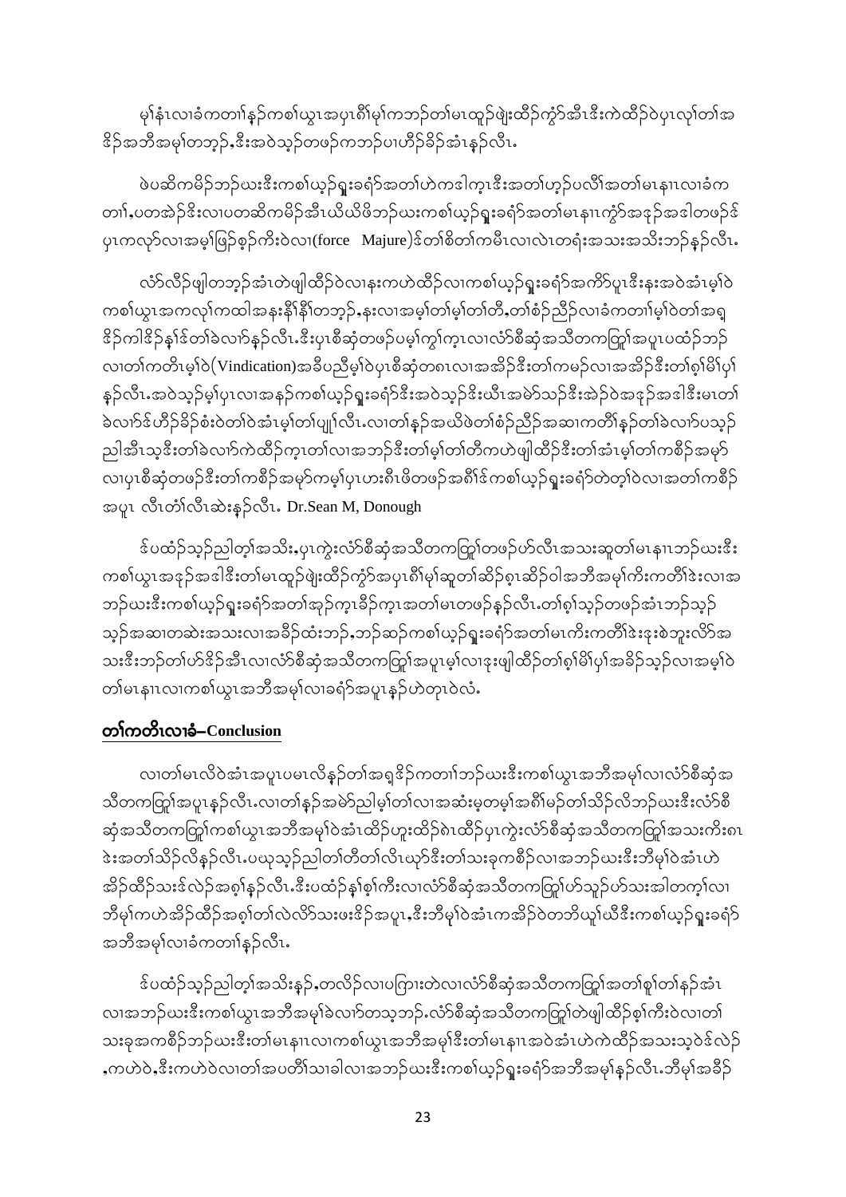မ့်နံၤလၢခံကတၢၢ်နၣ်ကစၢ်ယွၤအပှၤဂီၢ်မုၢ်ကဘၣ်တၢ်မၤထူၣ်ဖျဲးထိၣ်ကွံာ်အီၤဒီးကဲထိၣ်ဝဲပှၤလှၢ်တၢ်အဒိၣ်အဘိအမုၢ်တဘ့ၣ်,ဒီးအဝဲသ့ၣ်တဖၣ်ကဘၣ်ပၢဟီၣ်ခိၣ်အံၤနၣ်လီၤ.

ဖဲပဆိကမိၣ်ဘၣ်ဃးဒီးကစၢ်ယ့ၣ်ရှူးခရံာ်အတၢ်ဟဲကဒါက့ၤဒီးအတၢ်ဟ့ၣ်ပလီၢ်အတၢ်မၤနၢၤလၢခံကတၢၢ်,ပတအဲၣ်ဒိးလၢပတဆိကမိၣ်အီၤယိယိဖိဘၣ်ဃးကစၢ်ယ့ၣ်ရှူးခရံာ်အတၢ်မၤနၢၤကွံာ်အဒုၣ်အဒါတဖၣ်ဒ်ပှၤကလုာ်လၢအမ့ၢ်ဖြဲာ်စ့ၣ်ကီးဝဲလၢ(force Majure)ဒ်တၢ်စိတၢ်ကမီၤလၢလဲၤတရံးအသးအသိးဘၣ်နၣ်လီၤ.

လံာ်လီၣ်ဖျါတဘ့ၣ်အံၤတဲဖျါထိၣ်ဝဲလၢနးကဟဲထိၣ်လၢကစၢ်ယ့ၣ်ရှူးခရံာ်အကိာ်ပူၤဒီးနးအဝဲအံၤမ့ၢ်ဝဲကစၢ်ယွၤအကလုၢ်ကထါအနးနီၢ်နီၢ်တဘ့ၣ်,နးလၢအမ့ၢ်တၢ်မ့ၢ်တၢ်တီ,တၢ်စံၣ်ညီၣ်လၢခံကတၢၢ်မ့ၢ်ဝဲတၢ်အရှ ဒိၣ်ကါဒိၣ်နှၢ်ဒ်တၢ်ခဲလၢာ်နၣ်လီၤ.ဒီးပှၤစီဆုံတဖၣ်ပမ့ၢ်ကွၢ်က့ၤလၢလံာ်စီဆုံအသီတကတြူၢ်အပူၤပထံၣ်ဘၣ်လၢတၢ်ကတိၤမ့ၢ်ဝဲ(Vindication)အခီပညီမ့ၢ်ဝဲပှၤစီဆုံတဂၤလၢအအိၣ်ဒီးတၢ်ကမၣ်လၢအအိၣ်ဒီးတၢ်စ့ၢ်မိၢ်ပှၢ်နၣ်လီၤ.အဝဲသ့ၣ်မ့ၢ်ပှၤလၢအနၣ်ကစၢ်ယ့ၣ်ရှူးခရံာ်ဒီးအဝဲသ့ၣ်ဒိးယီၤအမဲာ်သၣ်ဒီးအဲၣ်ဝဲအဒုၣ်အဒါဒီးမၤတၢ်ခဲလၢာ်ဒ်ဟီၣ်ခိၣ်စံးဝဲတၢ်ဝဲအံၤမ့ၢ်တၢ်ပျု၊်လီၤ.လၢတၢ်နှၣ်အဃိဖဲတၢ်စံၣ်ညီၣ်အဆၢကတီၢ်နၣ်တၢ်ခဲလၢာ်ပသ့ၣ်ညါအီၤသ့ဒီးတၢ်ခဲလၢာ်ကဲထိၣ်က့ၤတၢ်လၢအဘၣ်ဒီးတၢ်မ့ၢ်တၢ်တီကဟဲဖျါထိၣ်ဒီးတၢ်အံၤမ့ၢ်တၢ်ကစီၣ်အမုာ်လၢပှၤစီဆုံတဖၣ်ဒီးတၢ်ကစီၣ်အမုာ်ကမ့ၢ်ပှၤဟးဂီၤဖိတဖၣ်အဂီၢ်ဒ်ကစၢ်ယ့ၣ်ရှူးခရံာ်တဲတ့ၢ်ဝဲလၢအတၢ်ကစီၣ်အပူၤ လီၤတံၢ်လီၤဆဲးနၣ်လီၤ. Dr.Sean M, Donough

ဒ်ပထံၣ်သ့ၣ်ညါတ့ၢ်အသိး,ပှၤကွဲးလံာ်စီဆုံအသီတကတြူၢ်တဖၣ်ဟ်လီၤအသးဆူတၢ်မၤနၢၤဘၣ်ဃးဒီးကစၢ်ယွၤအဒုၣ်အဒါဒီးတၢ်မၤထူၣ်ဖျဲးထိၣ်ကွံာ်အပှၤဂီၢ်မုၢ်ဆူတၢ်ဆိၣ်စှၤဆိၣ်ဝါအဘီအမုၢ်ကီးကတီၢ်ဒဲးလၢအဘၣ်ဃးဒီးကစၢ်ယ့ၣ်ရှူးခရံာ်အတၢ်ဒုၣ်က့ၤခိၣ်က့ၤအတၢ်မၤတဖၣ်နၣ်လီၤ.တၢ်စ့ၢ်သ့ၣ်တဖၣ်အံၤဘၣ်သ့ၣ်သ့ၣ်အဆၢတဆဲးအသးလၢအခိၣ်ထံးဘၣ်,ဘၣ်ဆၣ်ကစၢ်ယ့ၣ်ရှူးခရံာ်အတၢ်မၤကီးကတီၢ်ဒဲးဒုးစဲဘူးလိာ်အသးဒီးဘၣ်တၢ်ဟ်ဒိၣ်အီၤလၢလံာ်စီဆုံအသီတကတြူၢ်အပူၤမ့ၢ်လၢဒုးဖျါထိၣ်တၢ်စ့ၢ်မိၢ်ပှၢ်အခိၣ်သ့ၣ်လၢအမ့ၢ်ဝဲတၢ်မၤနၢၤလၢကစၢ်ယွၤအဘီအမုၢ်လၢခရံာ်အပူၤနၣ်ဟဲတုၤဝဲလံ.

## တၢ်ကတိၤလၢခံ–Conclusion

လၢတၢ်မၤလိဝဲအံၤအပူၤပမၤလိနၣ်တၢ်အရှဒိၣ်ကတၢၢ်ဘၣ်ဃးဒီးကစၢ်ယွၤအဘီအမုၢ်လၢလံာ်စီဆုံအသီတကတြူၢ်အပူၤနၣ်လီၤ.လၢတၢ်နှၣ်အမဲာ်ညါမ့ၢ်တၢ်လၢအဆံးမ့တမ့ၢ်အဂီၢ်မၣ်တၢ်သိၣ်လိဘၣ်ဃးဒီးလံာ်စီဆုံအသီတကတြူၢ်ကစၢ်ယွၤအဘီအမုၢ်ဝဲအံၤထိၣ်ဟူးထိၣ်ဂဲၤထိၣ်ပှၤကွဲးလံာ်စီဆုံအသီတကတြူၢ်အသးကိးဂၤဒဲးအတၢ်သိၣ်လိနၣ်လီၤ.ပဃုသ့ၣ်ညါတၢ်တီတၢ်လိၤဃုာ်ဒီးတၢ်သးခုကစီၣ်လၢအဘၣ်ဃးဒီးဘီမုၢ်ဝဲအံၤဟဲအိၣ်ထိၣ်သးဒ်လဲၣ်အစ့ၢ်နၣ်လီၤ.ဒီးပထံၣ်နှၢ်စ့ၢ်ကီးလၢလံာ်စီဆုံအသီတကတြူၢ်ဟ်သူၣ်ဟ်သးအါတက့ၢ်လၢဘီမုၢ်ကဟဲအိၣ်ထိၣ်အစ့ၢ်တၢ်လဲလိာ်သးဖးဒိၣ်အပူၤ,ဒီးဘီမုၢ်ဝဲအံၤကအိၣ်ဝဲတဘိယူၢ်ယီဒီးကစၢ်ယ့ၣ်ရှူးခရံာ်အဘီအမုၢ်လၢခံကတၢၢ်နၣ်လီၤ.

ဒ်ပထံၣ်သ့ၣ်ညါတ့ၢ်အသိးနၣ်,တလိၣ်လၢပကြၢးတဲလၢလံာ်စီဆုံအသီတကတြူၢ်အတၢ်စူၢ်တၢ်နၣ်အံၤလၢအဘၣ်ဃးဒီးကစၢ်ယွၤအဘီအမုၢ်ခဲလၢာ်တသ့ဘၣ်.လံာ်စီဆုံအသီတကတြူၢ်တဲဖျါထိၣ်စ့ၢ်ကီးဝဲလၢတၢ်သးခုအကစီၣ်ဘၣ်ဃးဒီးတၢ်မၤနၢၤလၢကစၢ်ယွၤအဘီအမုၢ်ဒီးတၢ်မၤနၢၤအဝဲအံၤဟဲကဲထိၣ်အသးသ့ဝဲဒ်လဲၣ်,ကဟဲဝဲ,ဒီးကဟဲဝဲလၢတၢ်အပတိၢ်သၢခါလၢအဘၣ်ဃးဒီးကစၢ်ယ့ၣ်ရှူးခရံာ်အဘီအမုၢ်နၣ်လီၤ.ဘီမုၢ်အခိၣ်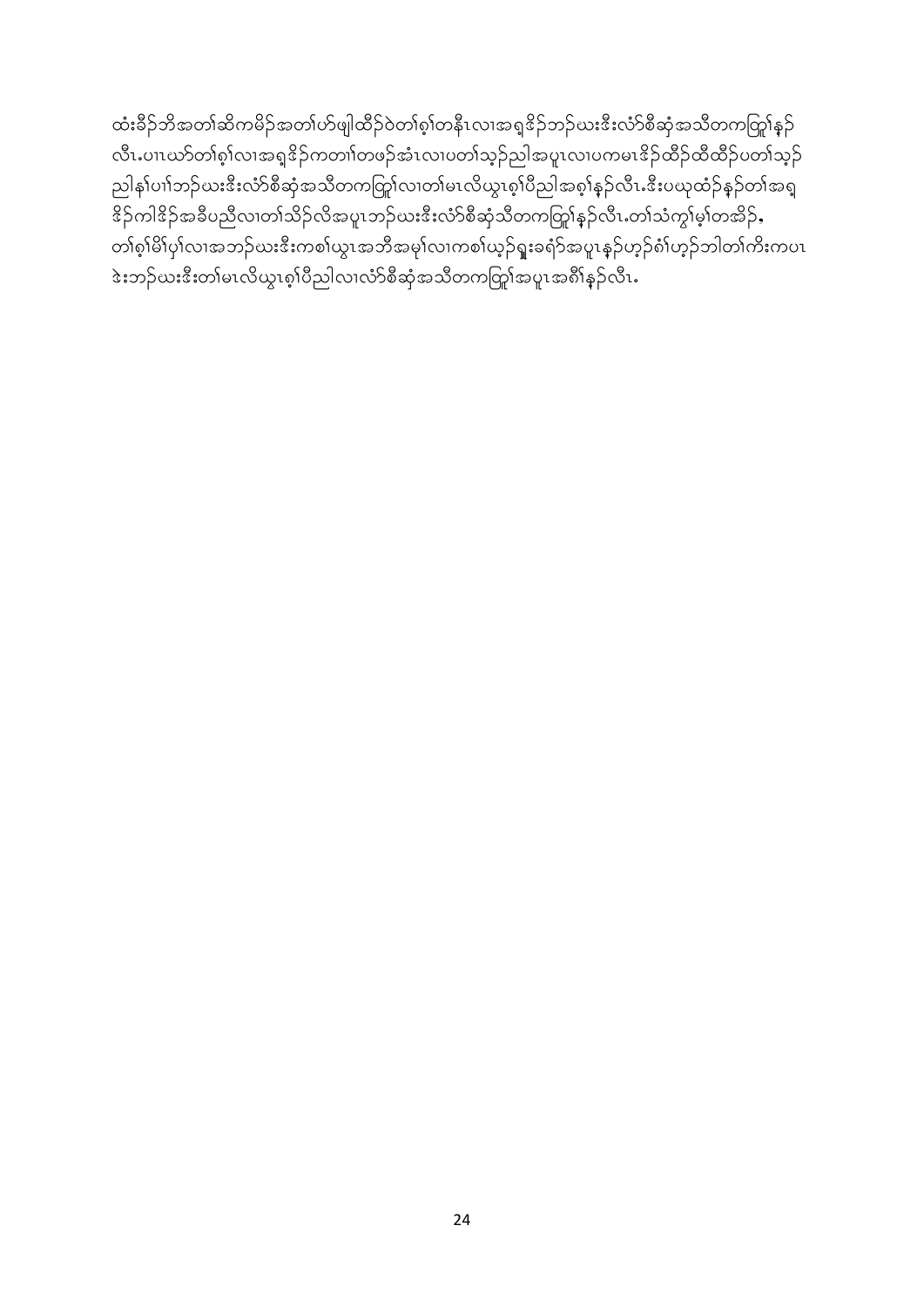ထံးခီဉ်ဘိအတၢ်ဆိကမိဉ်အတၢ်ဟ်ဖျါထီဉ်ဝဲတၢ်စ့ၢ်တနီၤလၢအရှၤဒိဉ်ဘဉ်ယးဒီးလံာ်စီဆှံအသီတကတြူၢ်နှဉ်လီၤ.ပၢၤယာ်တၢ်စ့ၢ်လၢအရှၤဒိဉ်ကတၢၢ်တဖဉ်အံၤလၢပတၢ်သ့ဉ်ညါအပူၤလၢပကမၤဒိဉ်ထီဉ်ထီထီဉ်ပတၢ်သ့ဉ်ညါန့ၢ်ပၢၢ်ဘဉ်ယးဒီးလံာ်စီဆှံအသီတကတြူၢ်လၢတၢ်မၤလိယွၤစ့ၢ်ပီညါအစ့ၢ်နှဉ်လီၤ.ဒီးပယုထံဉ်နှဉ်တၢ်အရှၤဒိဉ်ကါဒိဉ်အခီပညီလၢတၢ်သိဉ်လိအပူၤဘဉ်ယးဒီးလံာ်စီဆှံသီတကတြူၢ်နှဉ်လီၤ.တၢ်သံကွၢ်မ့ၢ်တအိဉ်, တၢ်စ့ၢ်မိၢ်ပှၢ်လၢအဘဉ်ယးဒီးကစၢ်ယွၤအဘီအမုၢ်လၢကစၢ်ယ့ဉ်ရှူးခရံာ်အပူၤနှဉ်ဟ့ဉ်စၢ်ဟ့ဉ်ဘါတၢ်ကီးကပၤဒဲးဘဉ်ယးဒီးတၢ်မၤလိယွၤစ့ၢ်ပီညါလၢလံာ်စီဆှံအသီတကတြူၢ်အပူၤအဂီၢ်နှဉ်လီၤ.